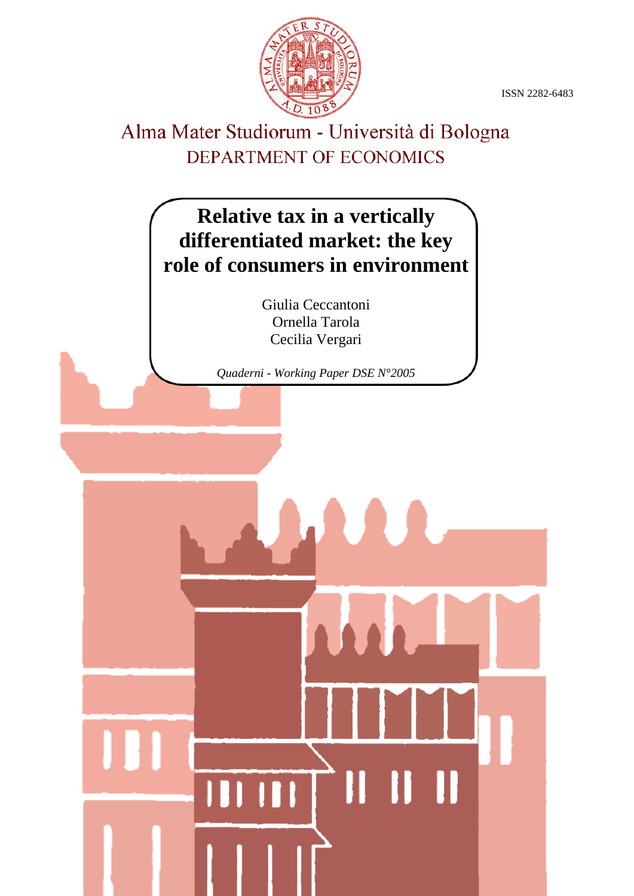ISSN 2282-6483

Alma Mater Studiorum - Università di Bologna

DEPARTMENT OF ECONOMICS

# Relative tax in a vertically differentiated market: the key role of consumers in environment

Giulia Ceccantoni
Ornella Tarola
Cecilia Vergari

*Quaderni - Working Paper DSE N°2005*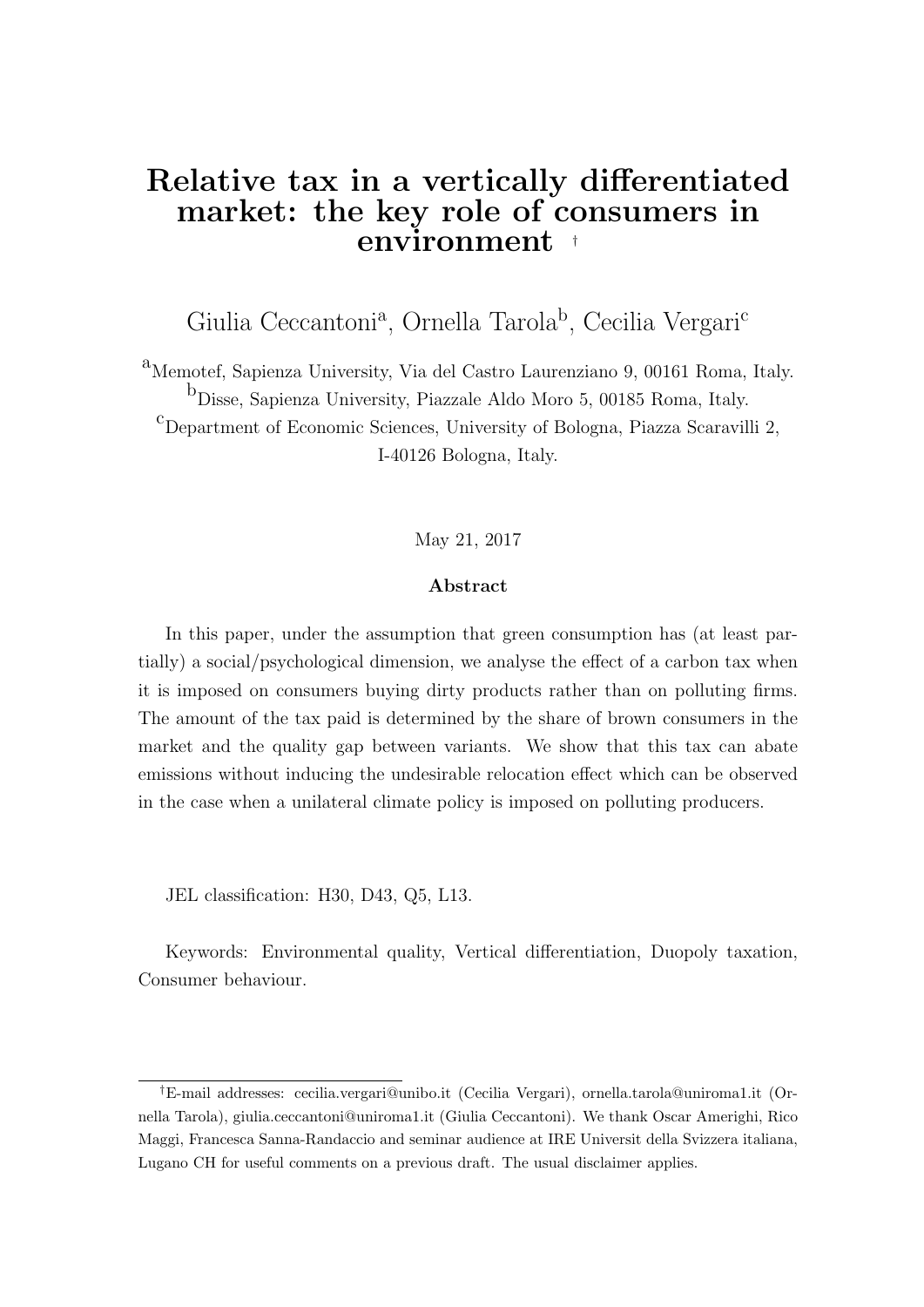# Relative tax in a vertically differentiated market: the key role of consumers in environment [†]

Giulia Ceccantoni[a], Ornella Tarola[b], Cecilia Vergari[c]

[a]Memotef, Sapienza University, Via del Castro Laurenziano 9, 00161 Roma, Italy.
[b]Disse, Sapienza University, Piazzale Aldo Moro 5, 00185 Roma, Italy.
[c]Department of Economic Sciences, University of Bologna, Piazza Scaravilli 2, I-40126 Bologna, Italy.

May 21, 2017

### Abstract

In this paper, under the assumption that green consumption has (at least partially) a social/psychological dimension, we analyse the effect of a carbon tax when it is imposed on consumers buying dirty products rather than on polluting firms. The amount of the tax paid is determined by the share of brown consumers in the market and the quality gap between variants. We show that this tax can abate emissions without inducing the undesirable relocation effect which can be observed in the case when a unilateral climate policy is imposed on polluting producers.

JEL classification: H30, D43, Q5, L13.

Keywords: Environmental quality, Vertical differentiation, Duopoly taxation, Consumer behaviour.

---

[†]E-mail addresses: cecilia.vergari@unibo.it (Cecilia Vergari), ornella.tarola@uniroma1.it (Ornella Tarola), giulia.ceccantoni@uniroma1.it (Giulia Ceccantoni). We thank Oscar Amerighi, Rico Maggi, Francesca Sanna-Randaccio and seminar audience at IRE Universit della Svizzera italiana, Lugano CH for useful comments on a previous draft. The usual disclaimer applies.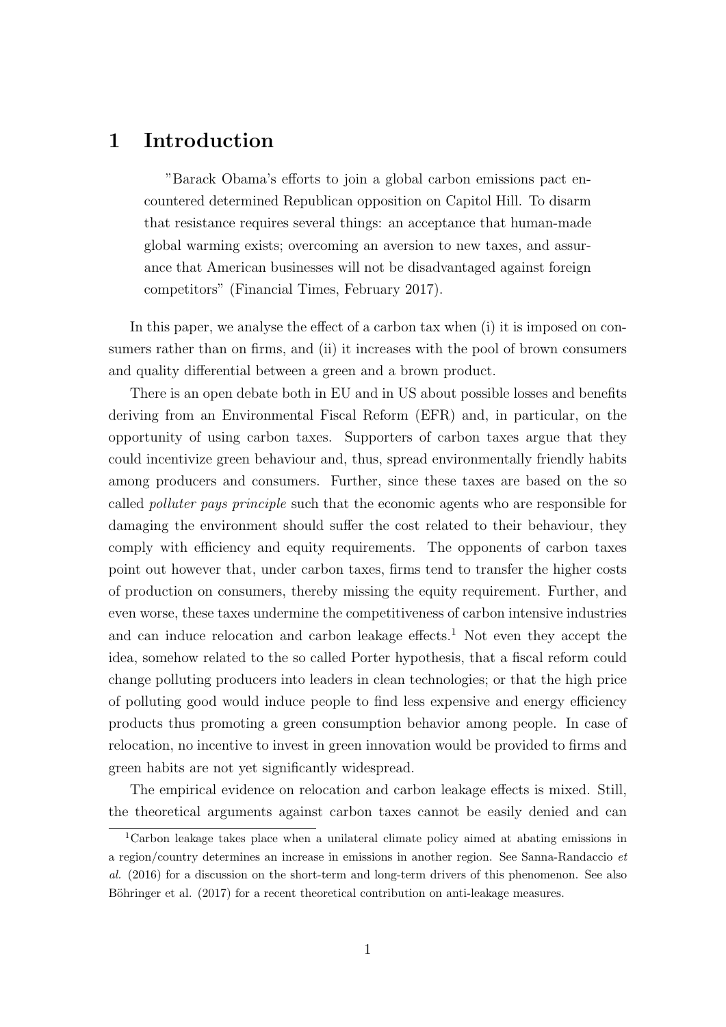# 1 Introduction

> "Barack Obama's efforts to join a global carbon emissions pact encountered determined Republican opposition on Capitol Hill. To disarm that resistance requires several things: an acceptance that human-made global warming exists; overcoming an aversion to new taxes, and assurance that American businesses will not be disadvantaged against foreign competitors" (Financial Times, February 2017).

In this paper, we analyse the effect of a carbon tax when (i) it is imposed on consumers rather than on firms, and (ii) it increases with the pool of brown consumers and quality differential between a green and a brown product.

There is an open debate both in EU and in US about possible losses and benefits deriving from an Environmental Fiscal Reform (EFR) and, in particular, on the opportunity of using carbon taxes. Supporters of carbon taxes argue that they could incentivize green behaviour and, thus, spread environmentally friendly habits among producers and consumers. Further, since these taxes are based on the so called *polluter pays principle* such that the economic agents who are responsible for damaging the environment should suffer the cost related to their behaviour, they comply with efficiency and equity requirements. The opponents of carbon taxes point out however that, under carbon taxes, firms tend to transfer the higher costs of production on consumers, thereby missing the equity requirement. Further, and even worse, these taxes undermine the competitiveness of carbon intensive industries and can induce relocation and carbon leakage effects.[1] Not even they accept the idea, somehow related to the so called Porter hypothesis, that a fiscal reform could change polluting producers into leaders in clean technologies; or that the high price of polluting good would induce people to find less expensive and energy efficiency products thus promoting a green consumption behavior among people. In case of relocation, no incentive to invest in green innovation would be provided to firms and green habits are not yet significantly widespread.

The empirical evidence on relocation and carbon leakage effects is mixed. Still, the theoretical arguments against carbon taxes cannot be easily denied and can

[1] Carbon leakage takes place when a unilateral climate policy aimed at abating emissions in a region/country determines an increase in emissions in another region. See Sanna-Randaccio *et al.* (2016) for a discussion on the short-term and long-term drivers of this phenomenon. See also Böhringer et al. (2017) for a recent theoretical contribution on anti-leakage measures.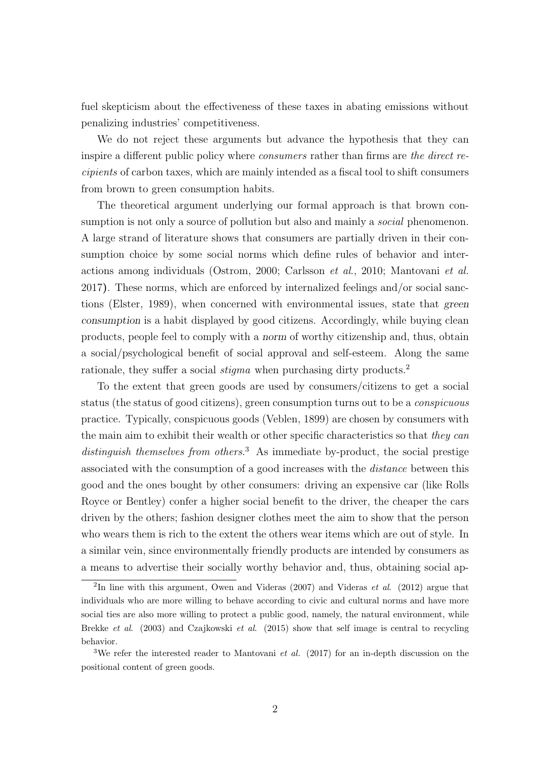fuel skepticism about the effectiveness of these taxes in abating emissions without penalizing industries' competitiveness.

We do not reject these arguments but advance the hypothesis that they can inspire a different public policy where *consumers* rather than firms are *the direct recipients* of carbon taxes, which are mainly intended as a fiscal tool to shift consumers from brown to green consumption habits.

The theoretical argument underlying our formal approach is that brown consumption is not only a source of pollution but also and mainly a *social* phenomenon. A large strand of literature shows that consumers are partially driven in their consumption choice by some social norms which define rules of behavior and interactions among individuals (Ostrom, 2000; Carlsson *et al.*, 2010; Mantovani *et al.* 2017). These norms, which are enforced by internalized feelings and/or social sanctions (Elster, 1989), when concerned with environmental issues, state that *green consumption* is a habit displayed by good citizens. Accordingly, while buying clean products, people feel to comply with a *norm* of worthy citizenship and, thus, obtain a social/psychological benefit of social approval and self-esteem. Along the same rationale, they suffer a social *stigma* when purchasing dirty products.[2]

To the extent that green goods are used by consumers/citizens to get a social status (the status of good citizens), green consumption turns out to be a *conspicuous* practice. Typically, conspicuous goods (Veblen, 1899) are chosen by consumers with the main aim to exhibit their wealth or other specific characteristics so that *they can distinguish themselves from others*.[3] As immediate by-product, the social prestige associated with the consumption of a good increases with the *distance* between this good and the ones bought by other consumers: driving an expensive car (like Rolls Royce or Bentley) confer a higher social benefit to the driver, the cheaper the cars driven by the others; fashion designer clothes meet the aim to show that the person who wears them is rich to the extent the others wear items which are out of style. In a similar vein, since environmentally friendly products are intended by consumers as a means to advertise their socially worthy behavior and, thus, obtaining social ap-

[2] In line with this argument, Owen and Videras (2007) and Videras *et al*. (2012) argue that individuals who are more willing to behave according to civic and cultural norms and have more social ties are also more willing to protect a public good, namely, the natural environment, while Brekke *et al*. (2003) and Czajkowski *et al*. (2015) show that self image is central to recycling behavior.

[3] We refer the interested reader to Mantovani *et al.* (2017) for an in-depth discussion on the positional content of green goods.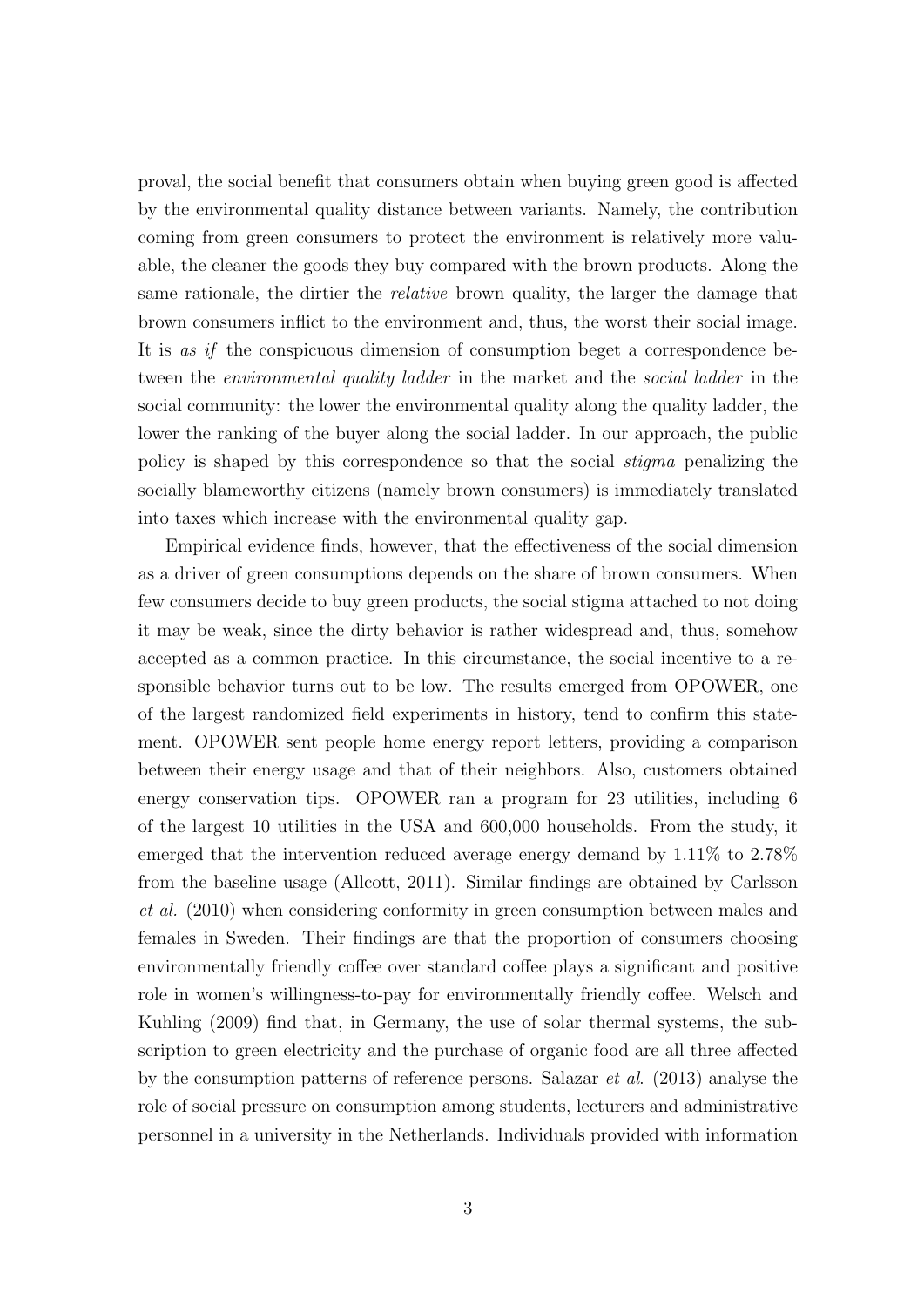proval, the social benefit that consumers obtain when buying green good is affected by the environmental quality distance between variants. Namely, the contribution coming from green consumers to protect the environment is relatively more valuable, the cleaner the goods they buy compared with the brown products. Along the same rationale, the dirtier the *relative* brown quality, the larger the damage that brown consumers inflict to the environment and, thus, the worst their social image. It is *as if* the conspicuous dimension of consumption beget a correspondence between the *environmental quality ladder* in the market and the *social ladder* in the social community: the lower the environmental quality along the quality ladder, the lower the ranking of the buyer along the social ladder. In our approach, the public policy is shaped by this correspondence so that the social *stigma* penalizing the socially blameworthy citizens (namely brown consumers) is immediately translated into taxes which increase with the environmental quality gap.

Empirical evidence finds, however, that the effectiveness of the social dimension as a driver of green consumptions depends on the share of brown consumers. When few consumers decide to buy green products, the social stigma attached to not doing it may be weak, since the dirty behavior is rather widespread and, thus, somehow accepted as a common practice. In this circumstance, the social incentive to a responsible behavior turns out to be low. The results emerged from OPOWER, one of the largest randomized field experiments in history, tend to confirm this statement. OPOWER sent people home energy report letters, providing a comparison between their energy usage and that of their neighbors. Also, customers obtained energy conservation tips. OPOWER ran a program for 23 utilities, including 6 of the largest 10 utilities in the USA and 600,000 households. From the study, it emerged that the intervention reduced average energy demand by 1.11% to 2.78% from the baseline usage (Allcott, 2011). Similar findings are obtained by Carlsson *et al.* (2010) when considering conformity in green consumption between males and females in Sweden. Their findings are that the proportion of consumers choosing environmentally friendly coffee over standard coffee plays a significant and positive role in women's willingness-to-pay for environmentally friendly coffee. Welsch and Kuhling (2009) find that, in Germany, the use of solar thermal systems, the subscription to green electricity and the purchase of organic food are all three affected by the consumption patterns of reference persons. Salazar *et al.* (2013) analyse the role of social pressure on consumption among students, lecturers and administrative personnel in a university in the Netherlands. Individuals provided with information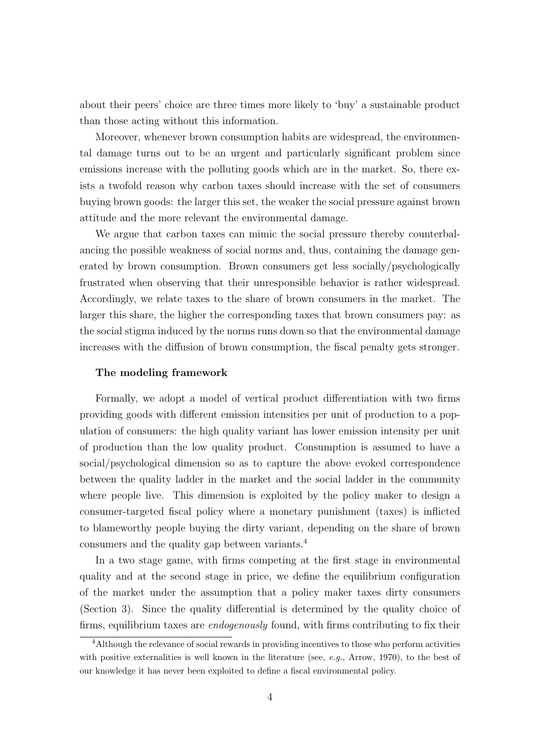about their peers' choice are three times more likely to 'buy' a sustainable product than those acting without this information.

Moreover, whenever brown consumption habits are widespread, the environmental damage turns out to be an urgent and particularly significant problem since emissions increase with the polluting goods which are in the market. So, there exists a twofold reason why carbon taxes should increase with the set of consumers buying brown goods: the larger this set, the weaker the social pressure against brown attitude and the more relevant the environmental damage.

We argue that carbon taxes can mimic the social pressure thereby counterbalancing the possible weakness of social norms and, thus, containing the damage generated by brown consumption. Brown consumers get less socially/psychologically frustrated when observing that their unresponsible behavior is rather widespread. Accordingly, we relate taxes to the share of brown consumers in the market. The larger this share, the higher the corresponding taxes that brown consumers pay: as the social stigma induced by the norms runs down so that the environmental damage increases with the diffusion of brown consumption, the fiscal penalty gets stronger.

**The modeling framework**

Formally, we adopt a model of vertical product differentiation with two firms providing goods with different emission intensities per unit of production to a population of consumers: the high quality variant has lower emission intensity per unit of production than the low quality product. Consumption is assumed to have a social/psychological dimension so as to capture the above evoked correspondence between the quality ladder in the market and the social ladder in the community where people live. This dimension is exploited by the policy maker to design a consumer-targeted fiscal policy where a monetary punishment (taxes) is inflicted to blameworthy people buying the dirty variant, depending on the share of brown consumers and the quality gap between variants.[4]

In a two stage game, with firms competing at the first stage in environmental quality and at the second stage in price, we define the equilibrium configuration of the market under the assumption that a policy maker taxes dirty consumers (Section 3). Since the quality differential is determined by the quality choice of firms, equilibrium taxes are *endogenously* found, with firms contributing to fix their

[4]Although the relevance of social rewards in providing incentives to those who perform activities with positive externalities is well known in the literature (see, *e.g.*, Arrow, 1970), to the best of our knowledge it has never been exploited to define a fiscal environmental policy.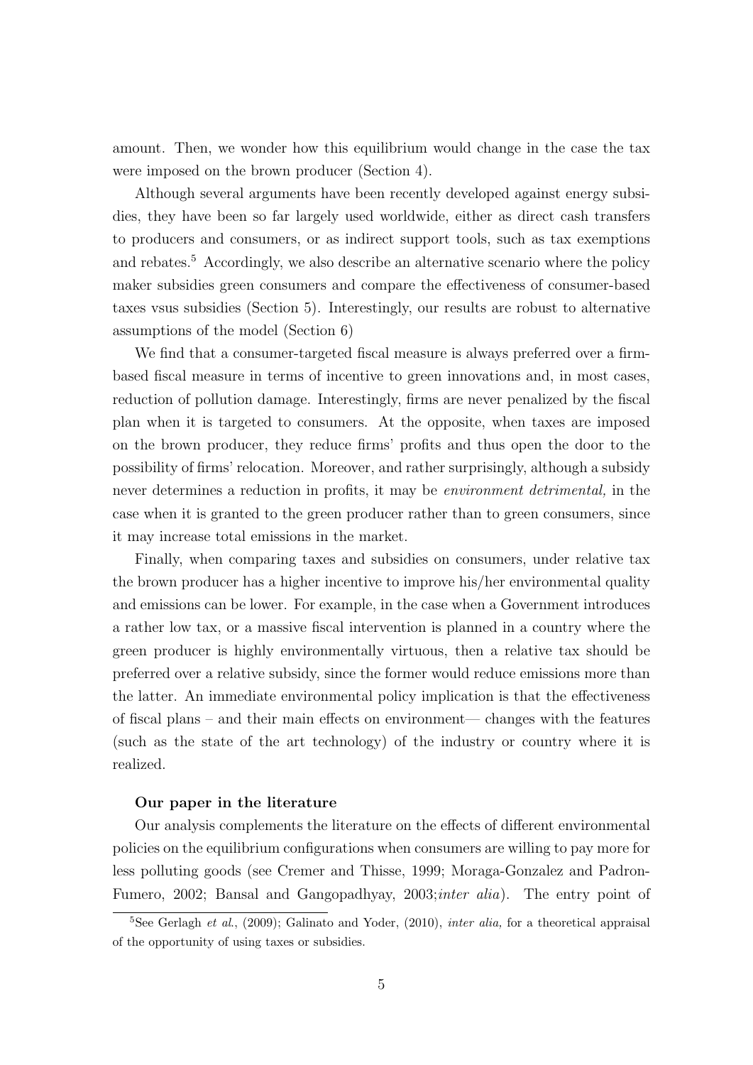amount. Then, we wonder how this equilibrium would change in the case the tax were imposed on the brown producer (Section 4).

Although several arguments have been recently developed against energy subsidies, they have been so far largely used worldwide, either as direct cash transfers to producers and consumers, or as indirect support tools, such as tax exemptions and rebates.[5] Accordingly, we also describe an alternative scenario where the policy maker subsidies green consumers and compare the effectiveness of consumer-based taxes vsus subsidies (Section 5). Interestingly, our results are robust to alternative assumptions of the model (Section 6)

We find that a consumer-targeted fiscal measure is always preferred over a firm-based fiscal measure in terms of incentive to green innovations and, in most cases, reduction of pollution damage. Interestingly, firms are never penalized by the fiscal plan when it is targeted to consumers. At the opposite, when taxes are imposed on the brown producer, they reduce firms' profits and thus open the door to the possibility of firms' relocation. Moreover, and rather surprisingly, although a subsidy never determines a reduction in profits, it may be *environment detrimental,* in the case when it is granted to the green producer rather than to green consumers, since it may increase total emissions in the market.

Finally, when comparing taxes and subsidies on consumers, under relative tax the brown producer has a higher incentive to improve his/her environmental quality and emissions can be lower. For example, in the case when a Government introduces a rather low tax, or a massive fiscal intervention is planned in a country where the green producer is highly environmentally virtuous, then a relative tax should be preferred over a relative subsidy, since the former would reduce emissions more than the latter. An immediate environmental policy implication is that the effectiveness of fiscal plans – and their main effects on environment— changes with the features (such as the state of the art technology) of the industry or country where it is realized.

**Our paper in the literature**

Our analysis complements the literature on the effects of different environmental policies on the equilibrium configurations when consumers are willing to pay more for less polluting goods (see Cremer and Thisse, 1999; Moraga-Gonzalez and Padron-Fumero, 2002; Bansal and Gangopadhyay, 2003;*inter alia*). The entry point of

[5]See Gerlagh *et al.*, (2009); Galinato and Yoder, (2010), *inter alia,* for a theoretical appraisal of the opportunity of using taxes or subsidies.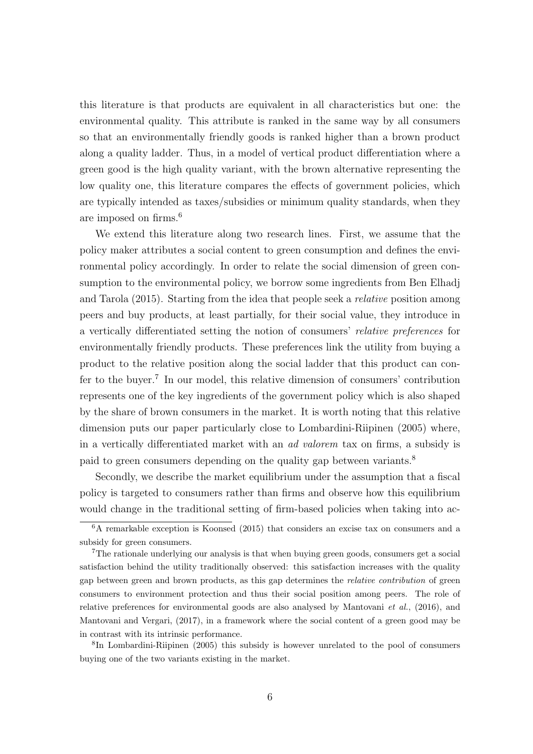this literature is that products are equivalent in all characteristics but one: the environmental quality. This attribute is ranked in the same way by all consumers so that an environmentally friendly goods is ranked higher than a brown product along a quality ladder. Thus, in a model of vertical product differentiation where a green good is the high quality variant, with the brown alternative representing the low quality one, this literature compares the effects of government policies, which are typically intended as taxes/subsidies or minimum quality standards, when they are imposed on firms.[6]

We extend this literature along two research lines. First, we assume that the policy maker attributes a social content to green consumption and defines the environmental policy accordingly. In order to relate the social dimension of green consumption to the environmental policy, we borrow some ingredients from Ben Elhadj and Tarola (2015). Starting from the idea that people seek a *relative* position among peers and buy products, at least partially, for their social value, they introduce in a vertically differentiated setting the notion of consumers' *relative preferences* for environmentally friendly products. These preferences link the utility from buying a product to the relative position along the social ladder that this product can confer to the buyer.[7] In our model, this relative dimension of consumers' contribution represents one of the key ingredients of the government policy which is also shaped by the share of brown consumers in the market. It is worth noting that this relative dimension puts our paper particularly close to Lombardini-Riipinen (2005) where, in a vertically differentiated market with an *ad valorem* tax on firms, a subsidy is paid to green consumers depending on the quality gap between variants.[8]

Secondly, we describe the market equilibrium under the assumption that a fiscal policy is targeted to consumers rather than firms and observe how this equilibrium would change in the traditional setting of firm-based policies when taking into ac-

[6] A remarkable exception is Koonsed (2015) that considers an excise tax on consumers and a subsidy for green consumers.

[7] The rationale underlying our analysis is that when buying green goods, consumers get a social satisfaction behind the utility traditionally observed: this satisfaction increases with the quality gap between green and brown products, as this gap determines the *relative contribution* of green consumers to environment protection and thus their social position among peers. The role of relative preferences for environmental goods are also analysed by Mantovani *et al.*, (2016), and Mantovani and Vergari, (2017), in a framework where the social content of a green good may be in contrast with its intrinsic performance.

[8] In Lombardini-Riipinen (2005) this subsidy is however unrelated to the pool of consumers buying one of the two variants existing in the market.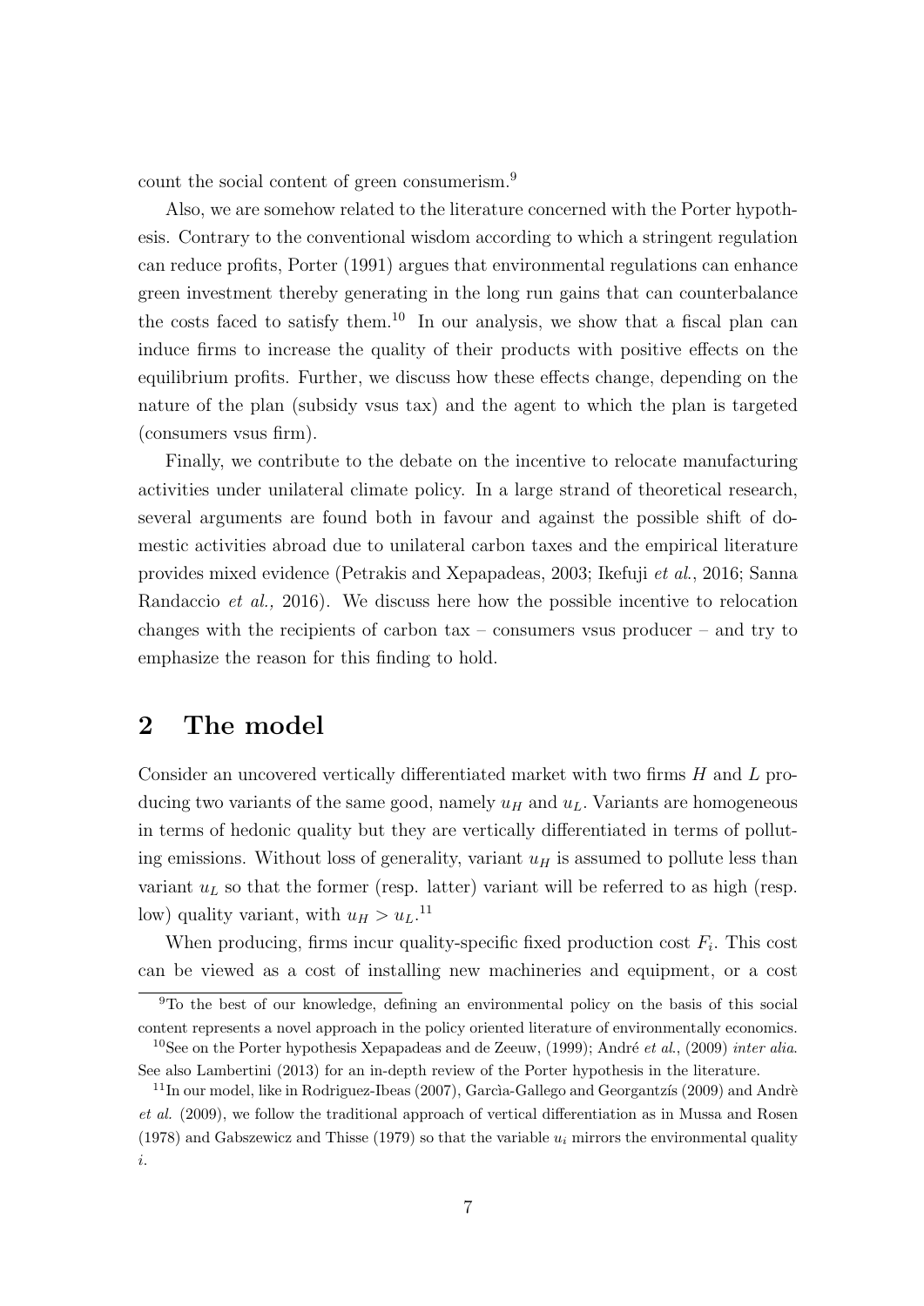count the social content of green consumerism.[9]

Also, we are somehow related to the literature concerned with the Porter hypothesis. Contrary to the conventional wisdom according to which a stringent regulation can reduce profits, Porter (1991) argues that environmental regulations can enhance green investment thereby generating in the long run gains that can counterbalance the costs faced to satisfy them.[10] In our analysis, we show that a fiscal plan can induce firms to increase the quality of their products with positive effects on the equilibrium profits. Further, we discuss how these effects change, depending on the nature of the plan (subsidy vsus tax) and the agent to which the plan is targeted (consumers vsus firm).

Finally, we contribute to the debate on the incentive to relocate manufacturing activities under unilateral climate policy. In a large strand of theoretical research, several arguments are found both in favour and against the possible shift of domestic activities abroad due to unilateral carbon taxes and the empirical literature provides mixed evidence (Petrakis and Xepapadeas, 2003; Ikefuji *et al.*, 2016; Sanna Randaccio *et al.,* 2016). We discuss here how the possible incentive to relocation changes with the recipients of carbon tax – consumers vsus producer – and try to emphasize the reason for this finding to hold.

# 2 The model

Consider an uncovered vertically differentiated market with two firms $H$ and $L$ producing two variants of the same good, namely $u_H$ and $u_L$. Variants are homogeneous in terms of hedonic quality but they are vertically differentiated in terms of polluting emissions. Without loss of generality, variant $u_H$ is assumed to pollute less than variant $u_L$ so that the former (resp. latter) variant will be referred to as high (resp. low) quality variant, with $u_H > u_L$.[11]

When producing, firms incur quality-specific fixed production cost $F_i$. This cost can be viewed as a cost of installing new machineries and equipment, or a cost

[9] To the best of our knowledge, defining an environmental policy on the basis of this social content represents a novel approach in the policy oriented literature of environmentally economics.

[10] See on the Porter hypothesis Xepapadeas and de Zeeuw, (1999); André *et al.*, (2009) *inter alia*. See also Lambertini (2013) for an in-depth review of the Porter hypothesis in the literature.

[11] In our model, like in Rodriguez-Ibeas (2007), Garcìa-Gallego and Georgantzís (2009) and Andrè *et al.* (2009), we follow the traditional approach of vertical differentiation as in Mussa and Rosen (1978) and Gabszewicz and Thisse (1979) so that the variable $u_i$ mirrors the environmental quality $i$.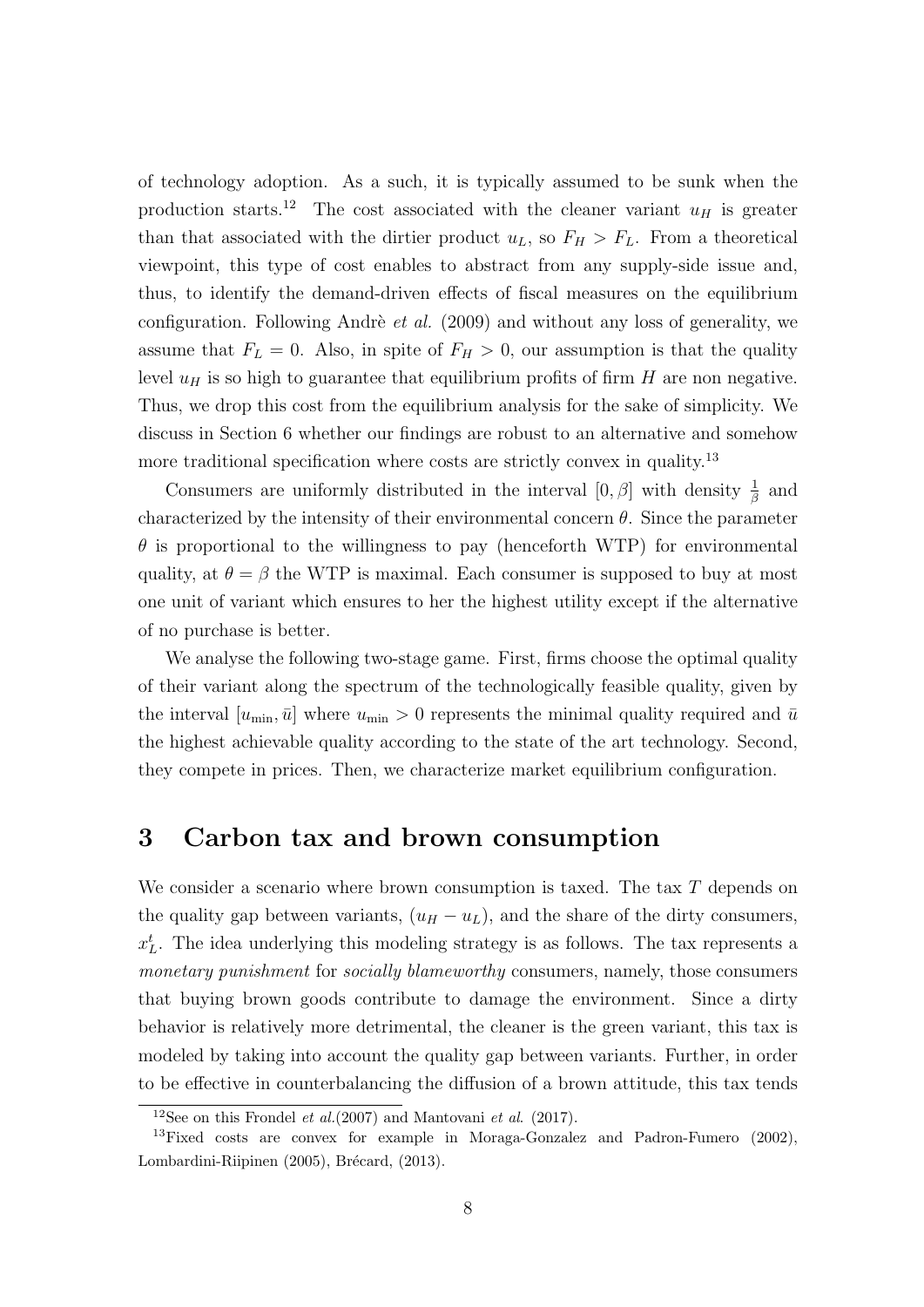of technology adoption. As a such, it is typically assumed to be sunk when the production starts.[12] The cost associated with the cleaner variant $u_H$ is greater than that associated with the dirtier product $u_L$, so $F_H > F_L$. From a theoretical viewpoint, this type of cost enables to abstract from any supply-side issue and, thus, to identify the demand-driven effects of fiscal measures on the equilibrium configuration. Following Andrè *et al.* (2009) and without any loss of generality, we assume that $F_L = 0$. Also, in spite of $F_H > 0$, our assumption is that the quality level $u_H$ is so high to guarantee that equilibrium profits of firm $H$ are non negative. Thus, we drop this cost from the equilibrium analysis for the sake of simplicity. We discuss in Section 6 whether our findings are robust to an alternative and somehow more traditional specification where costs are strictly convex in quality.[13]

Consumers are uniformly distributed in the interval $[0, \beta]$ with density $\frac{1}{\beta}$ and characterized by the intensity of their environmental concern $\theta$. Since the parameter $\theta$ is proportional to the willingness to pay (henceforth WTP) for environmental quality, at $\theta = \beta$ the WTP is maximal. Each consumer is supposed to buy at most one unit of variant which ensures to her the highest utility except if the alternative of no purchase is better.

We analyse the following two-stage game. First, firms choose the optimal quality of their variant along the spectrum of the technologically feasible quality, given by the interval $[u_{\min}, \bar{u}]$ where $u_{\min} > 0$ represents the minimal quality required and $\bar{u}$ the highest achievable quality according to the state of the art technology. Second, they compete in prices. Then, we characterize market equilibrium configuration.

# 3 Carbon tax and brown consumption

We consider a scenario where brown consumption is taxed. The tax $T$ depends on the quality gap between variants, $(u_H - u_L)$, and the share of the dirty consumers, $x_L^t$. The idea underlying this modeling strategy is as follows. The tax represents a *monetary punishment* for *socially blameworthy* consumers, namely, those consumers that buying brown goods contribute to damage the environment. Since a dirty behavior is relatively more detrimental, the cleaner is the green variant, this tax is modeled by taking into account the quality gap between variants. Further, in order to be effective in counterbalancing the diffusion of a brown attitude, this tax tends

[12] See on this Frondel *et al.*(2007) and Mantovani *et al.* (2017).

[13] Fixed costs are convex for example in Moraga-Gonzalez and Padron-Fumero (2002), Lombardini-Riipinen (2005), Brécard, (2013).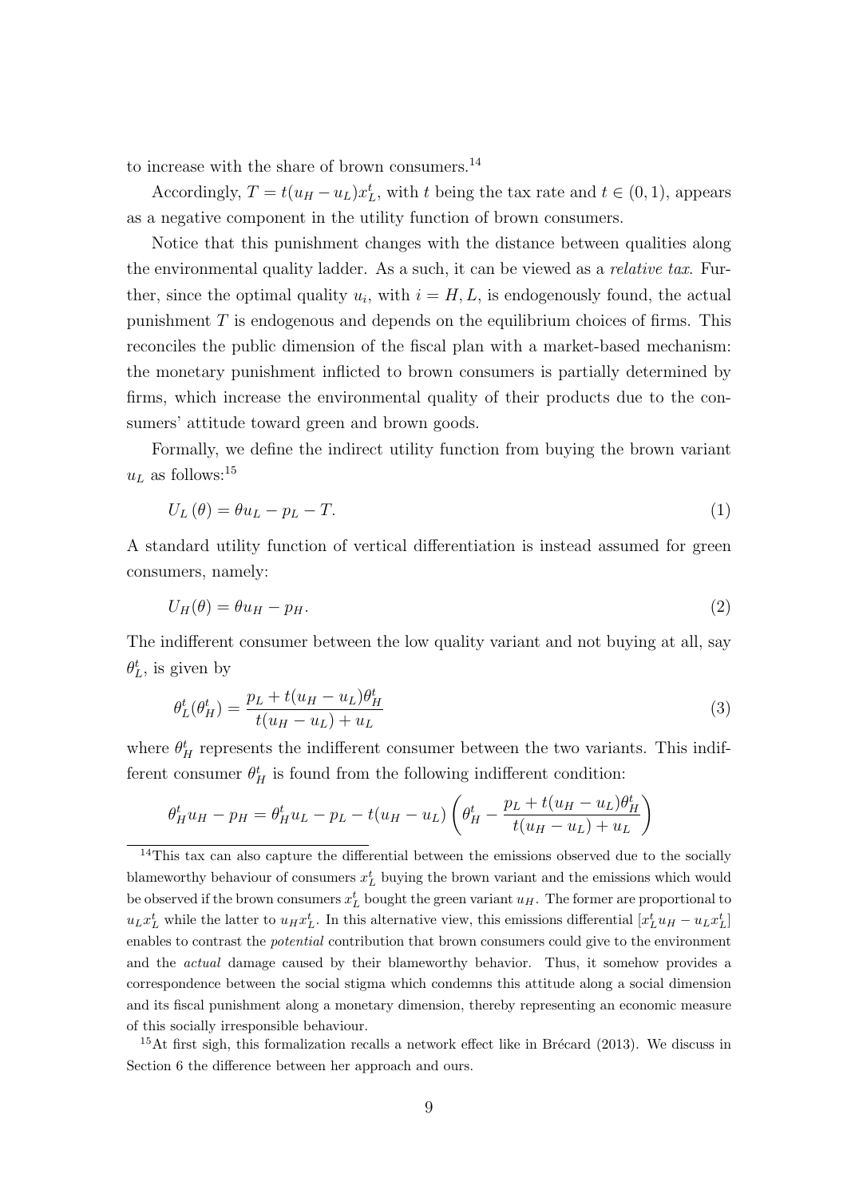to increase with the share of brown consumers.[14]

Accordingly, $T = t(u_H - u_L)x_L^t$, with $t$ being the tax rate and $t \in (0,1)$, appears as a negative component in the utility function of brown consumers.

Notice that this punishment changes with the distance between qualities along the environmental quality ladder. As a such, it can be viewed as a *relative tax*. Further, since the optimal quality $u_i$, with $i = H, L$, is endogenously found, the actual punishment $T$ is endogenous and depends on the equilibrium choices of firms. This reconciles the public dimension of the fiscal plan with a market-based mechanism: the monetary punishment inflicted to brown consumers is partially determined by firms, which increase the environmental quality of their products due to the consumers' attitude toward green and brown goods.

Formally, we define the indirect utility function from buying the brown variant $u_L$ as follows:[15]

$$U_L(\theta) = \theta u_L - p_L - T. \tag{1}$$

A standard utility function of vertical differentiation is instead assumed for green consumers, namely:

$$U_H(\theta) = \theta u_H - p_H. \tag{2}$$

The indifferent consumer between the low quality variant and not buying at all, say $\theta_L^t$, is given by

$$\theta_L^t(\theta_H^t) = \frac{p_L + t(u_H - u_L)\theta_H^t}{t(u_H - u_L) + u_L} \tag{3}$$

where $\theta_H^t$ represents the indifferent consumer between the two variants. This indifferent consumer $\theta_H^t$ is found from the following indifferent condition:

$$\theta_H^t u_H - p_H = \theta_H^t u_L - p_L - t(u_H - u_L)\left(\theta_H^t - \frac{p_L + t(u_H - u_L)\theta_H^t}{t(u_H - u_L) + u_L}\right)$$

[14] This tax can also capture the differential between the emissions observed due to the socially blameworthy behaviour of consumers $x_L^t$ buying the brown variant and the emissions which would be observed if the brown consumers $x_L^t$ bought the green variant $u_H$. The former are proportional to $u_L x_L^t$ while the latter to $u_H x_L^t$. In this alternative view, this emissions differential $[x_L^t u_H - u_L x_L^t]$ enables to contrast the *potential* contribution that brown consumers could give to the environment and the *actual* damage caused by their blameworthy behavior. Thus, it somehow provides a correspondence between the social stigma which condemns this attitude along a social dimension and its fiscal punishment along a monetary dimension, thereby representing an economic measure of this socially irresponsible behaviour.

[15] At first sigh, this formalization recalls a network effect like in Brécard (2013). We discuss in Section 6 the difference between her approach and ours.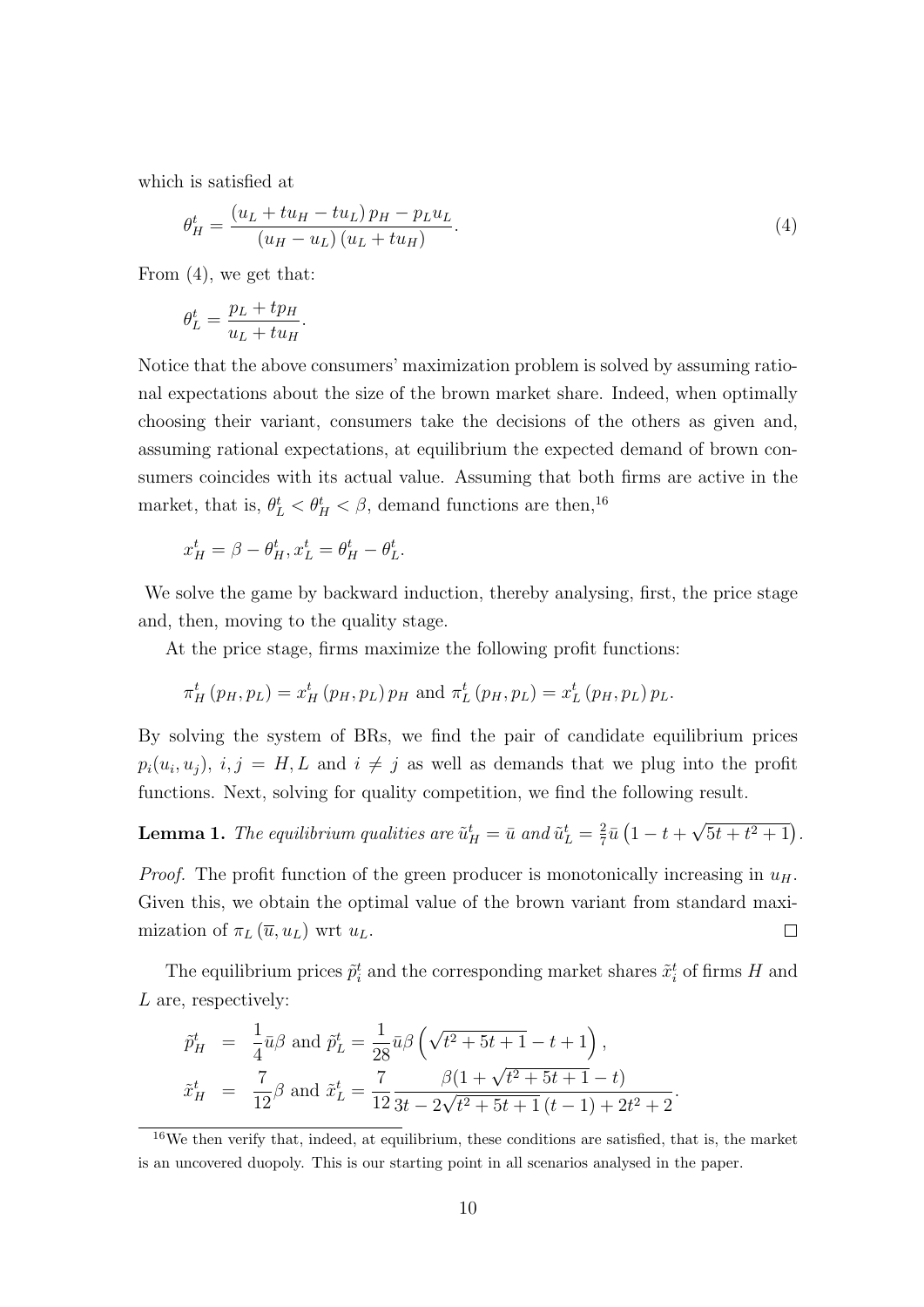which is satisfied at

$$\theta_H^t = \frac{\left(u_L + tu_H - tu_L\right) p_H - p_L u_L}{\left(u_H - u_L\right)\left(u_L + tu_H\right)}. \tag{4}$$

From (4), we get that:

$$\theta_L^t = \frac{p_L + tp_H}{u_L + tu_H}.$$

Notice that the above consumers' maximization problem is solved by assuming rational expectations about the size of the brown market share. Indeed, when optimally choosing their variant, consumers take the decisions of the others as given and, assuming rational expectations, at equilibrium the expected demand of brown consumers coincides with its actual value. Assuming that both firms are active in the market, that is, $\theta_L^t < \theta_H^t < \beta$, demand functions are then,[16]

$$x_H^t = \beta - \theta_H^t, x_L^t = \theta_H^t - \theta_L^t.$$

We solve the game by backward induction, thereby analysing, first, the price stage and, then, moving to the quality stage.

At the price stage, firms maximize the following profit functions:

$$\pi_H^t\left(p_H, p_L\right) = x_H^t\left(p_H, p_L\right) p_H \text{ and } \pi_L^t\left(p_H, p_L\right) = x_L^t\left(p_H, p_L\right) p_L.$$

By solving the system of BRs, we find the pair of candidate equilibrium prices $p_i(u_i, u_j)$, $i, j = H, L$ and $i \neq j$ as well as demands that we plug into the profit functions. Next, solving for quality competition, we find the following result.

**Lemma 1.** *The equilibrium qualities are* $\tilde{u}_H^t = \bar{u}$ *and* $\tilde{u}_L^t = \frac{2}{7}\bar{u}\left(1 - t + \sqrt{5t + t^2 + 1}\right)$.

*Proof.* The profit function of the green producer is monotonically increasing in $u_H$. Given this, we obtain the optimal value of the brown variant from standard maximization of $\pi_L\left(\overline{u}, u_L\right)$ wrt $u_L$. □

The equilibrium prices $\tilde{p}_i^t$ and the corresponding market shares $\tilde{x}_i^t$ of firms $H$ and $L$ are, respectively:

$$\begin{aligned}
\tilde{p}_H^t &= \frac{1}{4}\bar{u}\beta \text{ and } \tilde{p}_L^t = \frac{1}{28}\bar{u}\beta\left(\sqrt{t^2 + 5t + 1} - t + 1\right), \\
\tilde{x}_H^t &= \frac{7}{12}\beta \text{ and } \tilde{x}_L^t = \frac{7}{12}\frac{\beta(1 + \sqrt{t^2 + 5t + 1} - t)}{3t - 2\sqrt{t^2 + 5t + 1}\,(t - 1) + 2t^2 + 2}.
\end{aligned}$$

[16] We then verify that, indeed, at equilibrium, these conditions are satisfied, that is, the market is an uncovered duopoly. This is our starting point in all scenarios analysed in the paper.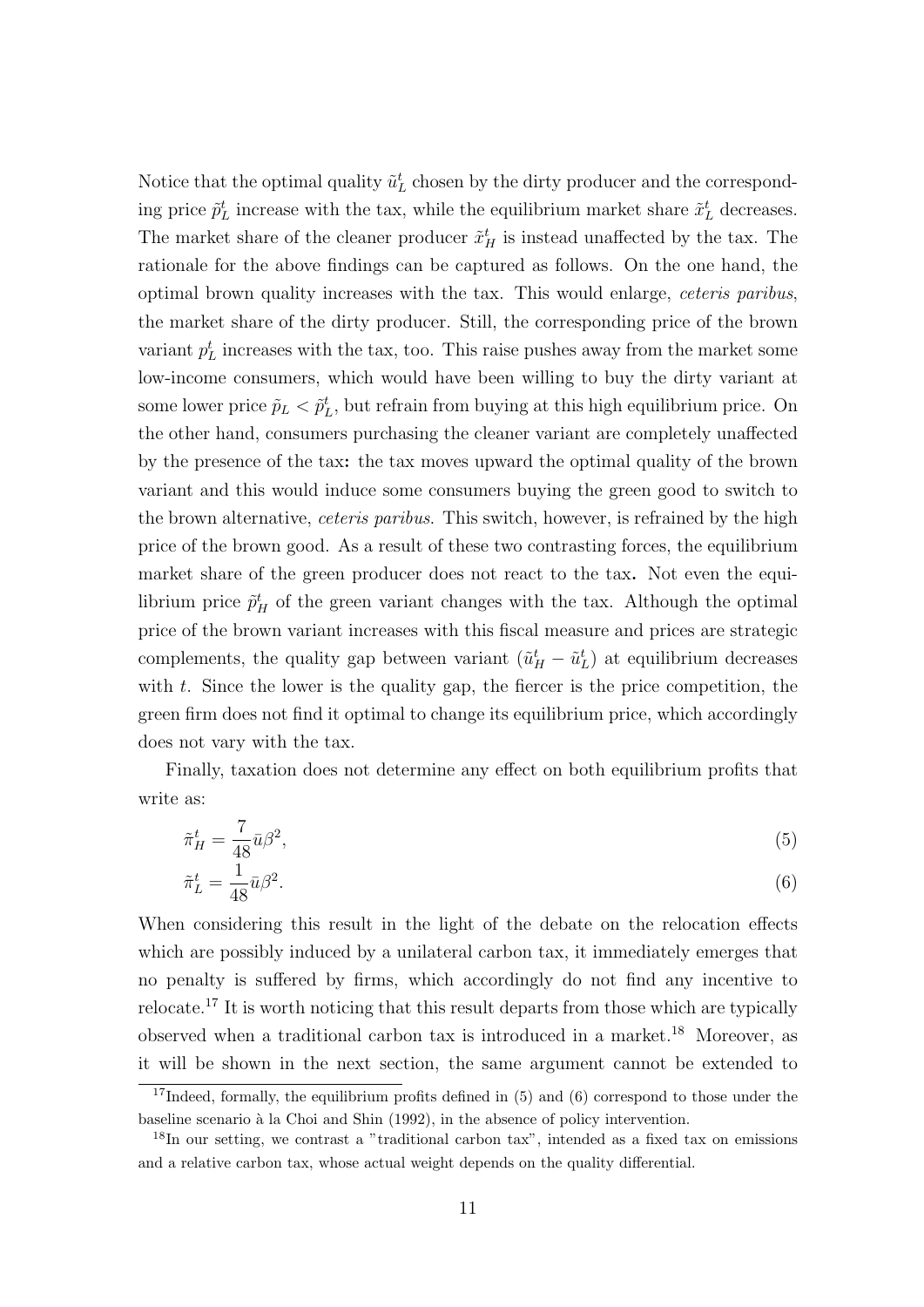Notice that the optimal quality $\tilde{u}_L^t$ chosen by the dirty producer and the corresponding price $\tilde{p}_L^t$ increase with the tax, while the equilibrium market share $\tilde{x}_L^t$ decreases. The market share of the cleaner producer $\tilde{x}_H^t$ is instead unaffected by the tax. The rationale for the above findings can be captured as follows. On the one hand, the optimal brown quality increases with the tax. This would enlarge, *ceteris paribus*, the market share of the dirty producer. Still, the corresponding price of the brown variant $p_L^t$ increases with the tax, too. This raise pushes away from the market some low-income consumers, which would have been willing to buy the dirty variant at some lower price $\tilde{p}_L < \tilde{p}_L^t$, but refrain from buying at this high equilibrium price. On the other hand, consumers purchasing the cleaner variant are completely unaffected by the presence of the tax**:** the tax moves upward the optimal quality of the brown variant and this would induce some consumers buying the green good to switch to the brown alternative, *ceteris paribus*. This switch, however, is refrained by the high price of the brown good. As a result of these two contrasting forces, the equilibrium market share of the green producer does not react to the tax**.** Not even the equilibrium price $\tilde{p}_H^t$ of the green variant changes with the tax. Although the optimal price of the brown variant increases with this fiscal measure and prices are strategic complements, the quality gap between variant $(\tilde{u}_H^t - \tilde{u}_L^t)$ at equilibrium decreases with $t$. Since the lower is the quality gap, the fiercer is the price competition, the green firm does not find it optimal to change its equilibrium price, which accordingly does not vary with the tax.

Finally, taxation does not determine any effect on both equilibrium profits that write as:

$$\tilde{\pi}_H^t = \frac{7}{48}\bar{u}\beta^2, \tag{5}$$

$$\tilde{\pi}_L^t = \frac{1}{48}\bar{u}\beta^2. \tag{6}$$

When considering this result in the light of the debate on the relocation effects which are possibly induced by a unilateral carbon tax, it immediately emerges that no penalty is suffered by firms, which accordingly do not find any incentive to relocate.[17] It is worth noticing that this result departs from those which are typically observed when a traditional carbon tax is introduced in a market.[18] Moreover, as it will be shown in the next section, the same argument cannot be extended to

[17] Indeed, formally, the equilibrium profits defined in (5) and (6) correspond to those under the baseline scenario à la Choi and Shin (1992), in the absence of policy intervention.

[18] In our setting, we contrast a "traditional carbon tax", intended as a fixed tax on emissions and a relative carbon tax, whose actual weight depends on the quality differential.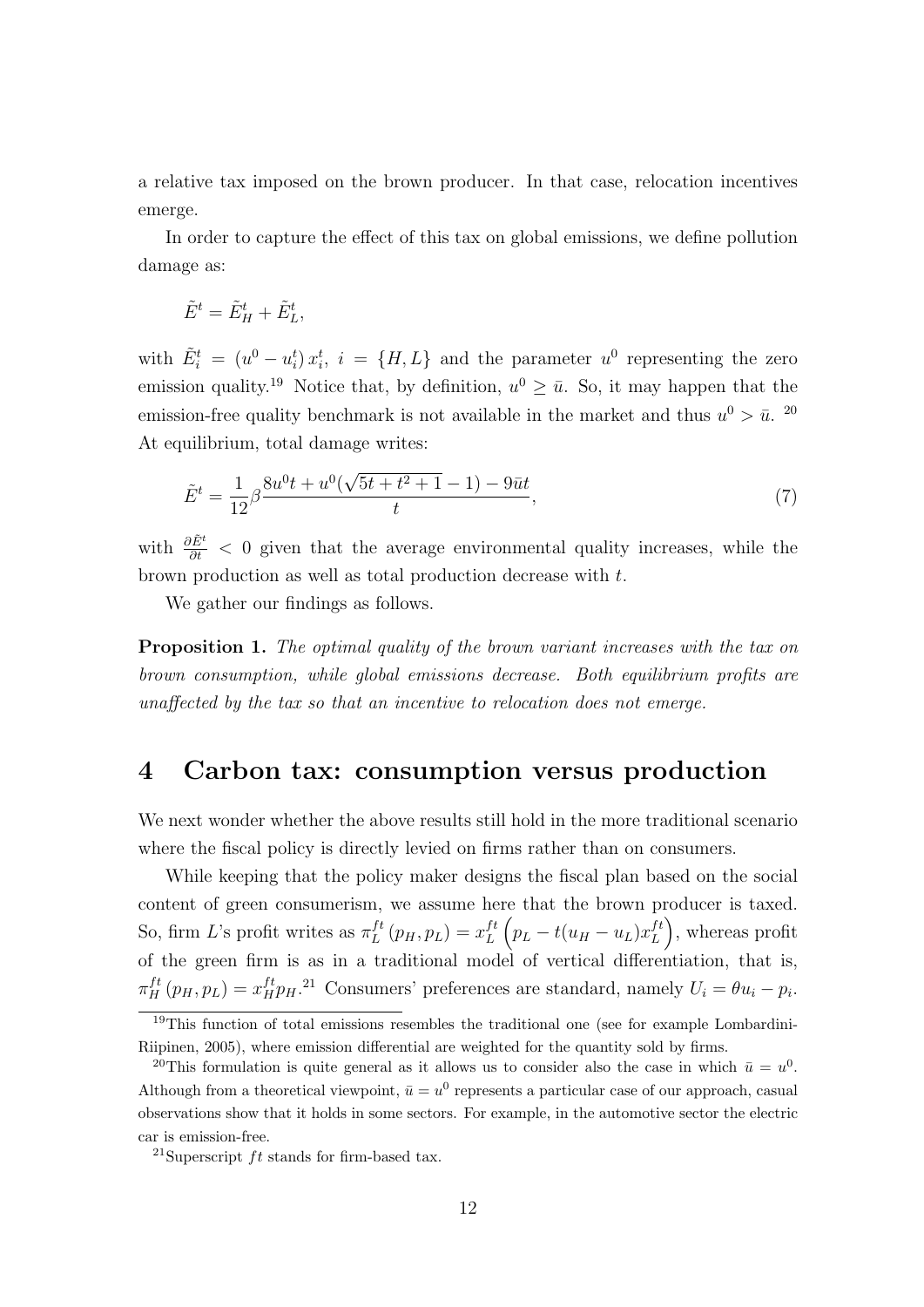a relative tax imposed on the brown producer. In that case, relocation incentives emerge.

In order to capture the effect of this tax on global emissions, we define pollution damage as:

$$\tilde{E}^t = \tilde{E}_H^t + \tilde{E}_L^t,$$

with $\tilde{E}_i^t = (u^0 - u_i^t)\, x_i^t,\ i = \{H, L\}$ and the parameter $u^0$ representing the zero emission quality.[19] Notice that, by definition, $u^0 \geq \bar{u}$. So, it may happen that the emission-free quality benchmark is not available in the market and thus $u^0 > \bar{u}$. [20] At equilibrium, total damage writes:

$$\tilde{E}^t = \frac{1}{12}\beta \frac{8u^0 t + u^0(\sqrt{5t + t^2 + 1} - 1) - 9\bar{u}t}{t}, \tag{7}$$

with $\frac{\partial \tilde{E}^t}{\partial t} < 0$ given that the average environmental quality increases, while the brown production as well as total production decrease with $t$.

We gather our findings as follows.

**Proposition 1.** *The optimal quality of the brown variant increases with the tax on brown consumption, while global emissions decrease. Both equilibrium profits are unaffected by the tax so that an incentive to relocation does not emerge.*

# 4 Carbon tax: consumption versus production

We next wonder whether the above results still hold in the more traditional scenario where the fiscal policy is directly levied on firms rather than on consumers.

While keeping that the policy maker designs the fiscal plan based on the social content of green consumerism, we assume here that the brown producer is taxed. So, firm $L$'s profit writes as $\pi_L^{ft}(p_H, p_L) = x_L^{ft}\left(p_L - t(u_H - u_L)x_L^{ft}\right)$, whereas profit of the green firm is as in a traditional model of vertical differentiation, that is, $\pi_H^{ft}(p_H, p_L) = x_H^{ft} p_H$.[21] Consumers' preferences are standard, namely $U_i = \theta u_i - p_i$.

[19] This function of total emissions resembles the traditional one (see for example Lombardini-Riipinen, 2005), where emission differential are weighted for the quantity sold by firms.

[20] This formulation is quite general as it allows us to consider also the case in which $\bar{u} = u^0$. Although from a theoretical viewpoint, $\bar{u} = u^0$ represents a particular case of our approach, casual observations show that it holds in some sectors. For example, in the automotive sector the electric car is emission-free.

[21] Superscript $ft$ stands for firm-based tax.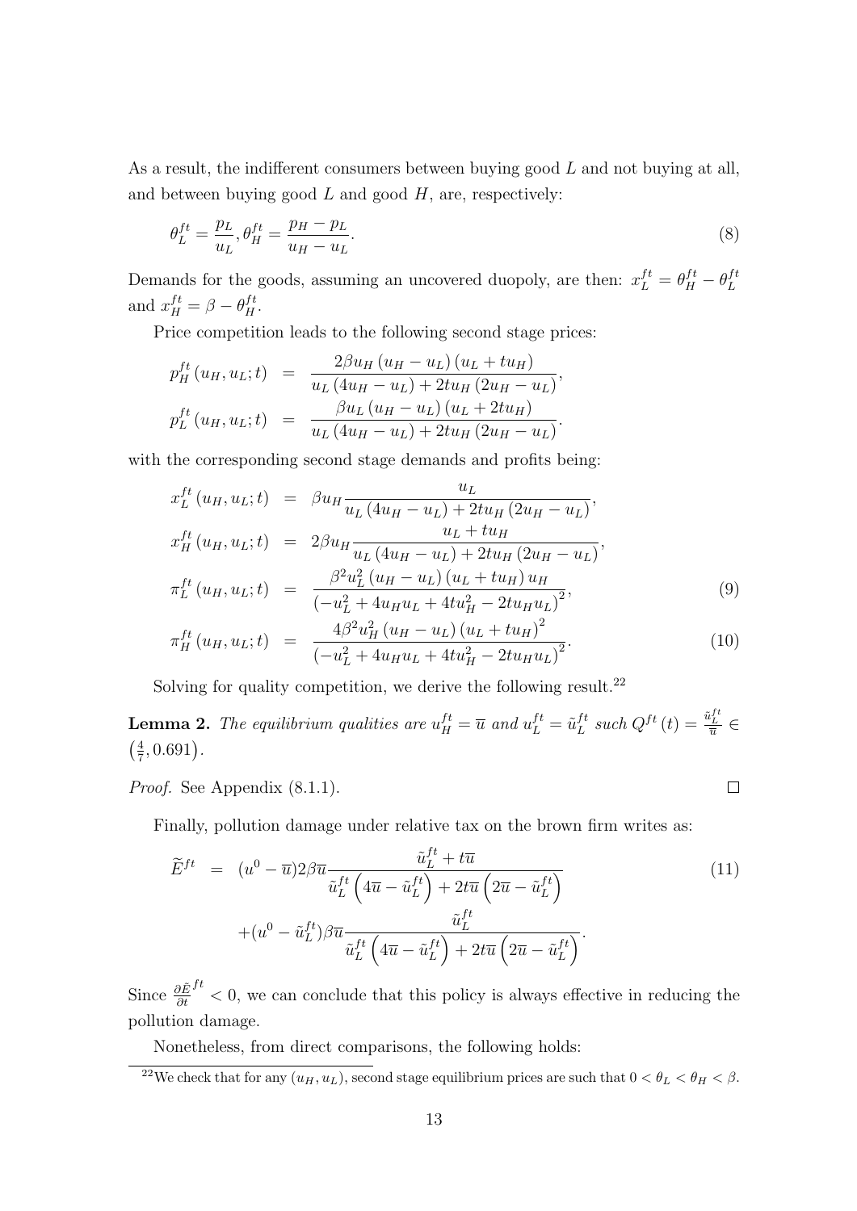As a result, the indifferent consumers between buying good $L$ and not buying at all, and between buying good $L$ and good $H$, are, respectively:

$$\theta_L^{ft} = \frac{p_L}{u_L}, \theta_H^{ft} = \frac{p_H - p_L}{u_H - u_L}. \tag{8}$$

Demands for the goods, assuming an uncovered duopoly, are then: $x_L^{ft} = \theta_H^{ft} - \theta_L^{ft}$ and $x_H^{ft} = \beta - \theta_H^{ft}$.

Price competition leads to the following second stage prices:

$$\begin{aligned}
p_H^{ft}(u_H, u_L; t) &= \frac{2\beta u_H (u_H - u_L)(u_L + t u_H)}{u_L (4u_H - u_L) + 2t u_H (2u_H - u_L)}, \\
p_L^{ft}(u_H, u_L; t) &= \frac{\beta u_L (u_H - u_L)(u_L + 2t u_H)}{u_L (4u_H - u_L) + 2t u_H (2u_H - u_L)}.
\end{aligned}$$

with the corresponding second stage demands and profits being:

$$\begin{aligned}
x_L^{ft}(u_H, u_L; t) &= \beta u_H \frac{u_L}{u_L (4u_H - u_L) + 2t u_H (2u_H - u_L)}, \\
x_H^{ft}(u_H, u_L; t) &= 2\beta u_H \frac{u_L + t u_H}{u_L (4u_H - u_L) + 2t u_H (2u_H - u_L)}, \\
\pi_L^{ft}(u_H, u_L; t) &= \frac{\beta^2 u_L^2 (u_H - u_L)(u_L + t u_H) u_H}{\left(-u_L^2 + 4u_H u_L + 4t u_H^2 - 2t u_H u_L\right)^2}, &(9) \\
\pi_H^{ft}(u_H, u_L; t) &= \frac{4\beta^2 u_H^2 (u_H - u_L)(u_L + t u_H)^2}{\left(-u_L^2 + 4u_H u_L + 4t u_H^2 - 2t u_H u_L\right)^2}. &(10)
\end{aligned}$$

Solving for quality competition, we derive the following result.[22]

**Lemma 2.** *The equilibrium qualities are $u_H^{ft} = \overline{u}$ and $u_L^{ft} = \tilde{u}_L^{ft}$ such $Q^{ft}(t) = \frac{\tilde{u}_L^{ft}}{\overline{u}} \in \left(\frac{4}{7}, 0.691\right)$.*

*Proof.* See Appendix (8.1.1). ◻

Finally, pollution damage under relative tax on the brown firm writes as:

$$\begin{aligned}
\widetilde{E}^{ft} &= (u^0 - \overline{u}) 2\beta\overline{u} \frac{\tilde{u}_L^{ft} + t\overline{u}}{\tilde{u}_L^{ft}\left(4\overline{u} - \tilde{u}_L^{ft}\right) + 2t\overline{u}\left(2\overline{u} - \tilde{u}_L^{ft}\right)} \\
&\quad + (u^0 - \tilde{u}_L^{ft})\beta\overline{u} \frac{\tilde{u}_L^{ft}}{\tilde{u}_L^{ft}\left(4\overline{u} - \tilde{u}_L^{ft}\right) + 2t\overline{u}\left(2\overline{u} - \tilde{u}_L^{ft}\right)}.
\end{aligned} \tag{11}$$

Since $\frac{\partial \tilde{E}^{ft}}{\partial t} < 0$, we can conclude that this policy is always effective in reducing the pollution damage.

Nonetheless, from direct comparisons, the following holds:

[22] We check that for any $(u_H, u_L)$, second stage equilibrium prices are such that $0 < \theta_L < \theta_H < \beta$.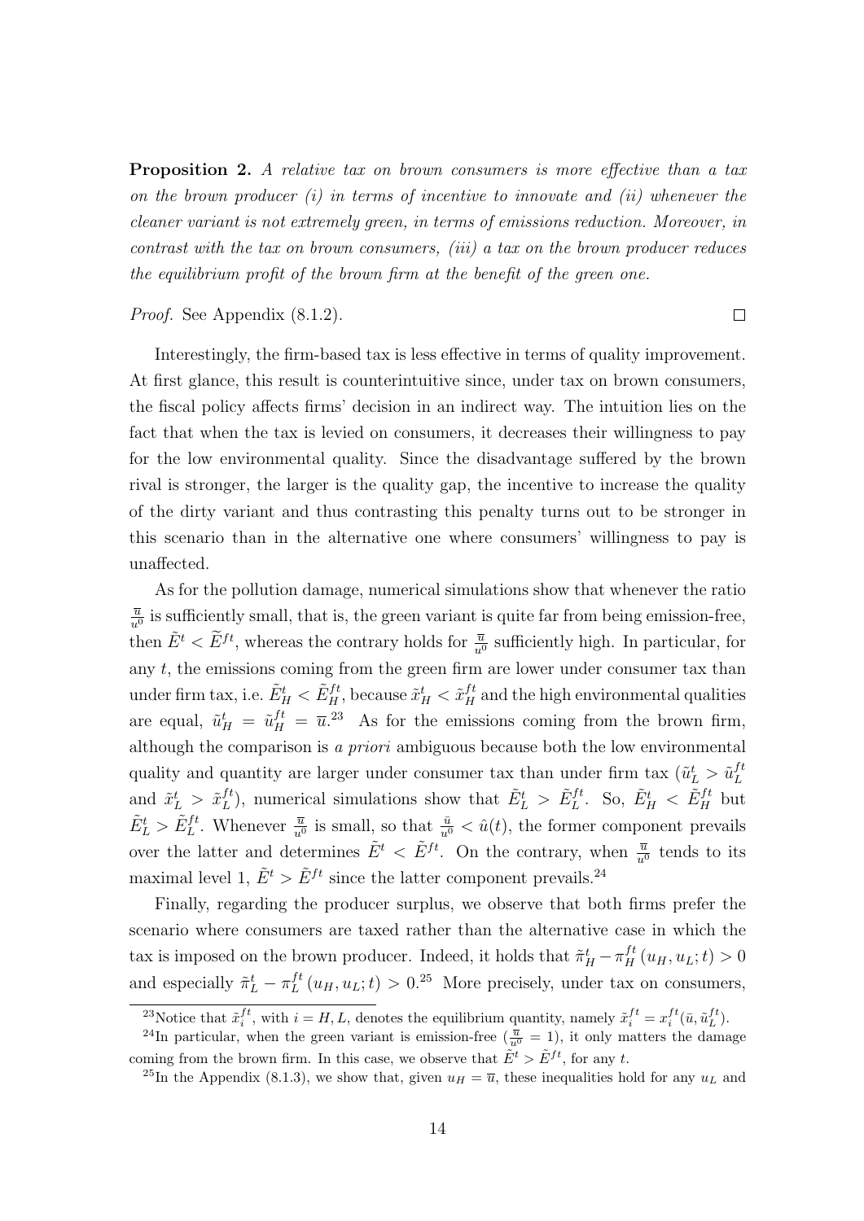**Proposition 2.** *A relative tax on brown consumers is more effective than a tax on the brown producer (i) in terms of incentive to innovate and (ii) whenever the cleaner variant is not extremely green, in terms of emissions reduction. Moreover, in contrast with the tax on brown consumers, (iii) a tax on the brown producer reduces the equilibrium profit of the brown firm at the benefit of the green one.*

*Proof.* See Appendix (8.1.2). $\square$

Interestingly, the firm-based tax is less effective in terms of quality improvement. At first glance, this result is counterintuitive since, under tax on brown consumers, the fiscal policy affects firms' decision in an indirect way. The intuition lies on the fact that when the tax is levied on consumers, it decreases their willingness to pay for the low environmental quality. Since the disadvantage suffered by the brown rival is stronger, the larger is the quality gap, the incentive to increase the quality of the dirty variant and thus contrasting this penalty turns out to be stronger in this scenario than in the alternative one where consumers' willingness to pay is unaffected.

As for the pollution damage, numerical simulations show that whenever the ratio $\frac{\overline{u}}{u^0}$ is sufficiently small, that is, the green variant is quite far from being emission-free, then $\tilde{E}^t < \widetilde{E}^{ft}$, whereas the contrary holds for $\frac{\overline{u}}{u^0}$ sufficiently high. In particular, for any $t$, the emissions coming from the green firm are lower under consumer tax than under firm tax, i.e. $\tilde{E}_H^t < \tilde{E}_H^{ft}$, because $\tilde{x}_H^t < \tilde{x}_H^{ft}$ and the high environmental qualities are equal, $\tilde{u}_H^t = \tilde{u}_H^{ft} = \overline{u}$.[23] As for the emissions coming from the brown firm, although the comparison is *a priori* ambiguous because both the low environmental quality and quantity are larger under consumer tax than under firm tax ($\tilde{u}_L^t > \tilde{u}_L^{ft}$ and $\tilde{x}_L^t > \tilde{x}_L^{ft}$), numerical simulations show that $\tilde{E}_L^t > \tilde{E}_L^{ft}$. So, $\tilde{E}_H^t < \tilde{E}_H^{ft}$ but $\tilde{E}_L^t > \tilde{E}_L^{ft}$. Whenever $\frac{\overline{u}}{u^0}$ is small, so that $\frac{\bar{u}}{u^0} < \hat{u}(t)$, the former component prevails over the latter and determines $\tilde{E}^t < \tilde{E}^{ft}$. On the contrary, when $\frac{\overline{u}}{u^0}$ tends to its maximal level 1, $\tilde{E}^t > \tilde{E}^{ft}$ since the latter component prevails.[24]

Finally, regarding the producer surplus, we observe that both firms prefer the scenario where consumers are taxed rather than the alternative case in which the tax is imposed on the brown producer. Indeed, it holds that $\tilde{\pi}_H^t - \pi_H^{ft}(u_H, u_L; t) > 0$ and especially $\tilde{\pi}_L^t - \pi_L^{ft}(u_H, u_L; t) > 0$.[25] More precisely, under tax on consumers,

---

[23] Notice that $\tilde{x}_i^{ft}$, with $i = H, L$, denotes the equilibrium quantity, namely $\tilde{x}_i^{ft} = x_i^{ft}(\bar{u}, \tilde{u}_L^{ft})$.

[24] In particular, when the green variant is emission-free ($\frac{\overline{u}}{u^0} = 1$), it only matters the damage coming from the brown firm. In this case, we observe that $\tilde{E}^t > \tilde{E}^{ft}$, for any $t$.

[25] In the Appendix (8.1.3), we show that, given $u_H = \overline{u}$, these inequalities hold for any $u_L$ and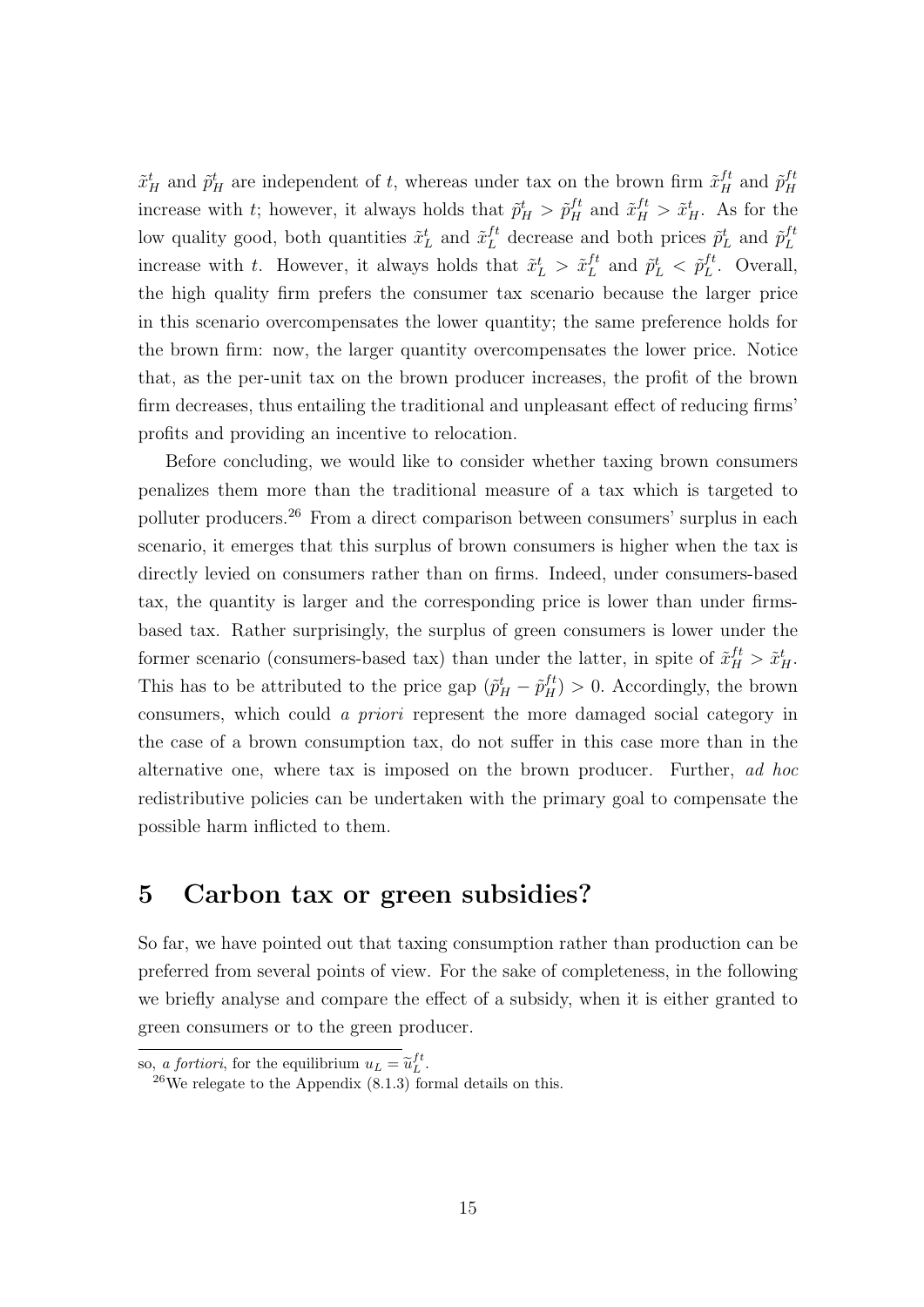$\tilde{x}_H^t$ and $\tilde{p}_H^t$ are independent of $t$, whereas under tax on the brown firm $\tilde{x}_H^{ft}$ and $\tilde{p}_H^{ft}$ increase with $t$; however, it always holds that $\tilde{p}_H^t > \tilde{p}_H^{ft}$ and $\tilde{x}_H^{ft} > \tilde{x}_H^t$. As for the low quality good, both quantities $\tilde{x}_L^t$ and $\tilde{x}_L^{ft}$ decrease and both prices $\tilde{p}_L^t$ and $\tilde{p}_L^{ft}$ increase with $t$. However, it always holds that $\tilde{x}_L^t > \tilde{x}_L^{ft}$ and $\tilde{p}_L^t < \tilde{p}_L^{ft}$. Overall, the high quality firm prefers the consumer tax scenario because the larger price in this scenario overcompensates the lower quantity; the same preference holds for the brown firm: now, the larger quantity overcompensates the lower price. Notice that, as the per-unit tax on the brown producer increases, the profit of the brown firm decreases, thus entailing the traditional and unpleasant effect of reducing firms' profits and providing an incentive to relocation.

Before concluding, we would like to consider whether taxing brown consumers penalizes them more than the traditional measure of a tax which is targeted to polluter producers.[26] From a direct comparison between consumers' surplus in each scenario, it emerges that this surplus of brown consumers is higher when the tax is directly levied on consumers rather than on firms. Indeed, under consumers-based tax, the quantity is larger and the corresponding price is lower than under firms-based tax. Rather surprisingly, the surplus of green consumers is lower under the former scenario (consumers-based tax) than under the latter, in spite of $\tilde{x}_H^{ft} > \tilde{x}_H^t$. This has to be attributed to the price gap $(\tilde{p}_H^t - \tilde{p}_H^{ft}) > 0$. Accordingly, the brown consumers, which could *a priori* represent the more damaged social category in the case of a brown consumption tax, do not suffer in this case more than in the alternative one, where tax is imposed on the brown producer. Further, *ad hoc* redistributive policies can be undertaken with the primary goal to compensate the possible harm inflicted to them.

# 5 Carbon tax or green subsidies?

So far, we have pointed out that taxing consumption rather than production can be preferred from several points of view. For the sake of completeness, in the following we briefly analyse and compare the effect of a subsidy, when it is either granted to green consumers or to the green producer.

so, *a fortiori*, for the equilibrium $u_L = \tilde{u}_L^{ft}$.

[26] We relegate to the Appendix (8.1.3) formal details on this.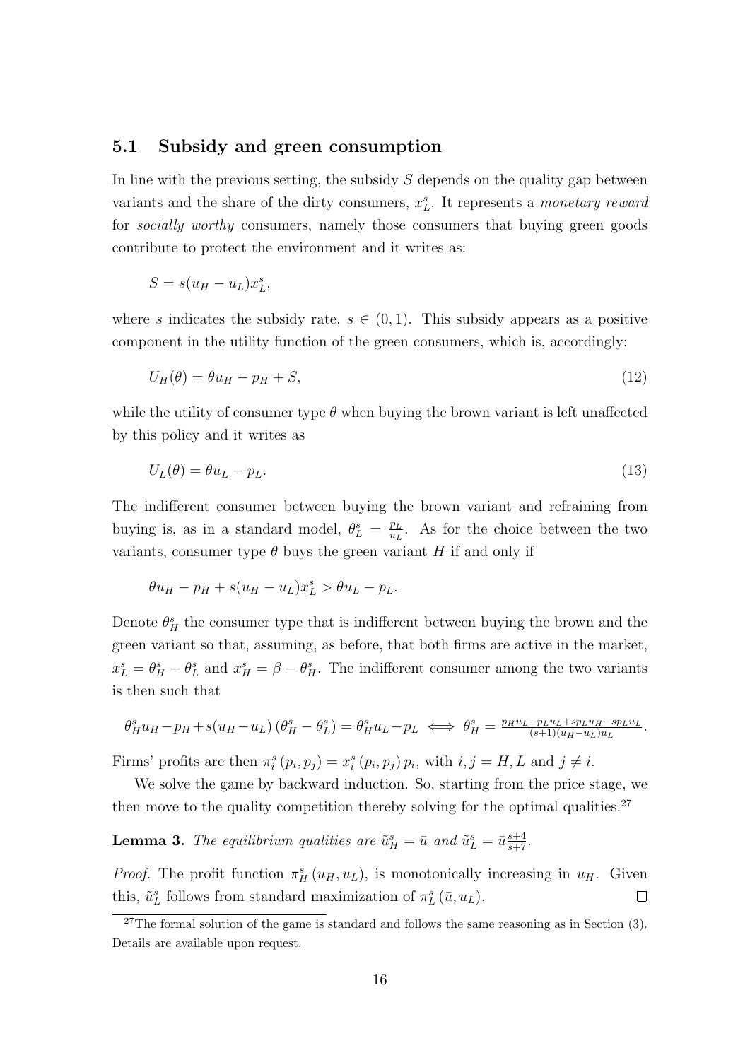## 5.1 Subsidy and green consumption

In line with the previous setting, the subsidy $S$ depends on the quality gap between variants and the share of the dirty consumers, $x_L^s$. It represents a *monetary reward* for *socially worthy* consumers, namely those consumers that buying green goods contribute to protect the environment and it writes as:

$$S = s(u_H - u_L)x_L^s,$$

where $s$ indicates the subsidy rate, $s \in (0, 1)$. This subsidy appears as a positive component in the utility function of the green consumers, which is, accordingly:

$$U_H(\theta) = \theta u_H - p_H + S, \tag{12}$$

while the utility of consumer type $\theta$ when buying the brown variant is left unaffected by this policy and it writes as

$$U_L(\theta) = \theta u_L - p_L. \tag{13}$$

The indifferent consumer between buying the brown variant and refraining from buying is, as in a standard model, $\theta_L^s = \frac{p_L}{u_L}$. As for the choice between the two variants, consumer type $\theta$ buys the green variant $H$ if and only if

$$\theta u_H - p_H + s(u_H - u_L)x_L^s > \theta u_L - p_L.$$

Denote $\theta_H^s$ the consumer type that is indifferent between buying the brown and the green variant so that, assuming, as before, that both firms are active in the market, $x_L^s = \theta_H^s - \theta_L^s$ and $x_H^s = \beta - \theta_H^s$. The indifferent consumer among the two variants is then such that

$$\theta_H^s u_H - p_H + s(u_H - u_L)\left(\theta_H^s - \theta_L^s\right) = \theta_H^s u_L - p_L \iff \theta_H^s = \frac{p_H u_L - p_L u_L + s p_L u_H - s p_L u_L}{(s+1)(u_H - u_L)u_L}.$$

Firms' profits are then $\pi_i^s(p_i, p_j) = x_i^s(p_i, p_j)\, p_i$, with $i, j = H, L$ and $j \neq i$.

We solve the game by backward induction. So, starting from the price stage, we then move to the quality competition thereby solving for the optimal qualities.[27]

**Lemma 3.** *The equilibrium qualities are $\tilde{u}_H^s = \bar{u}$ and $\tilde{u}_L^s = \bar{u}\frac{s+4}{s+7}$.*

*Proof.* The profit function $\pi_H^s(u_H, u_L)$, is monotonically increasing in $u_H$. Given this, $\tilde{u}_L^s$ follows from standard maximization of $\pi_L^s(\bar{u}, u_L)$. □

[27] The formal solution of the game is standard and follows the same reasoning as in Section (3). Details are available upon request.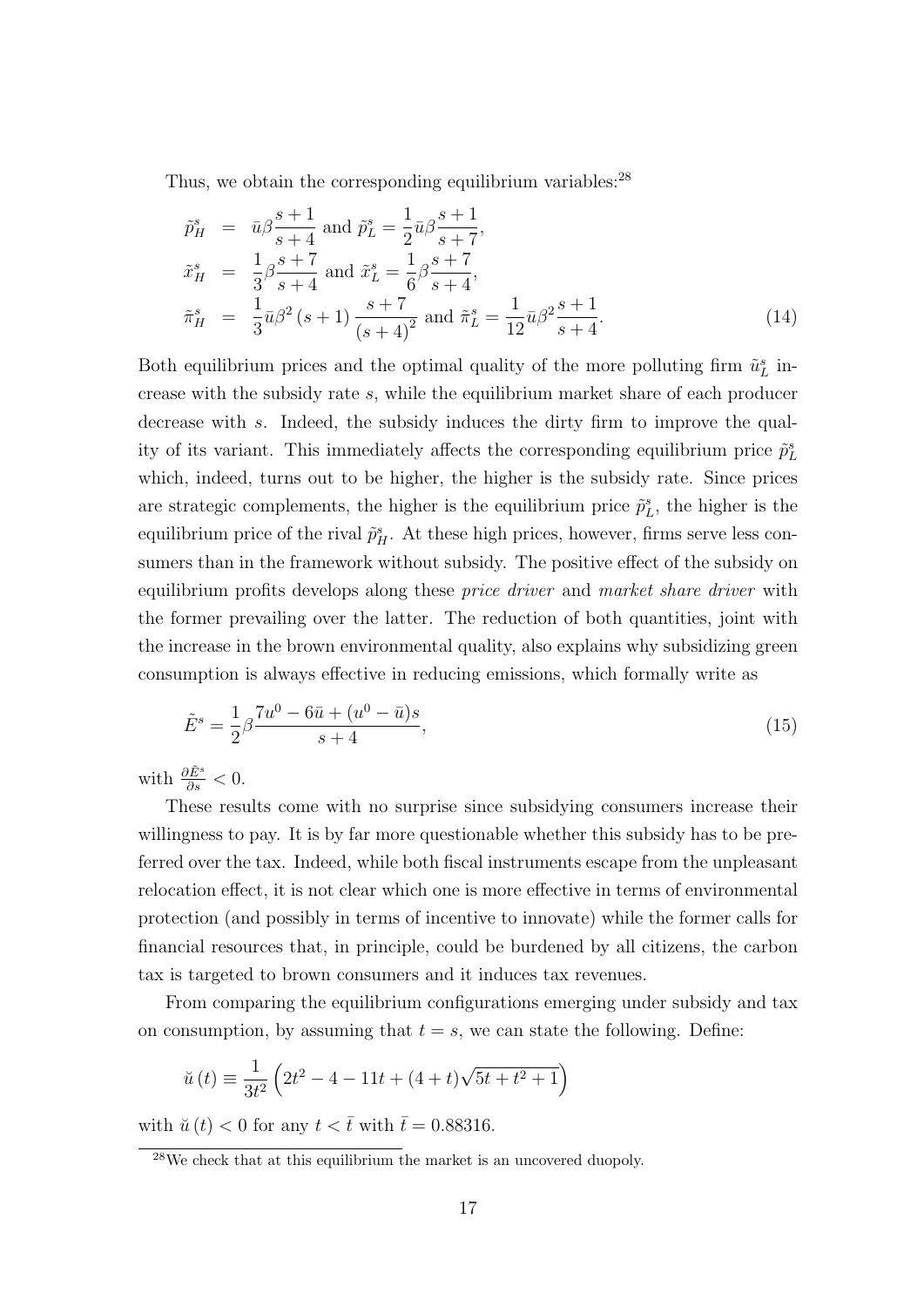Thus, we obtain the corresponding equilibrium variables:[28]

$$
\begin{aligned}
\tilde{p}_H^s &= \bar{u}\beta\frac{s+1}{s+4} \text{ and } \tilde{p}_L^s = \frac{1}{2}\bar{u}\beta\frac{s+1}{s+7}, \\
\tilde{x}_H^s &= \frac{1}{3}\beta\frac{s+7}{s+4} \text{ and } \tilde{x}_L^s = \frac{1}{6}\beta\frac{s+7}{s+4}, \\
\tilde{\pi}_H^s &= \frac{1}{3}\bar{u}\beta^2(s+1)\frac{s+7}{(s+4)^2} \text{ and } \tilde{\pi}_L^s = \frac{1}{12}\bar{u}\beta^2\frac{s+1}{s+4}.
\end{aligned} \tag{14}
$$

Both equilibrium prices and the optimal quality of the more polluting firm $\tilde{u}_L^s$ increase with the subsidy rate $s$, while the equilibrium market share of each producer decrease with $s$. Indeed, the subsidy induces the dirty firm to improve the quality of its variant. This immediately affects the corresponding equilibrium price $\tilde{p}_L^s$ which, indeed, turns out to be higher, the higher is the subsidy rate. Since prices are strategic complements, the higher is the equilibrium price $\tilde{p}_L^s$, the higher is the equilibrium price of the rival $\tilde{p}_H^s$. At these high prices, however, firms serve less consumers than in the framework without subsidy. The positive effect of the subsidy on equilibrium profits develops along these *price driver* and *market share driver* with the former prevailing over the latter. The reduction of both quantities, joint with the increase in the brown environmental quality, also explains why subsidizing green consumption is always effective in reducing emissions, which formally write as

$$
\tilde{E}^s = \frac{1}{2}\beta\frac{7u^0 - 6\bar{u} + (u^0 - \bar{u})s}{s+4}, \tag{15}
$$

with $\frac{\partial \tilde{E}^s}{\partial s} < 0$.

These results come with no surprise since subsidying consumers increase their willingness to pay. It is by far more questionable whether this subsidy has to be preferred over the tax. Indeed, while both fiscal instruments escape from the unpleasant relocation effect, it is not clear which one is more effective in terms of environmental protection (and possibly in terms of incentive to innovate) while the former calls for financial resources that, in principle, could be burdened by all citizens, the carbon tax is targeted to brown consumers and it induces tax revenues.

From comparing the equilibrium configurations emerging under subsidy and tax on consumption, by assuming that $t = s$, we can state the following. Define:

$$
\breve{u}(t) \equiv \frac{1}{3t^2}\left(2t^2 - 4 - 11t + (4+t)\sqrt{5t + t^2 + 1}\right)
$$

with $\breve{u}(t) < 0$ for any $t < \bar{t}$ with $\bar{t} = 0.88316$.

[28] We check that at this equilibrium the market is an uncovered duopoly.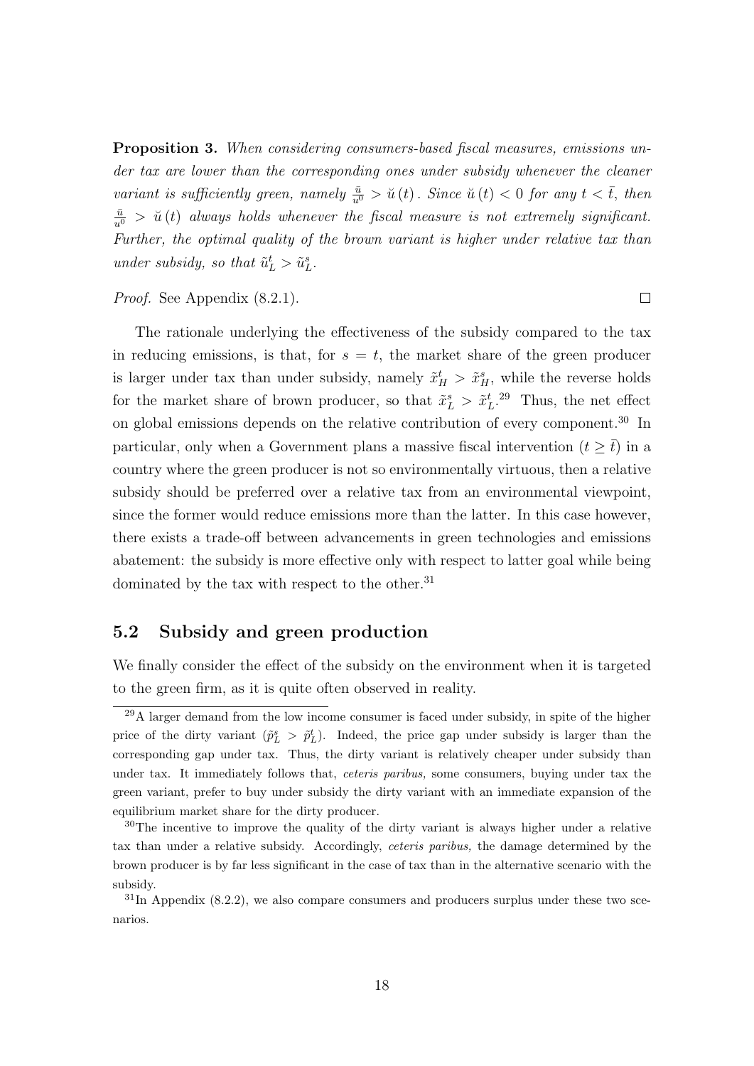**Proposition 3.** *When considering consumers-based fiscal measures, emissions under tax are lower than the corresponding ones under subsidy whenever the cleaner variant is sufficiently green, namely $\frac{\bar{u}}{u^0} > \breve{u}(t)$. Since $\breve{u}(t) < 0$ for any $t < \bar{t}$, then $\frac{\bar{u}}{u^0} > \breve{u}(t)$ always holds whenever the fiscal measure is not extremely significant. Further, the optimal quality of the brown variant is higher under relative tax than under subsidy, so that $\tilde{u}_L^t > \tilde{u}_L^s$.*

*Proof.* See Appendix (8.2.1). □

The rationale underlying the effectiveness of the subsidy compared to the tax in reducing emissions, is that, for $s = t$, the market share of the green producer is larger under tax than under subsidy, namely $\tilde{x}_H^t > \tilde{x}_H^s$, while the reverse holds for the market share of brown producer, so that $\tilde{x}_L^s > \tilde{x}_L^t$.[29] Thus, the net effect on global emissions depends on the relative contribution of every component.[30] In particular, only when a Government plans a massive fiscal intervention ($t \geq \bar{t}$) in a country where the green producer is not so environmentally virtuous, then a relative subsidy should be preferred over a relative tax from an environmental viewpoint, since the former would reduce emissions more than the latter. In this case however, there exists a trade-off between advancements in green technologies and emissions abatement: the subsidy is more effective only with respect to latter goal while being dominated by the tax with respect to the other.[31]

## 5.2 Subsidy and green production

We finally consider the effect of the subsidy on the environment when it is targeted to the green firm, as it is quite often observed in reality.

[29] A larger demand from the low income consumer is faced under subsidy, in spite of the higher price of the dirty variant ($\tilde{p}_L^s > \tilde{p}_L^t$). Indeed, the price gap under subsidy is larger than the corresponding gap under tax. Thus, the dirty variant is relatively cheaper under subsidy than under tax. It immediately follows that, *ceteris paribus,* some consumers, buying under tax the green variant, prefer to buy under subsidy the dirty variant with an immediate expansion of the equilibrium market share for the dirty producer.

[30] The incentive to improve the quality of the dirty variant is always higher under a relative tax than under a relative subsidy. Accordingly, *ceteris paribus,* the damage determined by the brown producer is by far less significant in the case of tax than in the alternative scenario with the subsidy.

[31] In Appendix (8.2.2), we also compare consumers and producers surplus under these two scenarios.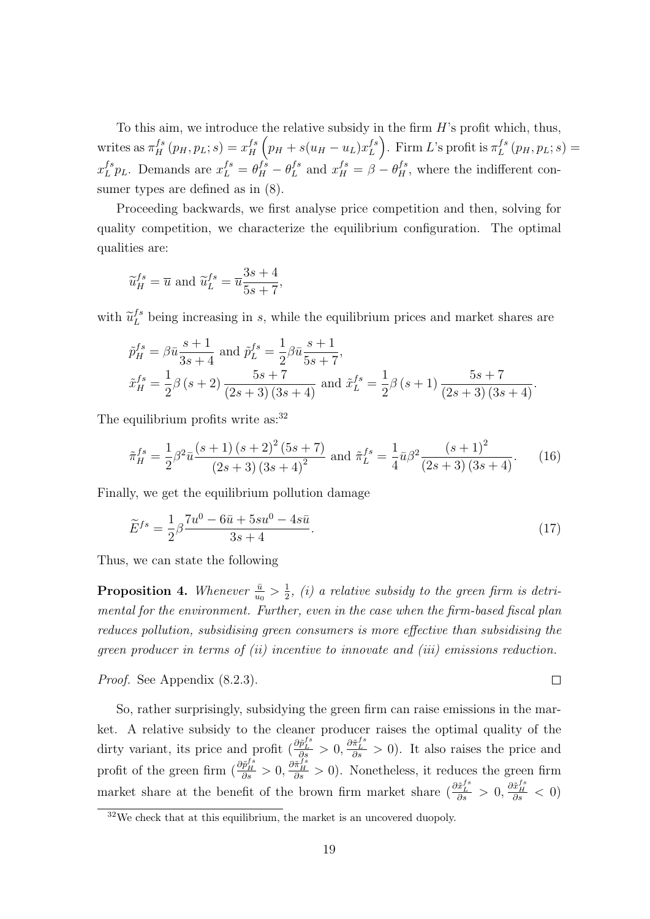To this aim, we introduce the relative subsidy in the firm $H$'s profit which, thus, writes as $\pi_H^{fs}(p_H, p_L; s) = x_H^{fs}\left(p_H + s(u_H - u_L)x_L^{fs}\right)$. Firm $L$'s profit is $\pi_L^{fs}(p_H, p_L; s) = x_L^{fs} p_L$. Demands are $x_L^{fs} = \theta_H^{fs} - \theta_L^{fs}$ and $x_H^{fs} = \beta - \theta_H^{fs}$, where the indifferent consumer types are defined as in (8).

Proceeding backwards, we first analyse price competition and then, solving for quality competition, we characterize the equilibrium configuration. The optimal qualities are:

$$\widetilde{u}_H^{fs} = \overline{u} \text{ and } \widetilde{u}_L^{fs} = \overline{u}\frac{3s+4}{5s+7},$$

with $\widetilde{u}_L^{fs}$ being increasing in $s$, while the equilibrium prices and market shares are

$$\tilde{p}_H^{fs} = \beta\bar{u}\frac{s+1}{3s+4} \text{ and } \tilde{p}_L^{fs} = \frac{1}{2}\beta\bar{u}\frac{s+1}{5s+7},$$
$$\tilde{x}_H^{fs} = \frac{1}{2}\beta(s+2)\frac{5s+7}{(2s+3)(3s+4)} \text{ and } \tilde{x}_L^{fs} = \frac{1}{2}\beta(s+1)\frac{5s+7}{(2s+3)(3s+4)}.$$

The equilibrium profits write as:[32]

$$\tilde{\pi}_H^{fs} = \frac{1}{2}\beta^2\bar{u}\frac{(s+1)(s+2)^2(5s+7)}{(2s+3)(3s+4)^2} \text{ and } \tilde{\pi}_L^{fs} = \frac{1}{4}\bar{u}\beta^2\frac{(s+1)^2}{(2s+3)(3s+4)}. \tag{16}$$

Finally, we get the equilibrium pollution damage

$$\widetilde{E}^{fs} = \frac{1}{2}\beta\frac{7u^0 - 6\bar{u} + 5su^0 - 4s\bar{u}}{3s+4}. \tag{17}$$

Thus, we can state the following

**Proposition 4.** *Whenever $\frac{\bar{u}}{u_0} > \frac{1}{2}$, (i) a relative subsidy to the green firm is detrimental for the environment. Further, even in the case when the firm-based fiscal plan reduces pollution, subsidising green consumers is more effective than subsidising the green producer in terms of (ii) incentive to innovate and (iii) emissions reduction.*

*Proof.* See Appendix (8.2.3). ☐

So, rather surprisingly, subsidying the green firm can raise emissions in the market. A relative subsidy to the cleaner producer raises the optimal quality of the dirty variant, its price and profit ($\frac{\partial \tilde{p}_L^{fs}}{\partial s} > 0, \frac{\partial \tilde{\pi}_L^{fs}}{\partial s} > 0$). It also raises the price and profit of the green firm ($\frac{\partial \tilde{p}_H^{fs}}{\partial s} > 0, \frac{\partial \tilde{\pi}_H^{fs}}{\partial s} > 0$). Nonetheless, it reduces the green firm market share at the benefit of the brown firm market share ($\frac{\partial \tilde{x}_L^{fs}}{\partial s} > 0, \frac{\partial \tilde{x}_H^{fs}}{\partial s} < 0$)

[32] We check that at this equilibrium, the market is an uncovered duopoly.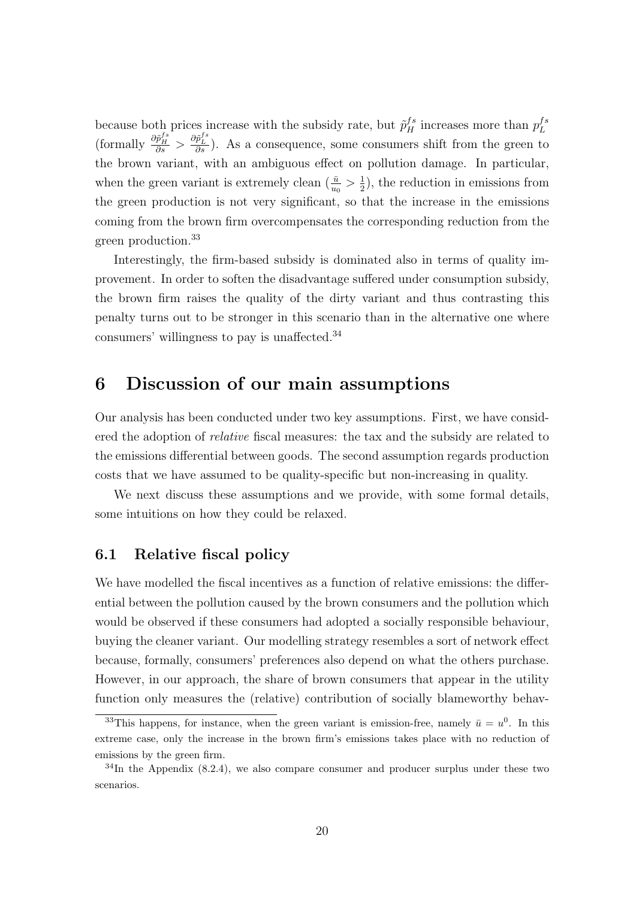because both prices increase with the subsidy rate, but $\tilde{p}_H^{fs}$ increases more than $p_L^{fs}$ (formally $\frac{\partial \tilde{p}_H^{fs}}{\partial s} > \frac{\partial \tilde{p}_L^{fs}}{\partial s}$). As a consequence, some consumers shift from the green to the brown variant, with an ambiguous effect on pollution damage. In particular, when the green variant is extremely clean ($\frac{\bar{u}}{u_0} > \frac{1}{2}$), the reduction in emissions from the green production is not very significant, so that the increase in the emissions coming from the brown firm overcompensates the corresponding reduction from the green production.[33]

Interestingly, the firm-based subsidy is dominated also in terms of quality improvement. In order to soften the disadvantage suffered under consumption subsidy, the brown firm raises the quality of the dirty variant and thus contrasting this penalty turns out to be stronger in this scenario than in the alternative one where consumers' willingness to pay is unaffected.[34]

# 6 Discussion of our main assumptions

Our analysis has been conducted under two key assumptions. First, we have considered the adoption of *relative* fiscal measures: the tax and the subsidy are related to the emissions differential between goods. The second assumption regards production costs that we have assumed to be quality-specific but non-increasing in quality.

We next discuss these assumptions and we provide, with some formal details, some intuitions on how they could be relaxed.

## 6.1 Relative fiscal policy

We have modelled the fiscal incentives as a function of relative emissions: the differential between the pollution caused by the brown consumers and the pollution which would be observed if these consumers had adopted a socially responsible behaviour, buying the cleaner variant. Our modelling strategy resembles a sort of network effect because, formally, consumers' preferences also depend on what the others purchase. However, in our approach, the share of brown consumers that appear in the utility function only measures the (relative) contribution of socially blameworthy behav-

[33] This happens, for instance, when the green variant is emission-free, namely $\bar{u} = u^0$. In this extreme case, only the increase in the brown firm's emissions takes place with no reduction of emissions by the green firm.

[34] In the Appendix (8.2.4), we also compare consumer and producer surplus under these two scenarios.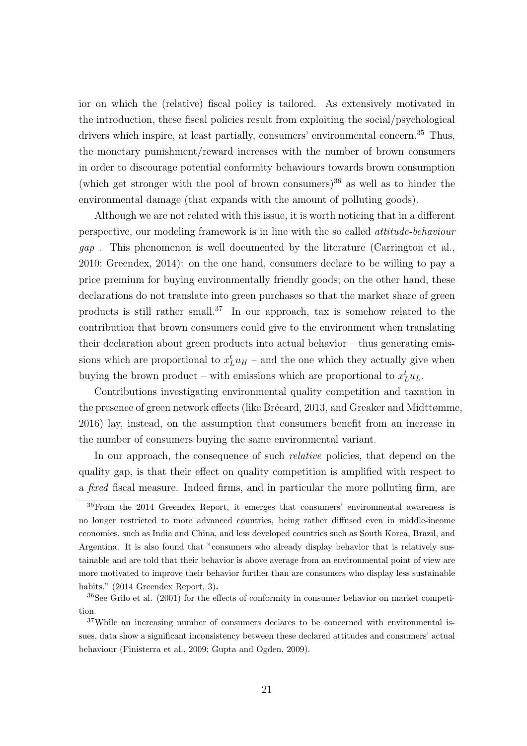ior on which the (relative) fiscal policy is tailored. As extensively motivated in the introduction, these fiscal policies result from exploiting the social/psychological drivers which inspire, at least partially, consumers' environmental concern.[35] Thus, the monetary punishment/reward increases with the number of brown consumers in order to discourage potential conformity behaviours towards brown consumption (which get stronger with the pool of brown consumers)[36] as well as to hinder the environmental damage (that expands with the amount of polluting goods).

Although we are not related with this issue, it is worth noticing that in a different perspective, our modeling framework is in line with the so called *attitude-behaviour gap* . This phenomenon is well documented by the literature (Carrington et al., 2010; Greendex, 2014): on the one hand, consumers declare to be willing to pay a price premium for buying environmentally friendly goods; on the other hand, these declarations do not translate into green purchases so that the market share of green products is still rather small.[37] In our approach, tax is somehow related to the contribution that brown consumers could give to the environment when translating their declaration about green products into actual behavior – thus generating emissions which are proportional to $x_L^t u_H$ – and the one which they actually give when buying the brown product – with emissions which are proportional to $x_L^t u_L$.

Contributions investigating environmental quality competition and taxation in the presence of green network effects (like Brécard, 2013, and Greaker and Midttømme, 2016) lay, instead, on the assumption that consumers benefit from an increase in the number of consumers buying the same environmental variant.

In our approach, the consequence of such *relative* policies, that depend on the quality gap, is that their effect on quality competition is amplified with respect to a *fixed* fiscal measure. Indeed firms, and in particular the more polluting firm, are

---

[35] From the 2014 Greendex Report, it emerges that consumers' environmental awareness is no longer restricted to more advanced countries, being rather diffused even in middle-income economies, such as India and China, and less developed countries such as South Korea, Brazil, and Argentina. It is also found that "consumers who already display behavior that is relatively sustainable and are told that their behavior is above average from an environmental point of view are more motivated to improve their behavior further than are consumers who display less sustainable habits." (2014 Greendex Report, 3).

[36] See Grilo et al. (2001) for the effects of conformity in consumer behavior on market competition.

[37] While an increasing number of consumers declares to be concerned with environmental issues, data show a significant inconsistency between these declared attitudes and consumers' actual behaviour (Finisterra et al., 2009; Gupta and Ogden, 2009).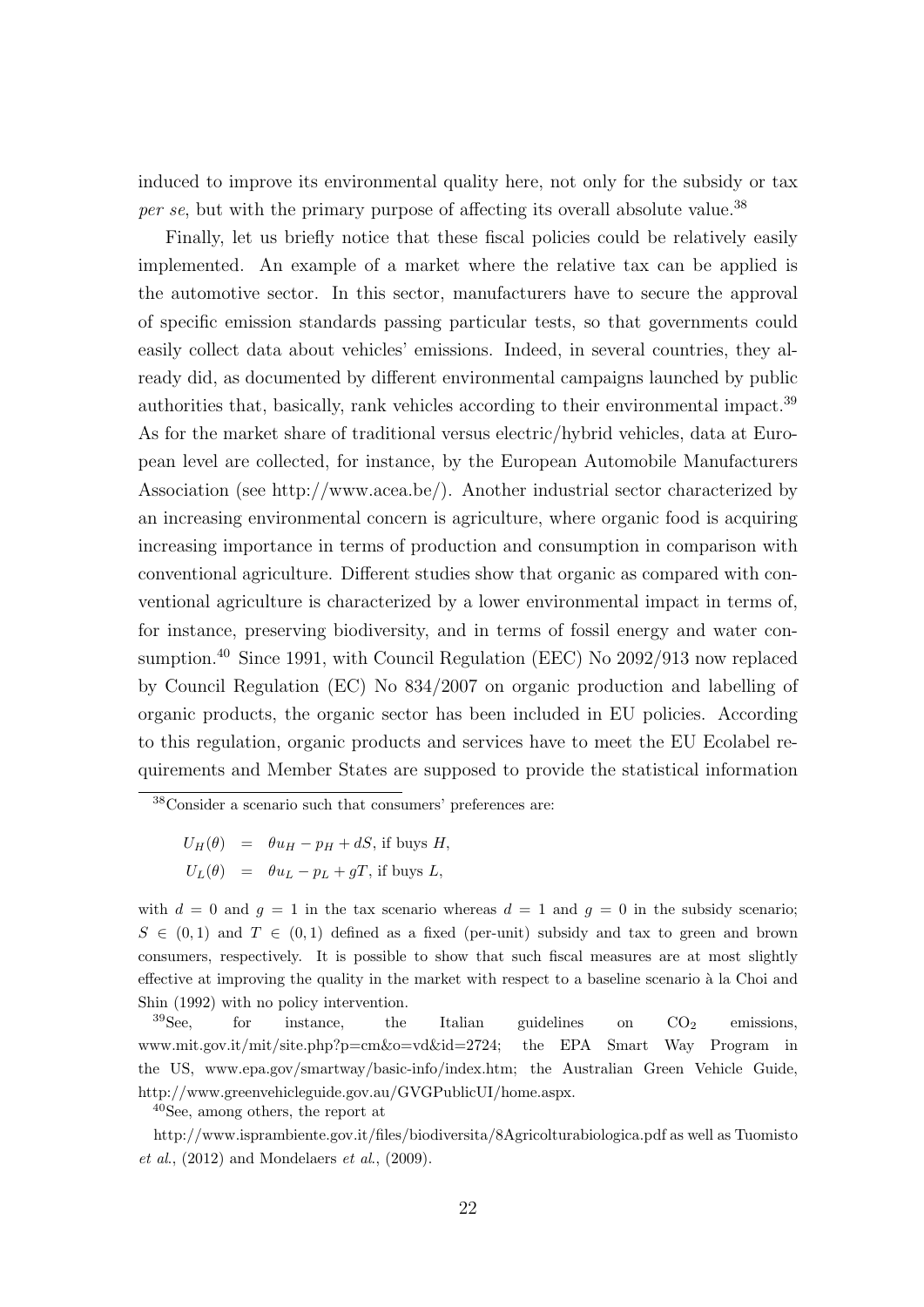induced to improve its environmental quality here, not only for the subsidy or tax *per se*, but with the primary purpose of affecting its overall absolute value.[38]

Finally, let us briefly notice that these fiscal policies could be relatively easily implemented. An example of a market where the relative tax can be applied is the automotive sector. In this sector, manufacturers have to secure the approval of specific emission standards passing particular tests, so that governments could easily collect data about vehicles' emissions. Indeed, in several countries, they already did, as documented by different environmental campaigns launched by public authorities that, basically, rank vehicles according to their environmental impact.[39] As for the market share of traditional versus electric/hybrid vehicles, data at European level are collected, for instance, by the European Automobile Manufacturers Association (see http://www.acea.be/). Another industrial sector characterized by an increasing environmental concern is agriculture, where organic food is acquiring increasing importance in terms of production and consumption in comparison with conventional agriculture. Different studies show that organic as compared with conventional agriculture is characterized by a lower environmental impact in terms of, for instance, preserving biodiversity, and in terms of fossil energy and water consumption.[40] Since 1991, with Council Regulation (EEC) No 2092/913 now replaced by Council Regulation (EC) No 834/2007 on organic production and labelling of organic products, the organic sector has been included in EU policies. According to this regulation, organic products and services have to meet the EU Ecolabel requirements and Member States are supposed to provide the statistical information

---

[38] Consider a scenario such that consumers' preferences are:

$$
\begin{aligned}
U_H(\theta) &= \theta u_H - p_H + dS, \text{ if buys } H, \\
U_L(\theta) &= \theta u_L - p_L + gT, \text{ if buys } L,
\end{aligned}
$$

with $d = 0$ and $g = 1$ in the tax scenario whereas $d = 1$ and $g = 0$ in the subsidy scenario; $S \in (0,1)$ and $T \in (0,1)$ defined as a fixed (per-unit) subsidy and tax to green and brown consumers, respectively. It is possible to show that such fiscal measures are at most slightly effective at improving the quality in the market with respect to a baseline scenario à la Choi and Shin (1992) with no policy intervention.

[39] See, for instance, the Italian guidelines on $CO_2$ emissions, www.mit.gov.it/mit/site.php?p=cm&o=vd&id=2724; the EPA Smart Way Program in the US, www.epa.gov/smartway/basic-info/index.htm; the Australian Green Vehicle Guide, http://www.greenvehicleguide.gov.au/GVGPublicUI/home.aspx.

[40] See, among others, the report at http://www.isprambiente.gov.it/files/biodiversita/8Agricolturabiologica.pdf as well as Tuomisto *et al.*, (2012) and Mondelaers *et al.*, (2009).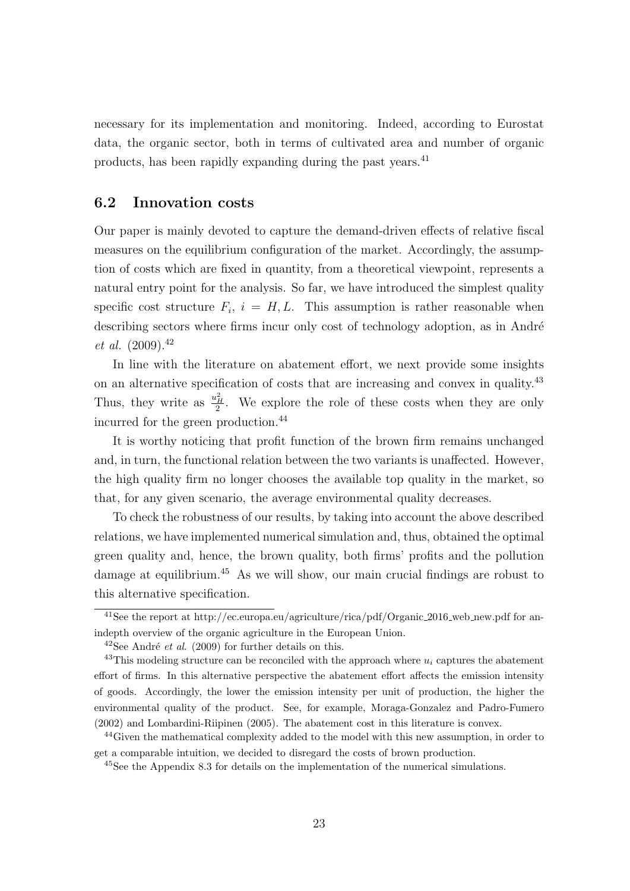necessary for its implementation and monitoring. Indeed, according to Eurostat data, the organic sector, both in terms of cultivated area and number of organic products, has been rapidly expanding during the past years.[41]

### 6.2 Innovation costs

Our paper is mainly devoted to capture the demand-driven effects of relative fiscal measures on the equilibrium configuration of the market. Accordingly, the assumption of costs which are fixed in quantity, from a theoretical viewpoint, represents a natural entry point for the analysis. So far, we have introduced the simplest quality specific cost structure $F_i$, $i = H, L$. This assumption is rather reasonable when describing sectors where firms incur only cost of technology adoption, as in André *et al.* (2009).[42]

In line with the literature on abatement effort, we next provide some insights on an alternative specification of costs that are increasing and convex in quality.[43] Thus, they write as $\frac{u_H^2}{2}$. We explore the role of these costs when they are only incurred for the green production.[44]

It is worthy noticing that profit function of the brown firm remains unchanged and, in turn, the functional relation between the two variants is unaffected. However, the high quality firm no longer chooses the available top quality in the market, so that, for any given scenario, the average environmental quality decreases.

To check the robustness of our results, by taking into account the above described relations, we have implemented numerical simulation and, thus, obtained the optimal green quality and, hence, the brown quality, both firms' profits and the pollution damage at equilibrium.[45] As we will show, our main crucial findings are robust to this alternative specification.

---

[41] See the report at http://ec.europa.eu/agriculture/rica/pdf/Organic_2016_web_new.pdf for an-indepth overview of the organic agriculture in the European Union.

[42] See André *et al*. (2009) for further details on this.

[43] This modeling structure can be reconciled with the approach where $u_i$ captures the abatement effort of firms. In this alternative perspective the abatement effort affects the emission intensity of goods. Accordingly, the lower the emission intensity per unit of production, the higher the environmental quality of the product. See, for example, Moraga-Gonzalez and Padro-Fumero (2002) and Lombardini-Riipinen (2005). The abatement cost in this literature is convex.

[44] Given the mathematical complexity added to the model with this new assumption, in order to get a comparable intuition, we decided to disregard the costs of brown production.

[45] See the Appendix 8.3 for details on the implementation of the numerical simulations.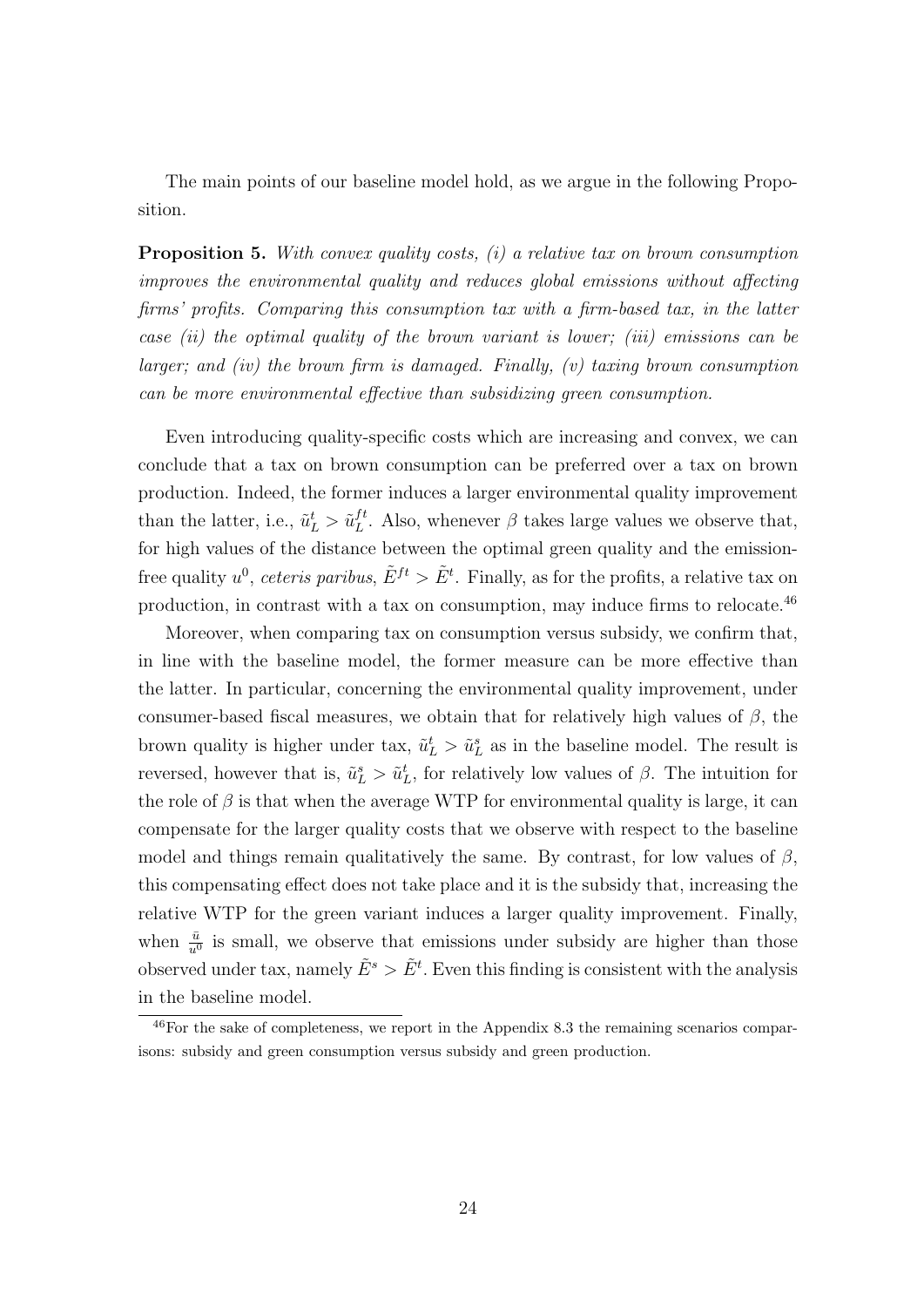The main points of our baseline model hold, as we argue in the following Proposition.

**Proposition 5.** *With convex quality costs, (i) a relative tax on brown consumption improves the environmental quality and reduces global emissions without affecting firms' profits. Comparing this consumption tax with a firm-based tax, in the latter case (ii) the optimal quality of the brown variant is lower; (iii) emissions can be larger; and (iv) the brown firm is damaged. Finally, (v) taxing brown consumption can be more environmental effective than subsidizing green consumption.*

Even introducing quality-specific costs which are increasing and convex, we can conclude that a tax on brown consumption can be preferred over a tax on brown production. Indeed, the former induces a larger environmental quality improvement than the latter, i.e., $\tilde{u}_L^t > \tilde{u}_L^{ft}$. Also, whenever $\beta$ takes large values we observe that, for high values of the distance between the optimal green quality and the emission-free quality $u^0$, *ceteris paribus*, $\tilde{E}^{ft} > \tilde{E}^t$. Finally, as for the profits, a relative tax on production, in contrast with a tax on consumption, may induce firms to relocate.[46]

Moreover, when comparing tax on consumption versus subsidy, we confirm that, in line with the baseline model, the former measure can be more effective than the latter. In particular, concerning the environmental quality improvement, under consumer-based fiscal measures, we obtain that for relatively high values of $\beta$, the brown quality is higher under tax, $\tilde{u}_L^t > \tilde{u}_L^s$ as in the baseline model. The result is reversed, however that is, $\tilde{u}_L^s > \tilde{u}_L^t$, for relatively low values of $\beta$. The intuition for the role of $\beta$ is that when the average WTP for environmental quality is large, it can compensate for the larger quality costs that we observe with respect to the baseline model and things remain qualitatively the same. By contrast, for low values of $\beta$, this compensating effect does not take place and it is the subsidy that, increasing the relative WTP for the green variant induces a larger quality improvement. Finally, when $\frac{\bar{u}}{u^0}$ is small, we observe that emissions under subsidy are higher than those observed under tax, namely $\tilde{E}^s > \tilde{E}^t$. Even this finding is consistent with the analysis in the baseline model.

[46] For the sake of completeness, we report in the Appendix 8.3 the remaining scenarios comparisons: subsidy and green consumption versus subsidy and green production.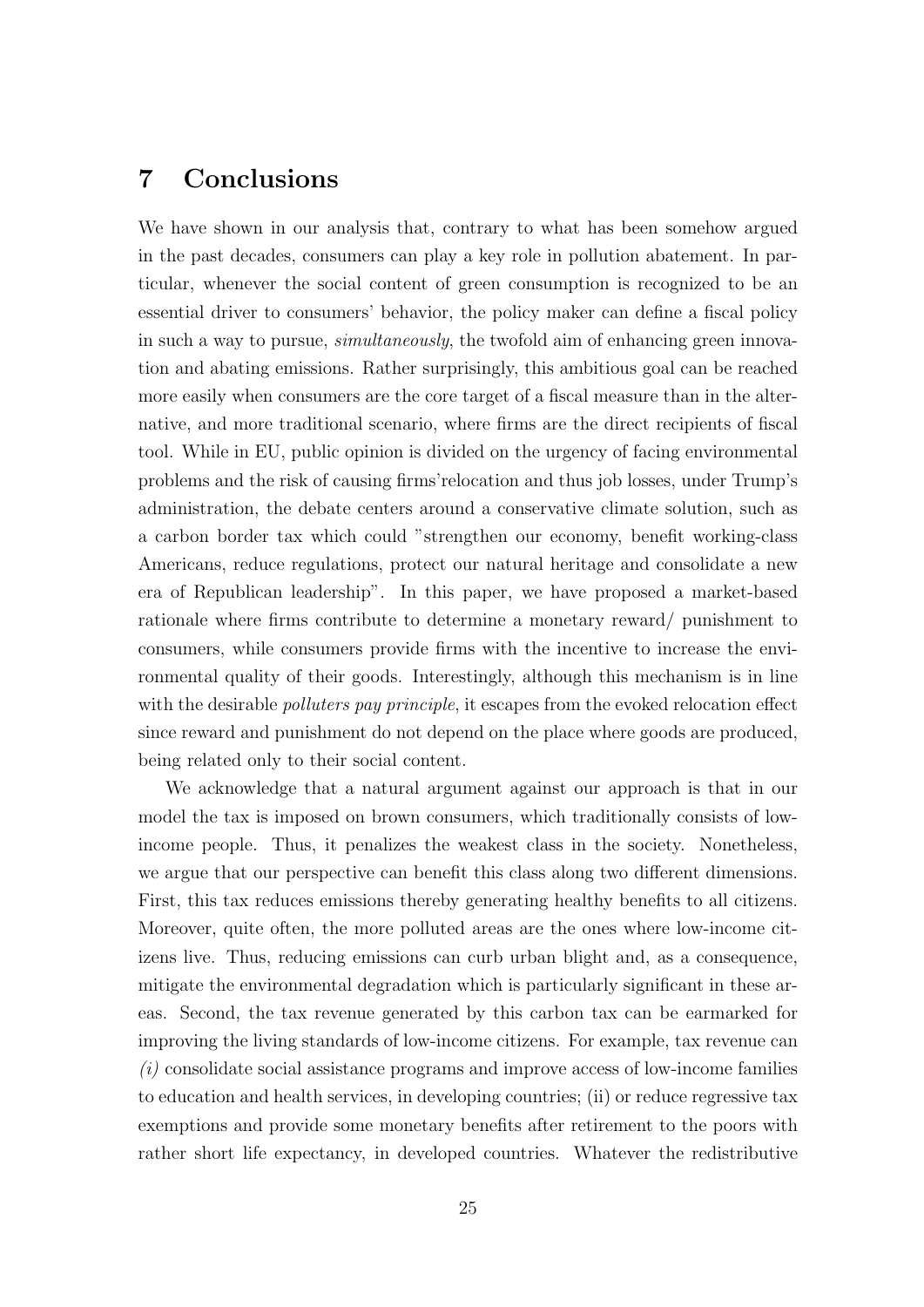## 7 Conclusions

We have shown in our analysis that, contrary to what has been somehow argued in the past decades, consumers can play a key role in pollution abatement. In particular, whenever the social content of green consumption is recognized to be an essential driver to consumers' behavior, the policy maker can define a fiscal policy in such a way to pursue, *simultaneously*, the twofold aim of enhancing green innovation and abating emissions. Rather surprisingly, this ambitious goal can be reached more easily when consumers are the core target of a fiscal measure than in the alternative, and more traditional scenario, where firms are the direct recipients of fiscal tool. While in EU, public opinion is divided on the urgency of facing environmental problems and the risk of causing firms'relocation and thus job losses, under Trump's administration, the debate centers around a conservative climate solution, such as a carbon border tax which could "strengthen our economy, benefit working-class Americans, reduce regulations, protect our natural heritage and consolidate a new era of Republican leadership". In this paper, we have proposed a market-based rationale where firms contribute to determine a monetary reward/ punishment to consumers, while consumers provide firms with the incentive to increase the environmental quality of their goods. Interestingly, although this mechanism is in line with the desirable *polluters pay principle*, it escapes from the evoked relocation effect since reward and punishment do not depend on the place where goods are produced, being related only to their social content.

We acknowledge that a natural argument against our approach is that in our model the tax is imposed on brown consumers, which traditionally consists of low-income people. Thus, it penalizes the weakest class in the society. Nonetheless, we argue that our perspective can benefit this class along two different dimensions. First, this tax reduces emissions thereby generating healthy benefits to all citizens. Moreover, quite often, the more polluted areas are the ones where low-income citizens live. Thus, reducing emissions can curb urban blight and, as a consequence, mitigate the environmental degradation which is particularly significant in these areas. Second, the tax revenue generated by this carbon tax can be earmarked for improving the living standards of low-income citizens. For example, tax revenue can *(i)* consolidate social assistance programs and improve access of low-income families to education and health services, in developing countries; (ii) or reduce regressive tax exemptions and provide some monetary benefits after retirement to the poors with rather short life expectancy, in developed countries. Whatever the redistributive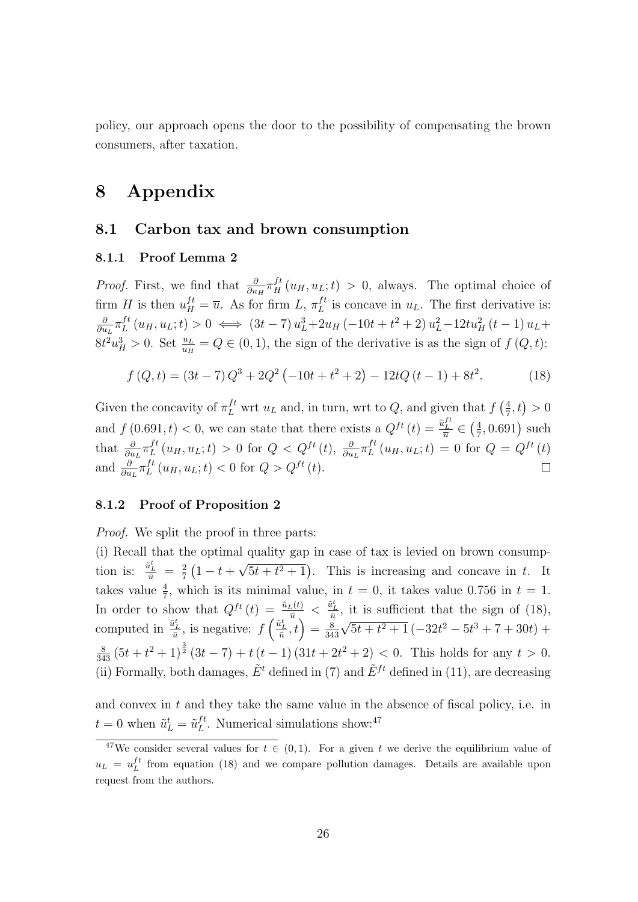policy, our approach opens the door to the possibility of compensating the brown consumers, after taxation.

# 8 Appendix

## 8.1 Carbon tax and brown consumption

### 8.1.1 Proof Lemma 2

*Proof.* First, we find that $\frac{\partial}{\partial u_H}\pi_H^{ft}(u_H, u_L; t) > 0$, always. The optimal choice of firm $H$ is then $u_H^{ft} = \overline{u}$. As for firm $L$, $\pi_L^{ft}$ is concave in $u_L$. The first derivative is: $\frac{\partial}{\partial u_L}\pi_L^{ft}(u_H, u_L; t) > 0 \iff (3t-7)u_L^3 + 2u_H(-10t+t^2+2)u_L^2 - 12tu_H^2(t-1)u_L + 8t^2u_H^3 > 0$. Set $\frac{u_L}{u_H} = Q \in (0,1)$, the sign of the derivative is as the sign of $f(Q,t)$:

$$f(Q,t) = (3t-7)Q^3 + 2Q^2(-10t+t^2+2) - 12tQ(t-1) + 8t^2. \tag{18}$$

Given the concavity of $\pi_L^{ft}$ wrt $u_L$ and, in turn, wrt to $Q$, and given that $f\left(\frac{4}{7}, t\right) > 0$ and $f(0.691, t) < 0$, we can state that there exists a $Q^{ft}(t) = \frac{\tilde{u}_L^{ft}}{\overline{u}} \in \left(\frac{4}{7}, 0.691\right)$ such that $\frac{\partial}{\partial u_L}\pi_L^{ft}(u_H, u_L; t) > 0$ for $Q < Q^{ft}(t)$, $\frac{\partial}{\partial u_L}\pi_L^{ft}(u_H, u_L; t) = 0$ for $Q = Q^{ft}(t)$ and $\frac{\partial}{\partial u_L}\pi_L^{ft}(u_H, u_L; t) < 0$ for $Q > Q^{ft}(t)$. □

### 8.1.2 Proof of Proposition 2

*Proof.* We split the proof in three parts:

(i) Recall that the optimal quality gap in case of tax is levied on brown consumption is: $\frac{\tilde{u}_L^t}{\overline{u}} = \frac{2}{7}\left(1 - t + \sqrt{5t+t^2+1}\right)$. This is increasing and concave in $t$. It takes value $\frac{4}{7}$, which is its minimal value, in $t=0$, it takes value $0.756$ in $t=1$. In order to show that $Q^{ft}(t) = \frac{\tilde{u}_L(t)}{\overline{u}} < \frac{\tilde{u}_L^t}{\overline{u}}$, it is sufficient that the sign of (18), computed in $\frac{\tilde{u}_L^t}{\overline{u}}$, is negative: $f\left(\frac{\tilde{u}_L^t}{\overline{u}}, t\right) = \frac{8}{343}\sqrt{5t+t^2+1}\left(-32t^2 - 5t^3 + 7 + 30t\right) + \frac{8}{343}\left(5t+t^2+1\right)^{\frac{3}{2}}(3t-7) + t(t-1)\left(31t+2t^2+2\right) < 0$. This holds for any $t > 0$.

(ii) Formally, both damages, $\tilde{E}^t$ defined in (7) and $\tilde{E}^{ft}$ defined in (11), are decreasing and convex in $t$ and they take the same value in the absence of fiscal policy, i.e. in $t=0$ when $\tilde{u}_L^t = \tilde{u}_L^{ft}$. Numerical simulations show:[47]

[47] We consider several values for $t \in (0,1)$. For a given $t$ we derive the equilibrium value of $u_L = u_L^{ft}$ from equation (18) and we compare pollution damages. Details are available upon request from the authors.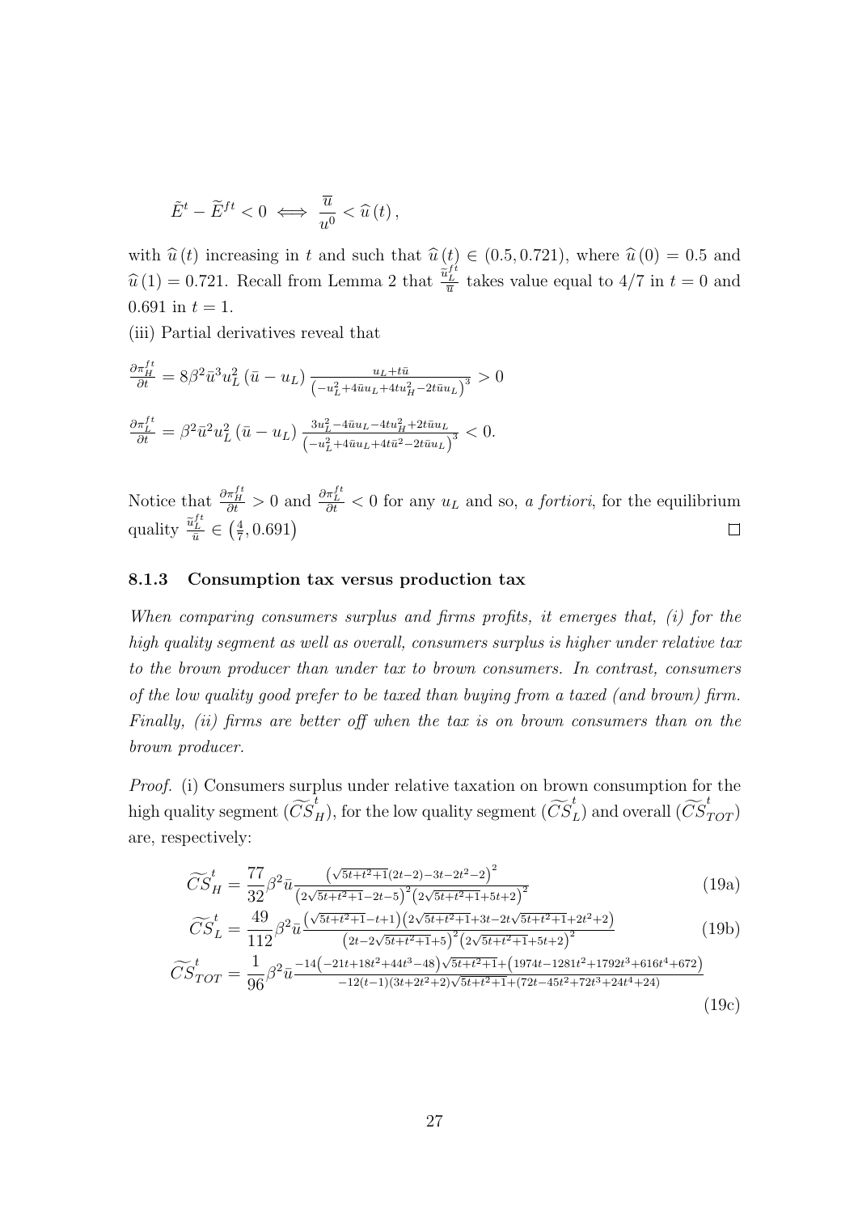$$\tilde{E}^{t}-\widetilde{E}^{ft}<0 \iff \frac{\overline{u}}{u^{0}}<\widehat{u}\left(t\right),$$

with $\widehat{u}\left(t\right)$ increasing in $t$ and such that $\widehat{u}\left(t\right)\in\left(0.5,0.721\right)$, where $\widehat{u}\left(0\right)=0.5$ and $\widehat{u}\left(1\right)=0.721$. Recall from Lemma 2 that $\frac{\widetilde{u}_{L}^{ft}}{\overline{u}}$ takes value equal to $4/7$ in $t=0$ and $0.691$ in $t=1$.

(iii) Partial derivatives reveal that

$$\frac{\partial\pi_{H}^{ft}}{\partial t}=8\beta^{2}\bar{u}^{3}u_{L}^{2}\left(\bar{u}-u_{L}\right)\frac{u_{L}+t\bar{u}}{\left(-u_{L}^{2}+4\bar{u}u_{L}+4tu_{H}^{2}-2t\bar{u}u_{L}\right)^{3}}>0$$

$$\frac{\partial\pi_{L}^{ft}}{\partial t}=\beta^{2}\bar{u}^{2}u_{L}^{2}\left(\bar{u}-u_{L}\right)\frac{3u_{L}^{2}-4\bar{u}u_{L}-4tu_{H}^{2}+2t\bar{u}u_{L}}{\left(-u_{L}^{2}+4\bar{u}u_{L}+4t\bar{u}^{2}-2t\bar{u}u_{L}\right)^{3}}<0.$$

Notice that $\frac{\partial\pi_{H}^{ft}}{\partial t}>0$ and $\frac{\partial\pi_{L}^{ft}}{\partial t}<0$ for any $u_{L}$ and so, *a fortiori*, for the equilibrium quality $\frac{\widetilde{u}_{L}^{ft}}{\bar{u}}\in\left(\frac{4}{7},0.691\right)$ □

### 8.1.3 Consumption tax versus production tax

*When comparing consumers surplus and firms profits, it emerges that, (i) for the high quality segment as well as overall, consumers surplus is higher under relative tax to the brown producer than under tax to brown consumers. In contrast, consumers of the low quality good prefer to be taxed than buying from a taxed (and brown) firm. Finally, (ii) firms are better off when the tax is on brown consumers than on the brown producer.*

*Proof.* (i) Consumers surplus under relative taxation on brown consumption for the high quality segment ($\widetilde{CS}_{H}^{t}$), for the low quality segment ($\widetilde{CS}_{L}^{t}$) and overall ($\widetilde{CS}_{TOT}^{t}$) are, respectively:

$$\widetilde{CS}_{H}^{t}=\frac{77}{32}\beta^{2}\bar{u}\frac{\left(\sqrt{5t+t^{2}+1}(2t-2)-3t-2t^{2}-2\right)^{2}}{\left(2\sqrt{5t+t^{2}+1}-2t-5\right)^{2}\left(2\sqrt{5t+t^{2}+1}+5t+2\right)^{2}} \tag{19a}$$

$$\widetilde{CS}_{L}^{t}=\frac{49}{112}\beta^{2}\bar{u}\frac{\left(\sqrt{5t+t^{2}+1}-t+1\right)\left(2\sqrt{5t+t^{2}+1}+3t-2t\sqrt{5t+t^{2}+1}+2t^{2}+2\right)}{\left(2t-2\sqrt{5t+t^{2}+1}+5\right)^{2}\left(2\sqrt{5t+t^{2}+1}+5t+2\right)^{2}} \tag{19b}$$

$$\widetilde{CS}_{TOT}^{t}=\frac{1}{96}\beta^{2}\bar{u}\frac{-14\left(-21t+18t^{2}+44t^{3}-48\right)\sqrt{5t+t^{2}+1}+\left(1974t-1281t^{2}+1792t^{3}+616t^{4}+672\right)}{-12(t-1)(3t+2t^{2}+2)\sqrt{5t+t^{2}+1}+(72t-45t^{2}+72t^{3}+24t^{4}+24)} \tag{19c}$$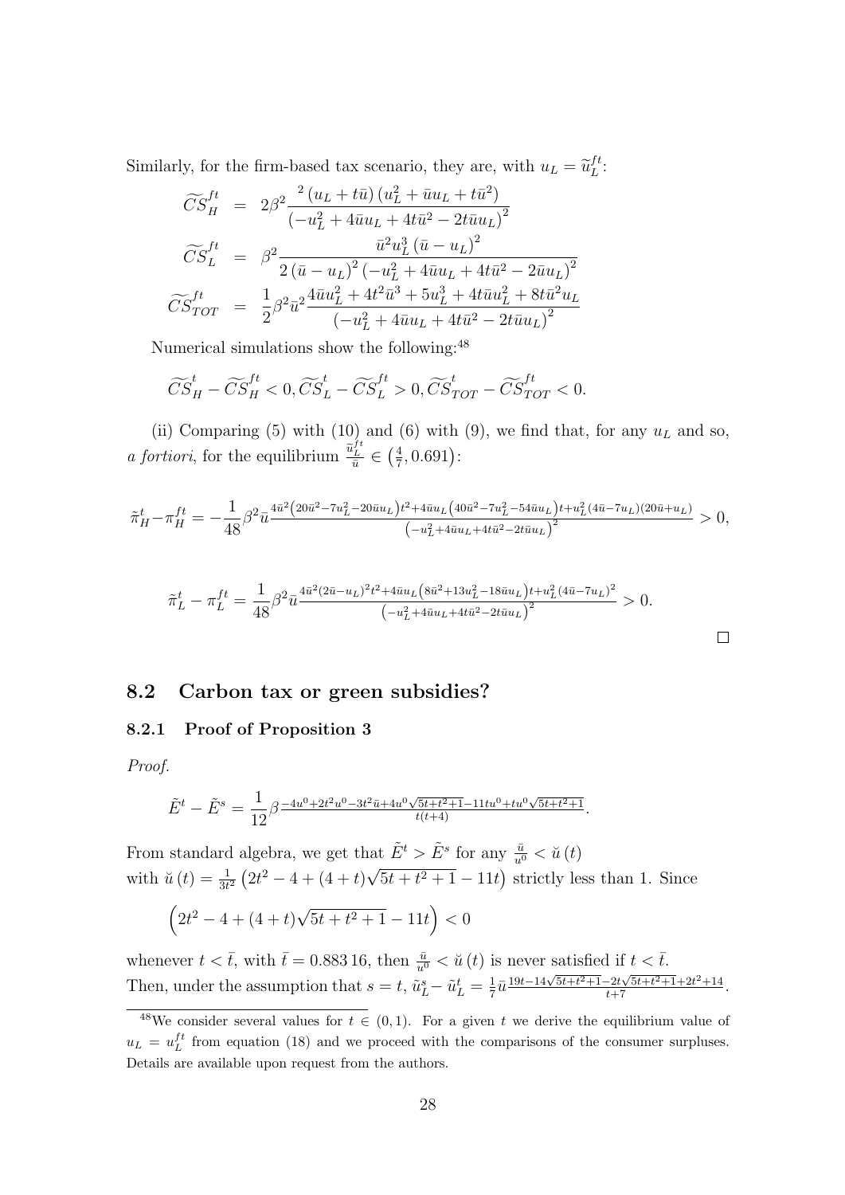Similarly, for the firm-based tax scenario, they are, with $u_L = \widetilde{u}_L^{ft}$:

$$\widetilde{CS}_H^{ft} = 2\beta^2 \frac{^2\left(u_L + t\bar{u}\right)\left(u_L^2 + \bar{u}u_L + t\bar{u}^2\right)}{\left(-u_L^2 + 4\bar{u}u_L + 4t\bar{u}^2 - 2t\bar{u}u_L\right)^2}$$

$$\widetilde{CS}_L^{ft} = \beta^2 \frac{\bar{u}^2 u_L^3 \left(\bar{u} - u_L\right)^2}{2\left(\bar{u} - u_L\right)^2 \left(-u_L^2 + 4\bar{u}u_L + 4t\bar{u}^2 - 2\bar{u}u_L\right)^2}$$

$$\widetilde{CS}_{TOT}^{ft} = \frac{1}{2}\beta^2 \bar{u}^2 \frac{4\bar{u}u_L^2 + 4t^2\bar{u}^3 + 5u_L^3 + 4t\bar{u}u_L^2 + 8t\bar{u}^2 u_L}{\left(-u_L^2 + 4\bar{u}u_L + 4t\bar{u}^2 - 2t\bar{u}u_L\right)^2}$$

Numerical simulations show the following:[48]

$$\widetilde{CS}_H^t - \widetilde{CS}_H^{ft} < 0, \widetilde{CS}_L^t - \widetilde{CS}_L^{ft} > 0, \widetilde{CS}_{TOT}^t - \widetilde{CS}_{TOT}^{ft} < 0.$$

(ii) Comparing (5) with (10) and (6) with (9), we find that, for any $u_L$ and so, *a fortiori*, for the equilibrium $\frac{\tilde{u}_L^{ft}}{\bar{u}} \in \left(\frac{4}{7}, 0.691\right)$:

$$\tilde{\pi}_H^t - \pi_H^{ft} = -\frac{1}{48}\beta^2 \bar{u} \frac{4\bar{u}^2\left(20\bar{u}^2 - 7u_L^2 - 20\bar{u}u_L\right)t^2 + 4\bar{u}u_L\left(40\bar{u}^2 - 7u_L^2 - 54\bar{u}u_L\right)t + u_L^2(4\bar{u} - 7u_L)(20\bar{u} + u_L)}{\left(-u_L^2 + 4\bar{u}u_L + 4t\bar{u}^2 - 2t\bar{u}u_L\right)^2} > 0,$$

$$\tilde{\pi}_L^t - \pi_L^{ft} = \frac{1}{48}\beta^2 \bar{u} \frac{4\bar{u}^2(2\bar{u} - u_L)^2 t^2 + 4\bar{u}u_L\left(8\bar{u}^2 + 13u_L^2 - 18\bar{u}u_L\right)t + u_L^2(4\bar{u} - 7u_L)^2}{\left(-u_L^2 + 4\bar{u}u_L + 4t\bar{u}^2 - 2t\bar{u}u_L\right)^2} > 0.$$

□

## 8.2 Carbon tax or green subsidies?

### 8.2.1 Proof of Proposition 3

*Proof.*

$$\tilde{E}^t - \tilde{E}^s = \frac{1}{12}\beta \frac{-4u^0 + 2t^2u^0 - 3t^2\bar{u} + 4u^0\sqrt{5t + t^2 + 1} - 11tu^0 + tu^0\sqrt{5t + t^2 + 1}}{t(t+4)}.$$

From standard algebra, we get that $\tilde{E}^t > \tilde{E}^s$ for any $\frac{\bar{u}}{u^0} < \breve{u}(t)$ with $\breve{u}(t) = \frac{1}{3t^2}\left(2t^2 - 4 + (4+t)\sqrt{5t + t^2 + 1} - 11t\right)$ strictly less than 1. Since

$$\left(2t^2 - 4 + (4+t)\sqrt{5t + t^2 + 1} - 11t\right) < 0$$

whenever $t < \bar{t}$, with $\bar{t} = 0.883\,16$, then $\frac{\bar{u}}{u^0} < \breve{u}(t)$ is never satisfied if $t < \bar{t}$. Then, under the assumption that $s = t$, $\tilde{u}_L^s - \tilde{u}_L^t = \frac{1}{7}\bar{u}\frac{19t - 14\sqrt{5t + t^2 + 1} - 2t\sqrt{5t + t^2 + 1} + 2t^2 + 14}{t + 7}$.

[48] We consider several values for $t \in (0, 1)$. For a given $t$ we derive the equilibrium value of $u_L = u_L^{ft}$ from equation (18) and we proceed with the comparisons of the consumer surpluses. Details are available upon request from the authors.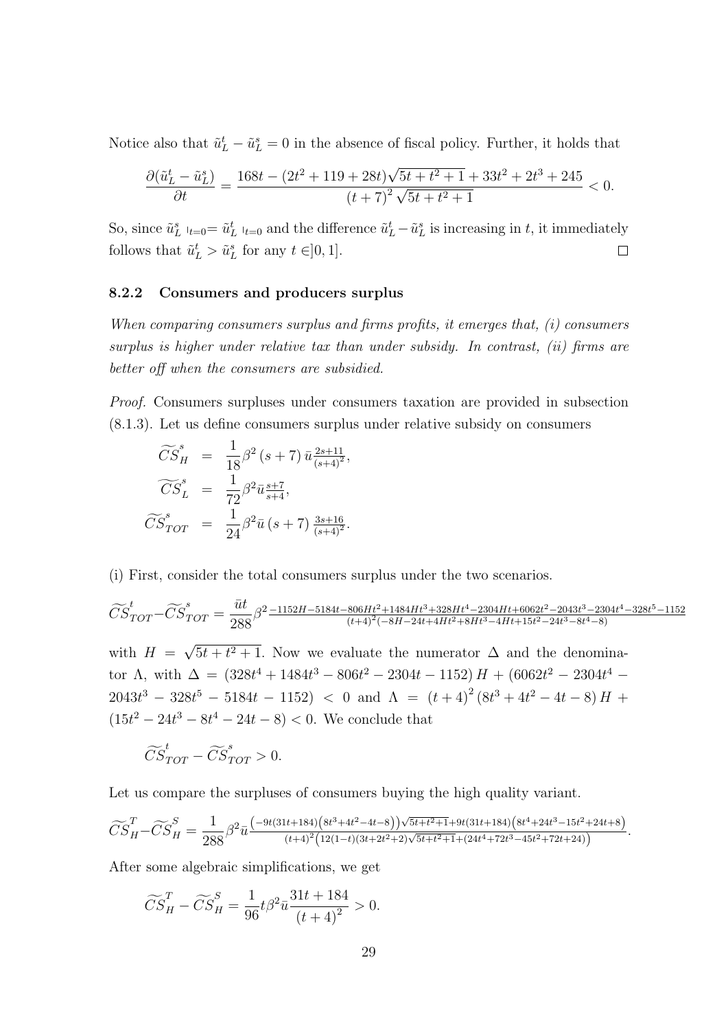Notice also that $\tilde{u}_L^t - \tilde{u}_L^s = 0$ in the absence of fiscal policy. Further, it holds that

$$\frac{\partial(\tilde{u}_L^t - \tilde{u}_L^s)}{\partial t} = \frac{168t - (2t^2 + 119 + 28t)\sqrt{5t + t^2 + 1} + 33t^2 + 2t^3 + 245}{(t+7)^2\sqrt{5t + t^2 + 1}} < 0.$$

So, since $\tilde{u}_L^s \mid_{t=0} = \tilde{u}_L^t \mid_{t=0}$ and the difference $\tilde{u}_L^t - \tilde{u}_L^s$ is increasing in $t$, it immediately follows that $\tilde{u}_L^t > \tilde{u}_L^s$ for any $t \in ]0, 1]$. □

### 8.2.2 Consumers and producers surplus

*When comparing consumers surplus and firms profits, it emerges that, (i) consumers surplus is higher under relative tax than under subsidy. In contrast, (ii) firms are better off when the consumers are subsidied.*

*Proof.* Consumers surpluses under consumers taxation are provided in subsection (8.1.3). Let us define consumers surplus under relative subsidy on consumers

$$\begin{aligned}
\widetilde{CS}_H^s &= \frac{1}{18}\beta^2 (s+7)\,\bar{u}^{\frac{2s+11}{(s+4)^2}}, \\
\widetilde{CS}_L^s &= \frac{1}{72}\beta^2 \bar{u}^{\frac{s+7}{s+4}}, \\
\widetilde{CS}_{TOT}^s &= \frac{1}{24}\beta^2 \bar{u}\,(s+7)\,^{\frac{3s+16}{(s+4)^2}}.
\end{aligned}$$

(i) First, consider the total consumers surplus under the two scenarios.

$$\widetilde{CS}_{TOT}^t - \widetilde{CS}_{TOT}^s = \frac{\bar{u}t}{288}\beta^{2\,\frac{-1152H - 5184t - 806Ht^2 + 1484Ht^3 + 328Ht^4 - 2304Ht + 6062t^2 - 2043t^3 - 2304t^4 - 328t^5 - 1152}{(t+4)^2(-8H - 24t + 4Ht^2 + 8Ht^3 - 4Ht + 15t^2 - 24t^3 - 8t^4 - 8)}}$$

with $H = \sqrt{5t + t^2 + 1}$. Now we evaluate the numerator $\Delta$ and the denominator $\Lambda$, with $\Delta = (328t^4 + 1484t^3 - 806t^2 - 2304t - 1152)\,H + (6062t^2 - 2304t^4 - 2043t^3 - 328t^5 - 5184t - 1152) < 0$ and $\Lambda = (t+4)^2 (8t^3 + 4t^2 - 4t - 8)\,H + (15t^2 - 24t^3 - 8t^4 - 24t - 8) < 0$. We conclude that

$$\widetilde{CS}_{TOT}^t - \widetilde{CS}_{TOT}^s > 0.$$

Let us compare the surpluses of consumers buying the high quality variant.

$$\widetilde{CS}_H^T - \widetilde{CS}_H^S = \frac{1}{288}\beta^2 \bar{u}\frac{\left(-9t(31t+184)\left(8t^3+4t^2-4t-8\right)\right)\sqrt{5t+t^2+1} + 9t(31t+184)\left(8t^4+24t^3-15t^2+24t+8\right)}{(t+4)^2\left(12(1-t)(3t+2t^2+2)\sqrt{5t+t^2+1} + (24t^4+72t^3-45t^2+72t+24)\right)}.$$

After some algebraic simplifications, we get

$$\widetilde{CS}_H^T - \widetilde{CS}_H^S = \frac{1}{96}t\beta^2\bar{u}\frac{31t + 184}{(t+4)^2} > 0.$$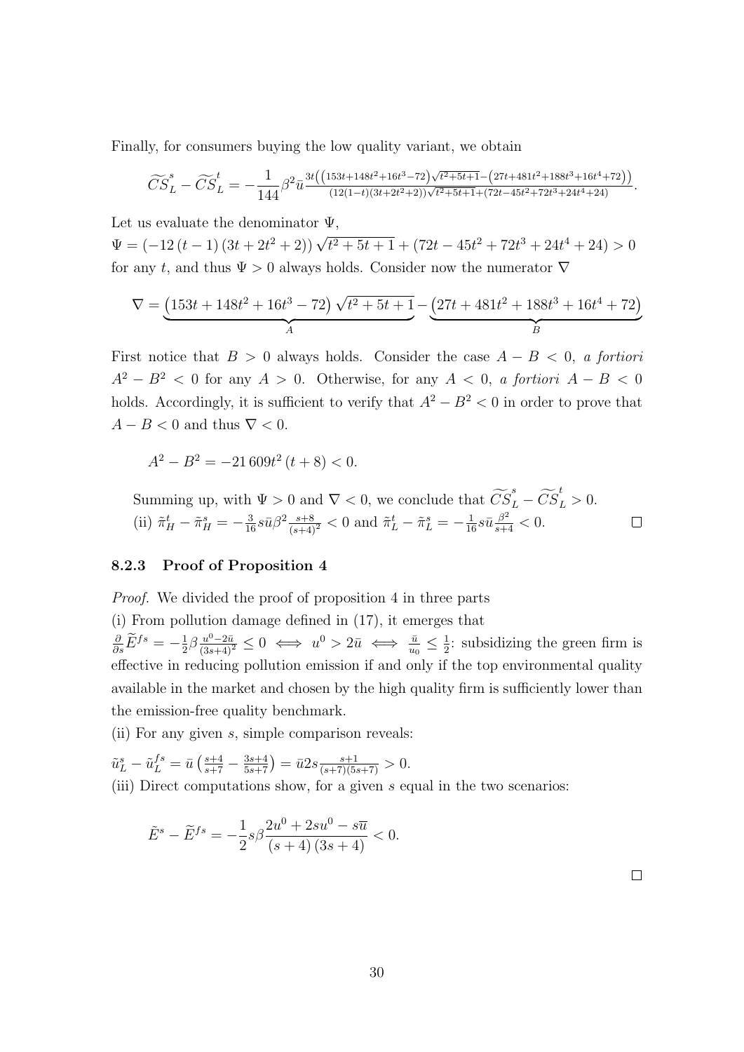Finally, for consumers buying the low quality variant, we obtain

$$\widetilde{CS}_L^s - \widetilde{CS}_L^t = -\frac{1}{144}\beta^2\bar{u}\frac{3t\left(\left(153t+148t^2+16t^3-72\right)\sqrt{t^2+5t+1}-\left(27t+481t^2+188t^3+16t^4+72\right)\right)}{\left(12(1-t)(3t+2t^2+2)\right)\sqrt{t^2+5t+1}+\left(72t-45t^2+72t^3+24t^4+24\right)}.$$

Let us evaluate the denominator $\Psi$,
$\Psi = \left(-12\left(t-1\right)\left(3t+2t^2+2\right)\right)\sqrt{t^2+5t+1} + \left(72t - 45t^2 + 72t^3 + 24t^4 + 24\right) > 0$
for any $t$, and thus $\Psi > 0$ always holds. Consider now the numerator $\nabla$

$$\nabla = \underbrace{\left(153t + 148t^2 + 16t^3 - 72\right)\sqrt{t^2+5t+1}}_{A} - \underbrace{\left(27t + 481t^2 + 188t^3 + 16t^4 + 72\right)}_{B}$$

First notice that $B > 0$ always holds. Consider the case $A - B < 0$, *a fortiori* $A^2 - B^2 < 0$ for any $A > 0$. Otherwise, for any $A < 0$, *a fortiori* $A - B < 0$ holds. Accordingly, it is sufficient to verify that $A^2 - B^2 < 0$ in order to prove that $A - B < 0$ and thus $\nabla < 0$.

$$A^2 - B^2 = -21\,609t^2\left(t+8\right) < 0.$$

Summing up, with $\Psi > 0$ and $\nabla < 0$, we conclude that $\widetilde{CS}_L^s - \widetilde{CS}_L^t > 0$.
(ii) $\tilde{\pi}_H^t - \tilde{\pi}_H^s = -\frac{3}{16}s\bar{u}\beta^2\frac{s+8}{(s+4)^2} < 0$ and $\tilde{\pi}_L^t - \tilde{\pi}_L^s = -\frac{1}{16}s\bar{u}\frac{\beta^2}{s+4} < 0$. □

### 8.2.3 Proof of Proposition 4

*Proof.* We divided the proof of proposition 4 in three parts
(i) From pollution damage defined in (17), it emerges that
$\frac{\partial}{\partial s}\widetilde{E}^{fs} = -\frac{1}{2}\beta\frac{u^0-2\bar{u}}{(3s+4)^2} \leq 0 \iff u^0 > 2\bar{u} \iff \frac{\bar{u}}{u_0} \leq \frac{1}{2}$: subsidizing the green firm is effective in reducing pollution emission if and only if the top environmental quality available in the market and chosen by the high quality firm is sufficiently lower than the emission-free quality benchmark.
(ii) For any given $s$, simple comparison reveals:
$\tilde{u}_L^s - \tilde{u}_L^{fs} = \bar{u}\left(\frac{s+4}{s+7} - \frac{3s+4}{5s+7}\right) = \bar{u}2s\frac{s+1}{(s+7)(5s+7)} > 0.$
(iii) Direct computations show, for a given $s$ equal in the two scenarios:

$$\tilde{E}^s - \widetilde{E}^{fs} = -\frac{1}{2}s\beta\frac{2u^0 + 2su^0 - s\overline{u}}{\left(s+4\right)\left(3s+4\right)} < 0.$$

□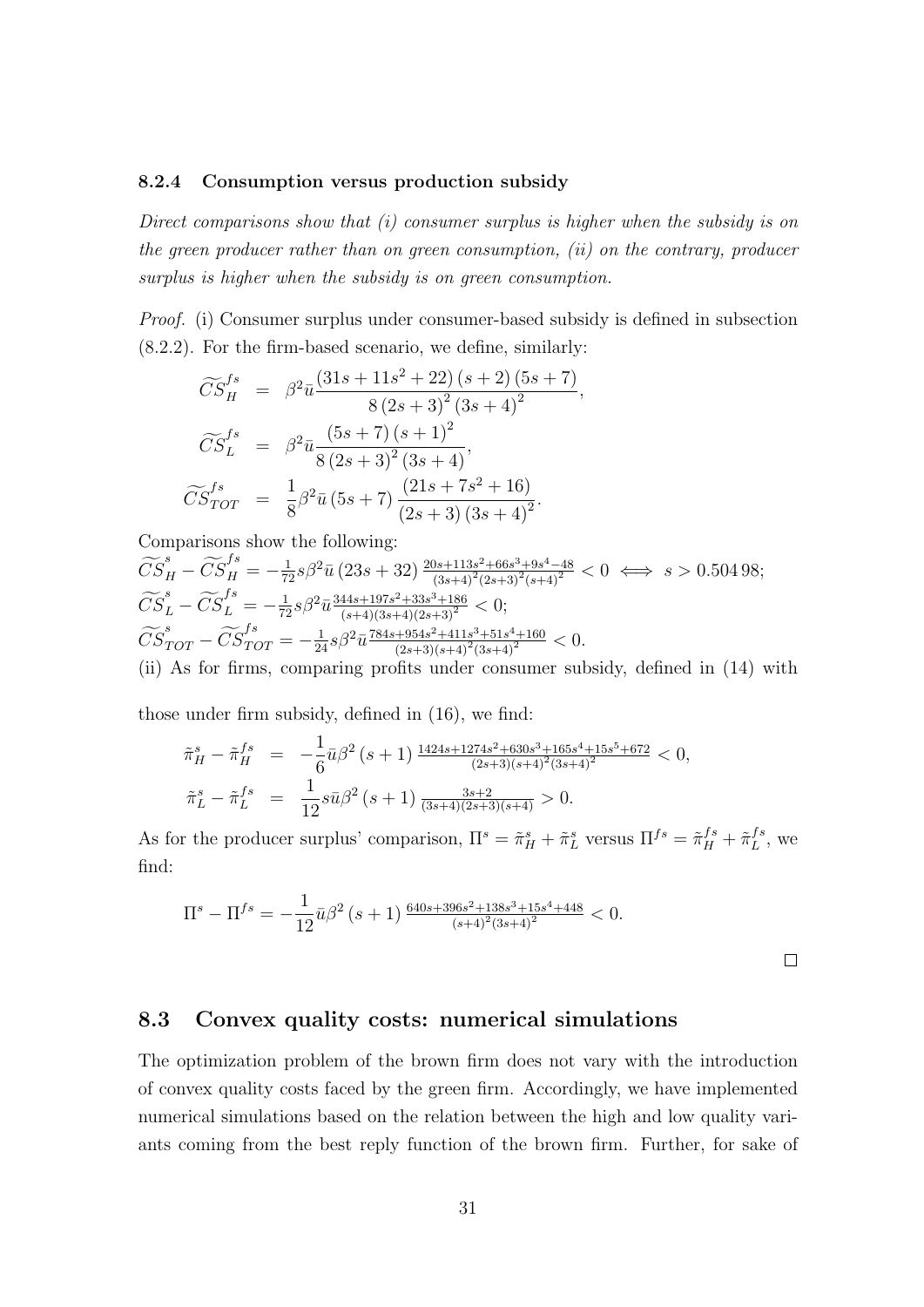### 8.2.4 Consumption versus production subsidy

*Direct comparisons show that (i) consumer surplus is higher when the subsidy is on the green producer rather than on green consumption, (ii) on the contrary, producer surplus is higher when the subsidy is on green consumption.*

*Proof.* (i) Consumer surplus under consumer-based subsidy is defined in subsection (8.2.2). For the firm-based scenario, we define, similarly:

$$\widetilde{CS}_H^{fs} = \beta^2 \bar{u} \frac{(31s + 11s^2 + 22)(s+2)(5s+7)}{8(2s+3)^2(3s+4)^2},$$

$$\widetilde{CS}_L^{fs} = \beta^2 \bar{u} \frac{(5s+7)(s+1)^2}{8(2s+3)^2(3s+4)},$$

$$\widetilde{CS}_{TOT}^{fs} = \frac{1}{8}\beta^2 \bar{u}(5s+7)\frac{(21s + 7s^2 + 16)}{(2s+3)(3s+4)^2}.$$

Comparisons show the following:

$\widetilde{CS}_H^{s} - \widetilde{CS}_H^{fs} = -\frac{1}{72}s\beta^2\bar{u}(23s+32)\frac{20s+113s^2+66s^3+9s^4-48}{(3s+4)^2(2s+3)^2(s+4)^2} < 0 \iff s > 0.504\,98;$

$\widetilde{CS}_L^{s} - \widetilde{CS}_L^{fs} = -\frac{1}{72}s\beta^2\bar{u}\frac{344s+197s^2+33s^3+186}{(s+4)(3s+4)(2s+3)^2} < 0;$

$\widetilde{CS}_{TOT}^{s} - \widetilde{CS}_{TOT}^{fs} = -\frac{1}{24}s\beta^2\bar{u}\frac{784s+954s^2+411s^3+51s^4+160}{(2s+3)(s+4)^2(3s+4)^2} < 0.$

(ii) As for firms, comparing profits under consumer subsidy, defined in (14) with those under firm subsidy, defined in (16), we find:

$$\tilde{\pi}_H^s - \tilde{\pi}_H^{fs} = -\frac{1}{6}\bar{u}\beta^2(s+1)\frac{1424s+1274s^2+630s^3+165s^4+15s^5+672}{(2s+3)(s+4)^2(3s+4)^2} < 0,$$

$$\tilde{\pi}_L^s - \tilde{\pi}_L^{fs} = \frac{1}{12}s\bar{u}\beta^2(s+1)\frac{3s+2}{(3s+4)(2s+3)(s+4)} > 0.$$

As for the producer surplus' comparison, $\Pi^s = \tilde{\pi}_H^s + \tilde{\pi}_L^s$ versus $\Pi^{fs} = \tilde{\pi}_H^{fs} + \tilde{\pi}_L^{fs}$, we find:

$$\Pi^s - \Pi^{fs} = -\frac{1}{12}\bar{u}\beta^2(s+1)\frac{640s+396s^2+138s^3+15s^4+448}{(s+4)^2(3s+4)^2} < 0.$$

□

## 8.3 Convex quality costs: numerical simulations

The optimization problem of the brown firm does not vary with the introduction of convex quality costs faced by the green firm. Accordingly, we have implemented numerical simulations based on the relation between the high and low quality variants coming from the best reply function of the brown firm. Further, for sake of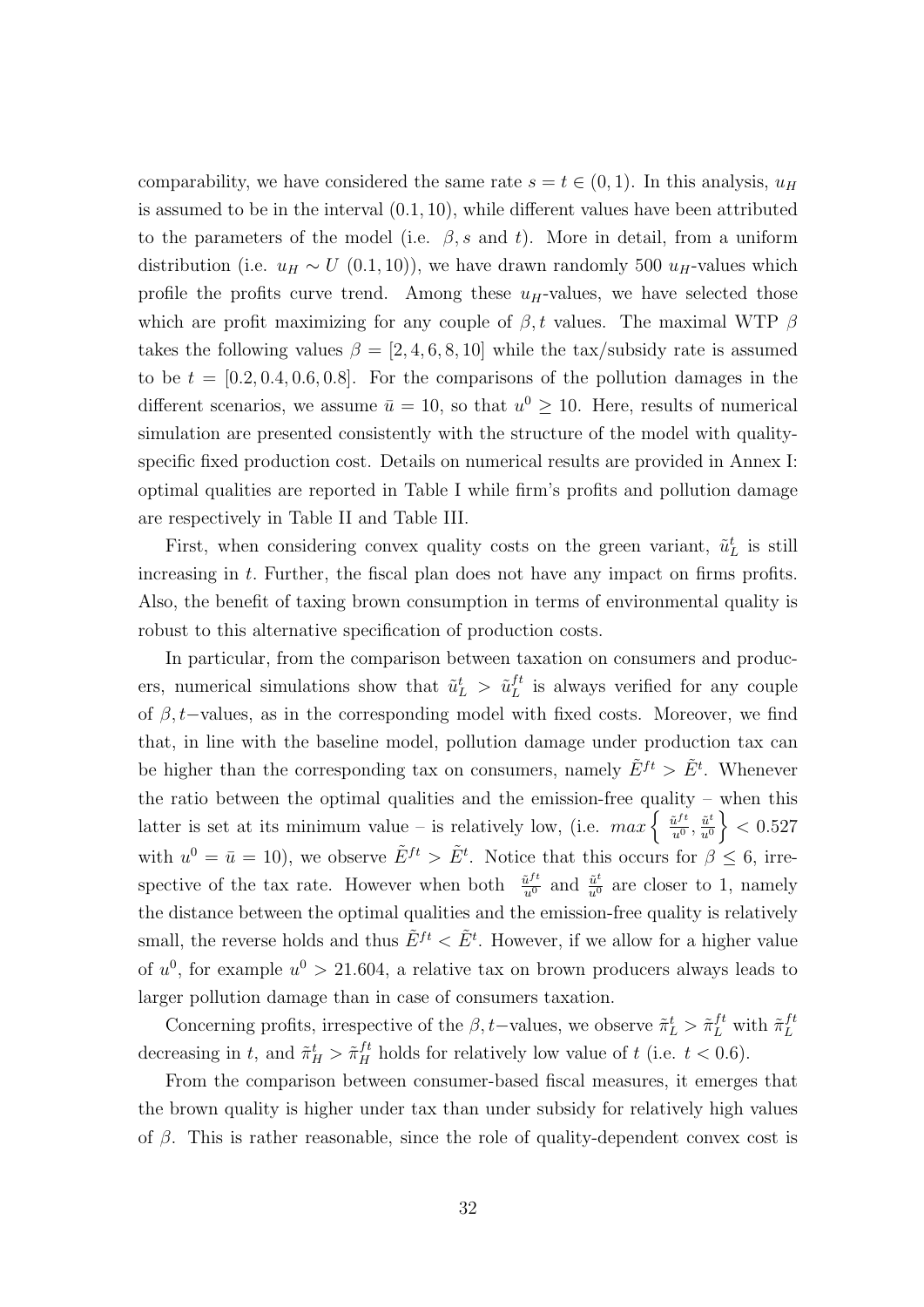comparability, we have considered the same rate $s = t \in (0, 1)$. In this analysis, $u_H$ is assumed to be in the interval $(0.1, 10)$, while different values have been attributed to the parameters of the model (i.e. $\beta, s$ and $t$). More in detail, from a uniform distribution (i.e. $u_H \sim U\ (0.1, 10)$), we have drawn randomly 500 $u_H$-values which profile the profits curve trend. Among these $u_H$-values, we have selected those which are profit maximizing for any couple of $\beta, t$ values. The maximal WTP $\beta$ takes the following values $\beta = [2, 4, 6, 8, 10]$ while the tax/subsidy rate is assumed to be $t = [0.2, 0.4, 0.6, 0.8]$. For the comparisons of the pollution damages in the different scenarios, we assume $\bar{u} = 10$, so that $u^0 \geq 10$. Here, results of numerical simulation are presented consistently with the structure of the model with quality-specific fixed production cost. Details on numerical results are provided in Annex I: optimal qualities are reported in Table I while firm's profits and pollution damage are respectively in Table II and Table III.

First, when considering convex quality costs on the green variant, $\tilde{u}_L^t$ is still increasing in $t$. Further, the fiscal plan does not have any impact on firms profits. Also, the benefit of taxing brown consumption in terms of environmental quality is robust to this alternative specification of production costs.

In particular, from the comparison between taxation on consumers and producers, numerical simulations show that $\tilde{u}_L^t > \tilde{u}_L^{ft}$ is always verified for any couple of $\beta, t-$values, as in the corresponding model with fixed costs. Moreover, we find that, in line with the baseline model, pollution damage under production tax can be higher than the corresponding tax on consumers, namely $\tilde{E}^{ft} > \tilde{E}^t$. Whenever the ratio between the optimal qualities and the emission-free quality – when this latter is set at its minimum value – is relatively low, (i.e. $max\left\{\frac{\tilde{u}^{ft}}{u^0}, \frac{\tilde{u}^t}{u^0}\right\} < 0.527$ with $u^0 = \bar{u} = 10$), we observe $\tilde{E}^{ft} > \tilde{E}^t$. Notice that this occurs for $\beta \leq 6$, irrespective of the tax rate. However when both $\frac{\tilde{u}^{ft}}{u^0}$ and $\frac{\tilde{u}^t}{u^0}$ are closer to 1, namely the distance between the optimal qualities and the emission-free quality is relatively small, the reverse holds and thus $\tilde{E}^{ft} < \tilde{E}^t$. However, if we allow for a higher value of $u^0$, for example $u^0 > 21.604$, a relative tax on brown producers always leads to larger pollution damage than in case of consumers taxation.

Concerning profits, irrespective of the $\beta, t-$values, we observe $\tilde{\pi}_L^t > \tilde{\pi}_L^{ft}$ with $\tilde{\pi}_L^{ft}$ decreasing in $t$, and $\tilde{\pi}_H^t > \tilde{\pi}_H^{ft}$ holds for relatively low value of $t$ (i.e. $t < 0.6$).

From the comparison between consumer-based fiscal measures, it emerges that the brown quality is higher under tax than under subsidy for relatively high values of $\beta$. This is rather reasonable, since the role of quality-dependent convex cost is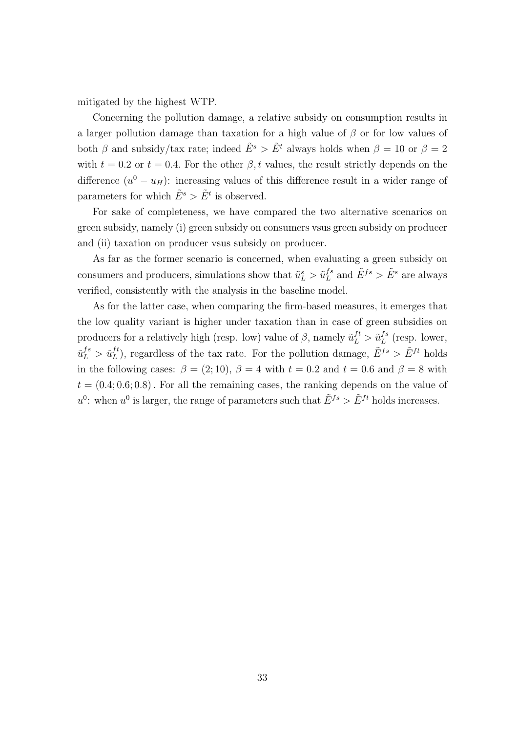mitigated by the highest WTP.

Concerning the pollution damage, a relative subsidy on consumption results in a larger pollution damage than taxation for a high value of $\beta$ or for low values of both $\beta$ and subsidy/tax rate; indeed $\tilde{E}^s > \tilde{E}^t$ always holds when $\beta = 10$ or $\beta = 2$ with $t = 0.2$ or $t = 0.4$. For the other $\beta, t$ values, the result strictly depends on the difference $(u^0 - u_H)$: increasing values of this difference result in a wider range of parameters for which $\tilde{E}^s > \tilde{E}^t$ is observed.

For sake of completeness, we have compared the two alternative scenarios on green subsidy, namely (i) green subsidy on consumers vsus green subsidy on producer and (ii) taxation on producer vsus subsidy on producer.

As far as the former scenario is concerned, when evaluating a green subsidy on consumers and producers, simulations show that $\tilde{u}_L^s > \tilde{u}_L^{fs}$ and $\tilde{E}^{fs} > \tilde{E}^s$ are always verified, consistently with the analysis in the baseline model.

As for the latter case, when comparing the firm-based measures, it emerges that the low quality variant is higher under taxation than in case of green subsidies on producers for a relatively high (resp. low) value of $\beta$, namely $\tilde{u}_L^{ft} > \tilde{u}_L^{fs}$ (resp. lower, $\tilde{u}_L^{fs} > \tilde{u}_L^{ft}$), regardless of the tax rate. For the pollution damage, $\tilde{E}^{fs} > \tilde{E}^{ft}$ holds in the following cases: $\beta = (2; 10)$, $\beta = 4$ with $t = 0.2$ and $t = 0.6$ and $\beta = 8$ with $t = (0.4; 0.6; 0.8)$. For all the remaining cases, the ranking depends on the value of $u^0$: when $u^0$ is larger, the range of parameters such that $\tilde{E}^{fs} > \tilde{E}^{ft}$ holds increases.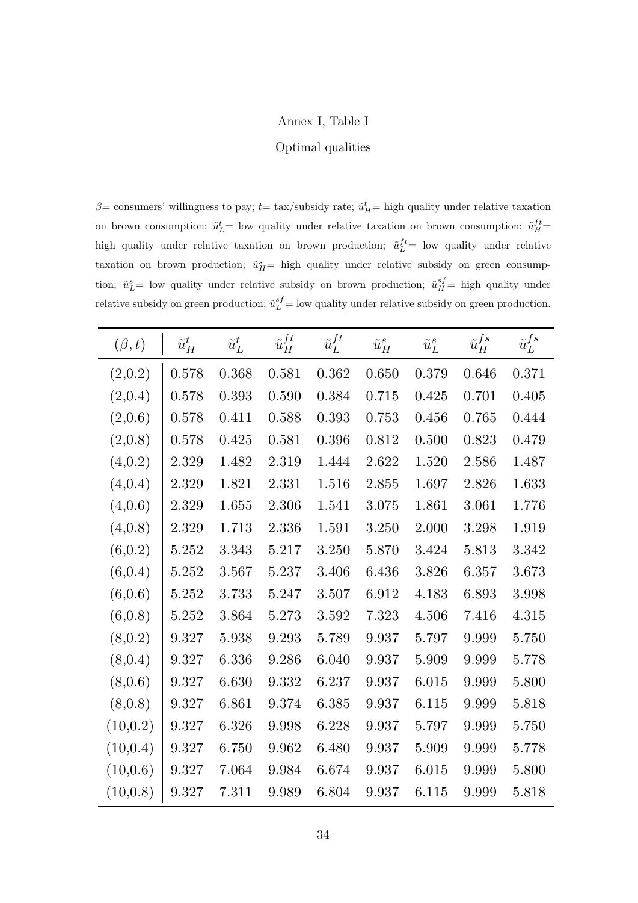Annex I, Table I

Optimal qualities

$\beta$= consumers' willingness to pay; $t$= tax/subsidy rate; $\tilde{u}_H^t$= high quality under relative taxation on brown consumption; $\tilde{u}_L^t$= low quality under relative taxation on brown consumption; $\tilde{u}_H^{ft}$= high quality under relative taxation on brown production; $\tilde{u}_L^{ft}$= low quality under relative taxation on brown production; $\tilde{u}_H^s$= high quality under relative subsidy on green consumption; $\tilde{u}_L^s$= low quality under relative subsidy on brown production; $\tilde{u}_H^{sf}$= high quality under relative subsidy on green production; $\tilde{u}_L^{sf}$= low quality under relative subsidy on green production.

| $(\beta,t)$ | $\tilde{u}_H^t$ | $\tilde{u}_L^t$ | $\tilde{u}_H^{ft}$ | $\tilde{u}_L^{ft}$ | $\tilde{u}_H^s$ | $\tilde{u}_L^s$ | $\tilde{u}_H^{fs}$ | $\tilde{u}_L^{fs}$ |
|---|---|---|---|---|---|---|---|---|
| (2,0.2) | 0.578 | 0.368 | 0.581 | 0.362 | 0.650 | 0.379 | 0.646 | 0.371 |
| (2,0.4) | 0.578 | 0.393 | 0.590 | 0.384 | 0.715 | 0.425 | 0.701 | 0.405 |
| (2,0.6) | 0.578 | 0.411 | 0.588 | 0.393 | 0.753 | 0.456 | 0.765 | 0.444 |
| (2,0.8) | 0.578 | 0.425 | 0.581 | 0.396 | 0.812 | 0.500 | 0.823 | 0.479 |
| (4,0.2) | 2.329 | 1.482 | 2.319 | 1.444 | 2.622 | 1.520 | 2.586 | 1.487 |
| (4,0.4) | 2.329 | 1.821 | 2.331 | 1.516 | 2.855 | 1.697 | 2.826 | 1.633 |
| (4,0.6) | 2.329 | 1.655 | 2.306 | 1.541 | 3.075 | 1.861 | 3.061 | 1.776 |
| (4,0.8) | 2.329 | 1.713 | 2.336 | 1.591 | 3.250 | 2.000 | 3.298 | 1.919 |
| (6,0.2) | 5.252 | 3.343 | 5.217 | 3.250 | 5.870 | 3.424 | 5.813 | 3.342 |
| (6,0.4) | 5.252 | 3.567 | 5.237 | 3.406 | 6.436 | 3.826 | 6.357 | 3.673 |
| (6,0.6) | 5.252 | 3.733 | 5.247 | 3.507 | 6.912 | 4.183 | 6.893 | 3.998 |
| (6,0.8) | 5.252 | 3.864 | 5.273 | 3.592 | 7.323 | 4.506 | 7.416 | 4.315 |
| (8,0.2) | 9.327 | 5.938 | 9.293 | 5.789 | 9.937 | 5.797 | 9.999 | 5.750 |
| (8,0.4) | 9.327 | 6.336 | 9.286 | 6.040 | 9.937 | 5.909 | 9.999 | 5.778 |
| (8,0.6) | 9.327 | 6.630 | 9.332 | 6.237 | 9.937 | 6.015 | 9.999 | 5.800 |
| (8,0.8) | 9.327 | 6.861 | 9.374 | 6.385 | 9.937 | 6.115 | 9.999 | 5.818 |
| (10,0.2) | 9.327 | 6.326 | 9.998 | 6.228 | 9.937 | 5.797 | 9.999 | 5.750 |
| (10,0.4) | 9.327 | 6.750 | 9.962 | 6.480 | 9.937 | 5.909 | 9.999 | 5.778 |
| (10,0.6) | 9.327 | 7.064 | 9.984 | 6.674 | 9.937 | 6.015 | 9.999 | 5.800 |
| (10,0.8) | 9.327 | 7.311 | 9.989 | 6.804 | 9.937 | 6.115 | 9.999 | 5.818 |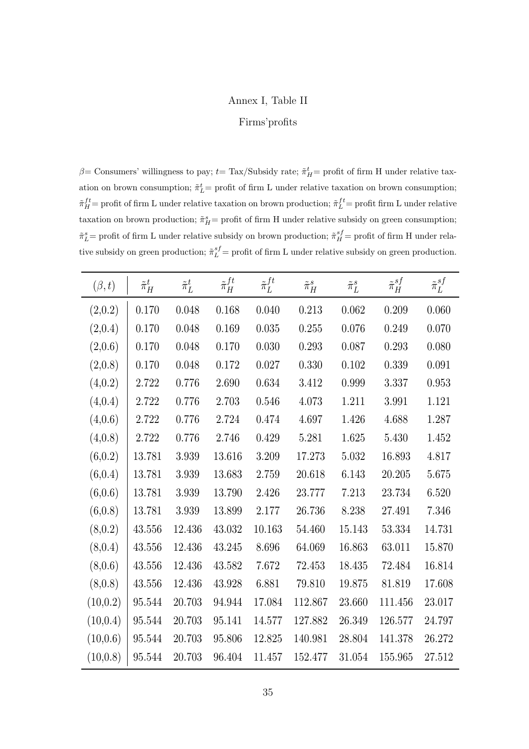Annex I, Table II

Firms'profits

$\beta$= Consumers' willingness to pay; $t$= Tax/Subsidy rate; $\tilde{\pi}_H^t$= profit of firm H under relative taxation on brown consumption; $\tilde{\pi}_L^t$= profit of firm L under relative taxation on brown consumption; $\tilde{\pi}_H^{ft}$= profit of firm L under relative taxation on brown production; $\tilde{\pi}_L^{ft}$= profit firm L under relative taxation on brown production; $\tilde{\pi}_H^s$= profit of firm H under relative subsidy on green consumption; $\tilde{\pi}_L^s$= profit of firm L under relative subsidy on brown production; $\tilde{\pi}_H^{sf}$= profit of firm H under relative subsidy on green production; $\tilde{\pi}_L^{sf}$= profit of firm L under relative subsidy on green production.

| $(\beta, t)$ | $\tilde{\pi}_H^t$ | $\tilde{\pi}_L^t$ | $\tilde{\pi}_H^{ft}$ | $\tilde{\pi}_L^{ft}$ | $\tilde{\pi}_H^s$ | $\tilde{\pi}_L^s$ | $\tilde{\pi}_H^{sf}$ | $\tilde{\pi}_L^{sf}$ |
|---|---|---|---|---|---|---|---|---|
| (2,0.2) | 0.170 | 0.048 | 0.168 | 0.040 | 0.213 | 0.062 | 0.209 | 0.060 |
| (2,0.4) | 0.170 | 0.048 | 0.169 | 0.035 | 0.255 | 0.076 | 0.249 | 0.070 |
| (2,0.6) | 0.170 | 0.048 | 0.170 | 0.030 | 0.293 | 0.087 | 0.293 | 0.080 |
| (2,0.8) | 0.170 | 0.048 | 0.172 | 0.027 | 0.330 | 0.102 | 0.339 | 0.091 |
| (4,0.2) | 2.722 | 0.776 | 2.690 | 0.634 | 3.412 | 0.999 | 3.337 | 0.953 |
| (4,0.4) | 2.722 | 0.776 | 2.703 | 0.546 | 4.073 | 1.211 | 3.991 | 1.121 |
| (4,0.6) | 2.722 | 0.776 | 2.724 | 0.474 | 4.697 | 1.426 | 4.688 | 1.287 |
| (4,0.8) | 2.722 | 0.776 | 2.746 | 0.429 | 5.281 | 1.625 | 5.430 | 1.452 |
| (6,0.2) | 13.781 | 3.939 | 13.616 | 3.209 | 17.273 | 5.032 | 16.893 | 4.817 |
| (6,0.4) | 13.781 | 3.939 | 13.683 | 2.759 | 20.618 | 6.143 | 20.205 | 5.675 |
| (6,0.6) | 13.781 | 3.939 | 13.790 | 2.426 | 23.777 | 7.213 | 23.734 | 6.520 |
| (6,0.8) | 13.781 | 3.939 | 13.899 | 2.177 | 26.736 | 8.238 | 27.491 | 7.346 |
| (8,0.2) | 43.556 | 12.436 | 43.032 | 10.163 | 54.460 | 15.143 | 53.334 | 14.731 |
| (8,0.4) | 43.556 | 12.436 | 43.245 | 8.696 | 64.069 | 16.863 | 63.011 | 15.870 |
| (8,0.6) | 43.556 | 12.436 | 43.582 | 7.672 | 72.453 | 18.435 | 72.484 | 16.814 |
| (8,0.8) | 43.556 | 12.436 | 43.928 | 6.881 | 79.810 | 19.875 | 81.819 | 17.608 |
| (10,0.2) | 95.544 | 20.703 | 94.944 | 17.084 | 112.867 | 23.660 | 111.456 | 23.017 |
| (10,0.4) | 95.544 | 20.703 | 95.141 | 14.577 | 127.882 | 26.349 | 126.577 | 24.797 |
| (10,0.6) | 95.544 | 20.703 | 95.806 | 12.825 | 140.981 | 28.804 | 141.378 | 26.272 |
| (10,0.8) | 95.544 | 20.703 | 96.404 | 11.457 | 152.477 | 31.054 | 155.965 | 27.512 |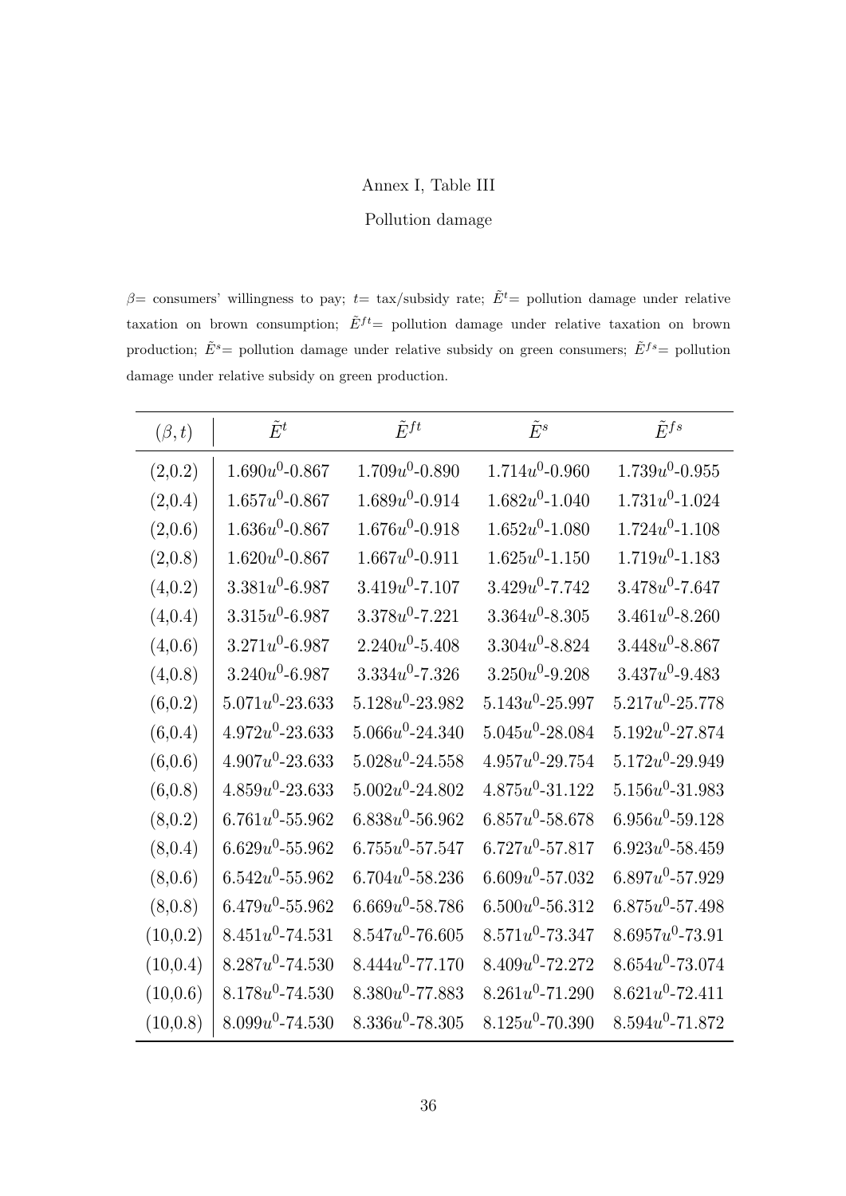Annex I, Table III

Pollution damage

$\beta$= consumers' willingness to pay; $t$= tax/subsidy rate; $\tilde{E}^t$= pollution damage under relative taxation on brown consumption; $\tilde{E}^{ft}$= pollution damage under relative taxation on brown production; $\tilde{E}^s$= pollution damage under relative subsidy on green consumers; $\tilde{E}^{fs}$= pollution damage under relative subsidy on green production.

| $(\beta, t)$ | $\tilde{E}^t$ | $\tilde{E}^{ft}$ | $\tilde{E}^s$ | $\tilde{E}^{fs}$ |
|---|---|---|---|---|
| (2,0.2) | $1.690u^0$-0.867 | $1.709u^0$-0.890 | $1.714u^0$-0.960 | $1.739u^0$-0.955 |
| (2,0.4) | $1.657u^0$-0.867 | $1.689u^0$-0.914 | $1.682u^0$-1.040 | $1.731u^0$-1.024 |
| (2,0.6) | $1.636u^0$-0.867 | $1.676u^0$-0.918 | $1.652u^0$-1.080 | $1.724u^0$-1.108 |
| (2,0.8) | $1.620u^0$-0.867 | $1.667u^0$-0.911 | $1.625u^0$-1.150 | $1.719u^0$-1.183 |
| (4,0.2) | $3.381u^0$-6.987 | $3.419u^0$-7.107 | $3.429u^0$-7.742 | $3.478u^0$-7.647 |
| (4,0.4) | $3.315u^0$-6.987 | $3.378u^0$-7.221 | $3.364u^0$-8.305 | $3.461u^0$-8.260 |
| (4,0.6) | $3.271u^0$-6.987 | $2.240u^0$-5.408 | $3.304u^0$-8.824 | $3.448u^0$-8.867 |
| (4,0.8) | $3.240u^0$-6.987 | $3.334u^0$-7.326 | $3.250u^0$-9.208 | $3.437u^0$-9.483 |
| (6,0.2) | $5.071u^0$-23.633 | $5.128u^0$-23.982 | $5.143u^0$-25.997 | $5.217u^0$-25.778 |
| (6,0.4) | $4.972u^0$-23.633 | $5.066u^0$-24.340 | $5.045u^0$-28.084 | $5.192u^0$-27.874 |
| (6,0.6) | $4.907u^0$-23.633 | $5.028u^0$-24.558 | $4.957u^0$-29.754 | $5.172u^0$-29.949 |
| (6,0.8) | $4.859u^0$-23.633 | $5.002u^0$-24.802 | $4.875u^0$-31.122 | $5.156u^0$-31.983 |
| (8,0.2) | $6.761u^0$-55.962 | $6.838u^0$-56.962 | $6.857u^0$-58.678 | $6.956u^0$-59.128 |
| (8,0.4) | $6.629u^0$-55.962 | $6.755u^0$-57.547 | $6.727u^0$-57.817 | $6.923u^0$-58.459 |
| (8,0.6) | $6.542u^0$-55.962 | $6.704u^0$-58.236 | $6.609u^0$-57.032 | $6.897u^0$-57.929 |
| (8,0.8) | $6.479u^0$-55.962 | $6.669u^0$-58.786 | $6.500u^0$-56.312 | $6.875u^0$-57.498 |
| (10,0.2) | $8.451u^0$-74.531 | $8.547u^0$-76.605 | $8.571u^0$-73.347 | $8.6957u^0$-73.91 |
| (10,0.4) | $8.287u^0$-74.530 | $8.444u^0$-77.170 | $8.409u^0$-72.272 | $8.654u^0$-73.074 |
| (10,0.6) | $8.178u^0$-74.530 | $8.380u^0$-77.883 | $8.261u^0$-71.290 | $8.621u^0$-72.411 |
| (10,0.8) | $8.099u^0$-74.530 | $8.336u^0$-78.305 | $8.125u^0$-70.390 | $8.594u^0$-71.872 |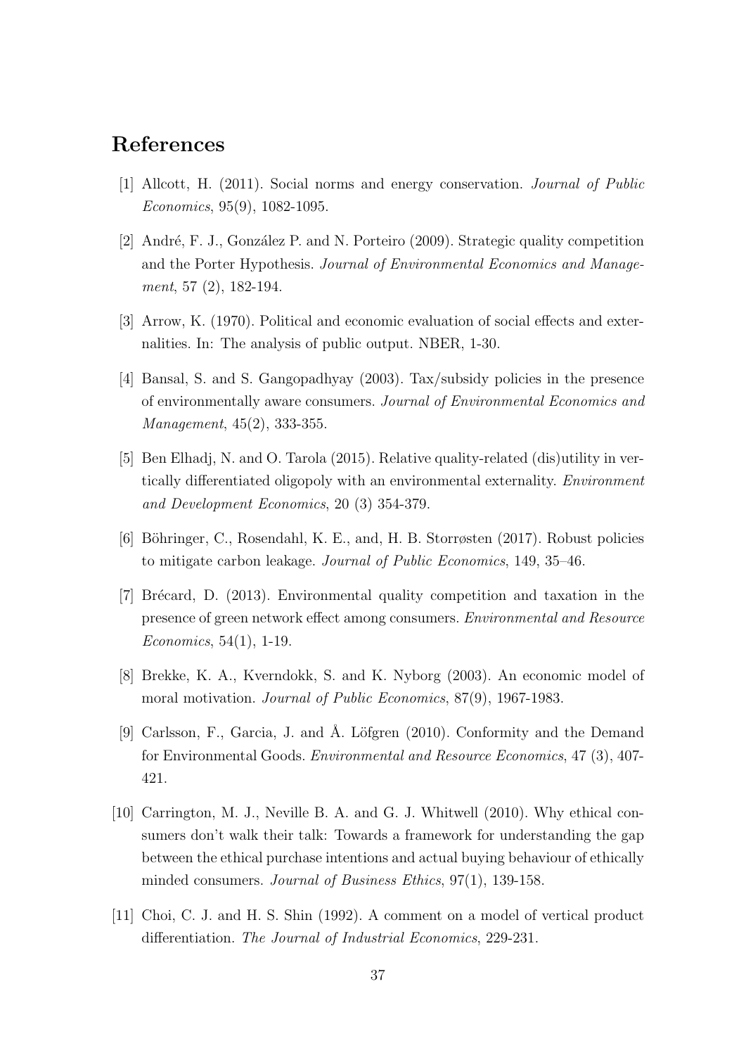# References

[1] Allcott, H. (2011). Social norms and energy conservation. *Journal of Public Economics*, 95(9), 1082-1095.

[2] André, F. J., González P. and N. Porteiro (2009). Strategic quality competition and the Porter Hypothesis. *Journal of Environmental Economics and Management*, 57 (2), 182-194.

[3] Arrow, K. (1970). Political and economic evaluation of social effects and externalities. In: The analysis of public output. NBER, 1-30.

[4] Bansal, S. and S. Gangopadhyay (2003). Tax/subsidy policies in the presence of environmentally aware consumers. *Journal of Environmental Economics and Management*, 45(2), 333-355.

[5] Ben Elhadj, N. and O. Tarola (2015). Relative quality-related (dis)utility in vertically differentiated oligopoly with an environmental externality. *Environment and Development Economics*, 20 (3) 354-379.

[6] Böhringer, C., Rosendahl, K. E., and, H. B. Storrøsten (2017). Robust policies to mitigate carbon leakage. *Journal of Public Economics*, 149, 35–46.

[7] Brécard, D. (2013). Environmental quality competition and taxation in the presence of green network effect among consumers. *Environmental and Resource Economics*, 54(1), 1-19.

[8] Brekke, K. A., Kverndokk, S. and K. Nyborg (2003). An economic model of moral motivation. *Journal of Public Economics*, 87(9), 1967-1983.

[9] Carlsson, F., Garcia, J. and Å. Löfgren (2010). Conformity and the Demand for Environmental Goods. *Environmental and Resource Economics*, 47 (3), 407-421.

[10] Carrington, M. J., Neville B. A. and G. J. Whitwell (2010). Why ethical consumers don't walk their talk: Towards a framework for understanding the gap between the ethical purchase intentions and actual buying behaviour of ethically minded consumers. *Journal of Business Ethics*, 97(1), 139-158.

[11] Choi, C. J. and H. S. Shin (1992). A comment on a model of vertical product differentiation. *The Journal of Industrial Economics*, 229-231.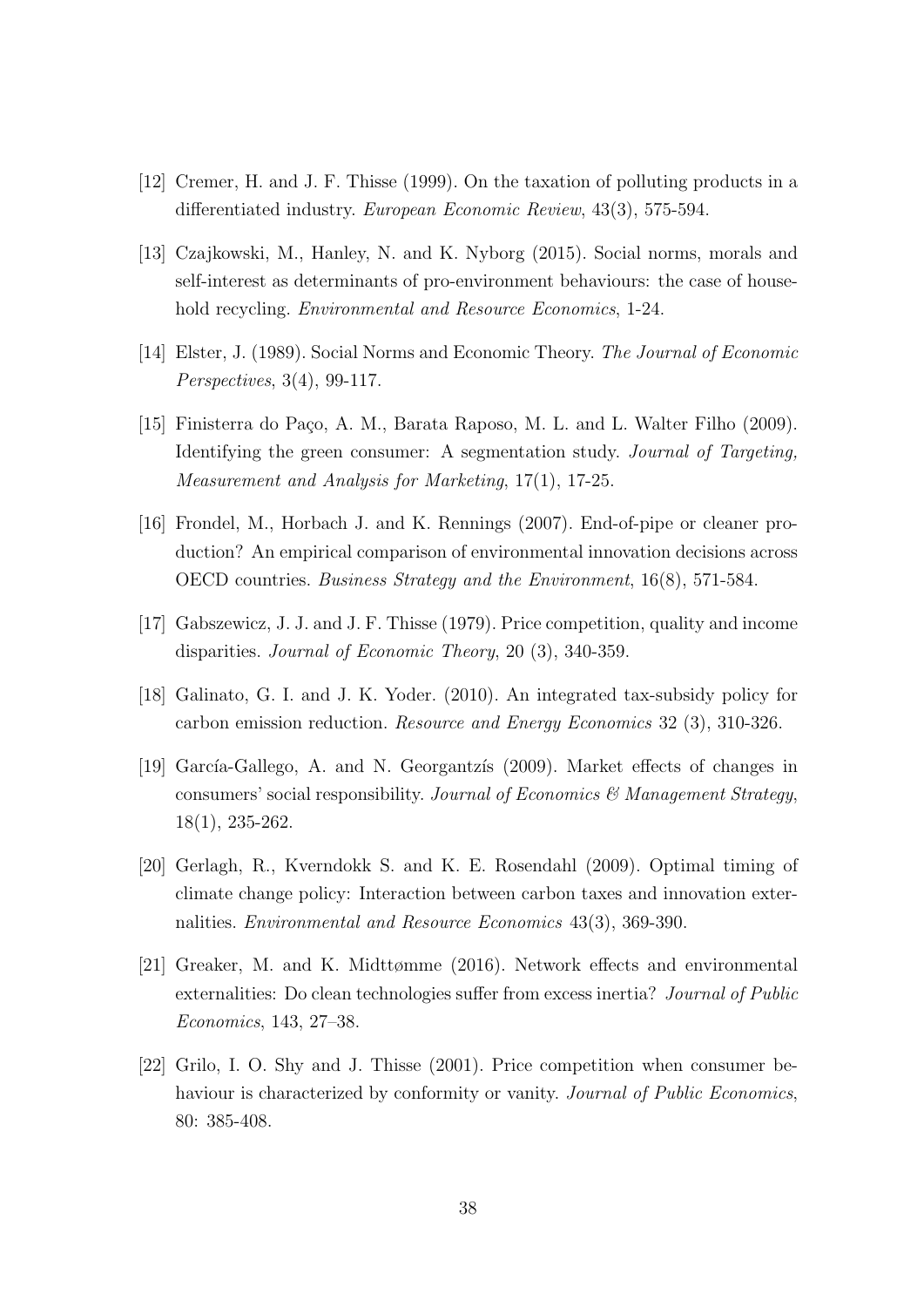[12] Cremer, H. and J. F. Thisse (1999). On the taxation of polluting products in a differentiated industry. *European Economic Review*, 43(3), 575-594.

[13] Czajkowski, M., Hanley, N. and K. Nyborg (2015). Social norms, morals and self-interest as determinants of pro-environment behaviours: the case of household recycling. *Environmental and Resource Economics*, 1-24.

[14] Elster, J. (1989). Social Norms and Economic Theory. *The Journal of Economic Perspectives*, 3(4), 99-117.

[15] Finisterra do Paço, A. M., Barata Raposo, M. L. and L. Walter Filho (2009). Identifying the green consumer: A segmentation study. *Journal of Targeting, Measurement and Analysis for Marketing*, 17(1), 17-25.

[16] Frondel, M., Horbach J. and K. Rennings (2007). End-of-pipe or cleaner production? An empirical comparison of environmental innovation decisions across OECD countries. *Business Strategy and the Environment*, 16(8), 571-584.

[17] Gabszewicz, J. J. and J. F. Thisse (1979). Price competition, quality and income disparities. *Journal of Economic Theory*, 20 (3), 340-359.

[18] Galinato, G. I. and J. K. Yoder. (2010). An integrated tax-subsidy policy for carbon emission reduction. *Resource and Energy Economics* 32 (3), 310-326.

[19] García-Gallego, A. and N. Georgantzís (2009). Market effects of changes in consumers' social responsibility. *Journal of Economics & Management Strategy*, 18(1), 235-262.

[20] Gerlagh, R., Kverndokk S. and K. E. Rosendahl (2009). Optimal timing of climate change policy: Interaction between carbon taxes and innovation externalities. *Environmental and Resource Economics* 43(3), 369-390.

[21] Greaker, M. and K. Midttømme (2016). Network effects and environmental externalities: Do clean technologies suffer from excess inertia? *Journal of Public Economics*, 143, 27–38.

[22] Grilo, I. O. Shy and J. Thisse (2001). Price competition when consumer behaviour is characterized by conformity or vanity. *Journal of Public Economics*, 80: 385-408.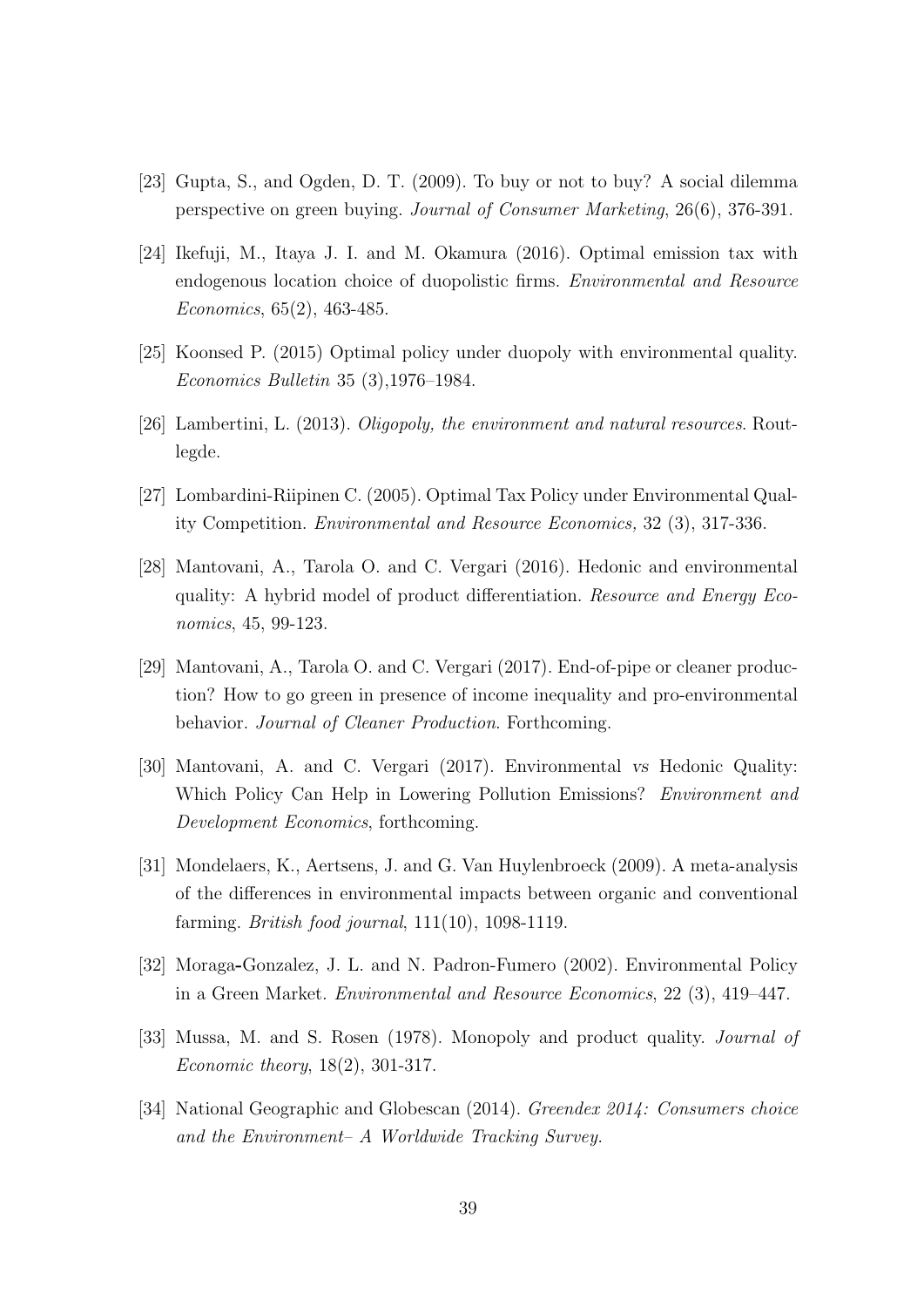[23] Gupta, S., and Ogden, D. T. (2009). To buy or not to buy? A social dilemma perspective on green buying. *Journal of Consumer Marketing*, 26(6), 376-391.

[24] Ikefuji, M., Itaya J. I. and M. Okamura (2016). Optimal emission tax with endogenous location choice of duopolistic firms. *Environmental and Resource Economics*, 65(2), 463-485.

[25] Koonsed P. (2015) Optimal policy under duopoly with environmental quality. *Economics Bulletin* 35 (3),1976–1984.

[26] Lambertini, L. (2013). *Oligopoly, the environment and natural resources*. Routlegde.

[27] Lombardini-Riipinen C. (2005). Optimal Tax Policy under Environmental Quality Competition. *Environmental and Resource Economics,* 32 (3), 317-336.

[28] Mantovani, A., Tarola O. and C. Vergari (2016). Hedonic and environmental quality: A hybrid model of product differentiation. *Resource and Energy Economics*, 45, 99-123.

[29] Mantovani, A., Tarola O. and C. Vergari (2017). End-of-pipe or cleaner production? How to go green in presence of income inequality and pro-environmental behavior. *Journal of Cleaner Production*. Forthcoming.

[30] Mantovani, A. and C. Vergari (2017). Environmental *vs* Hedonic Quality: Which Policy Can Help in Lowering Pollution Emissions? *Environment and Development Economics*, forthcoming.

[31] Mondelaers, K., Aertsens, J. and G. Van Huylenbroeck (2009). A meta-analysis of the differences in environmental impacts between organic and conventional farming. *British food journal*, 111(10), 1098-1119.

[32] Moraga-Gonzalez, J. L. and N. Padron-Fumero (2002). Environmental Policy in a Green Market. *Environmental and Resource Economics*, 22 (3), 419–447.

[33] Mussa, M. and S. Rosen (1978). Monopoly and product quality. *Journal of Economic theory*, 18(2), 301-317.

[34] National Geographic and Globescan (2014). *Greendex 2014: Consumers choice and the Environment– A Worldwide Tracking Survey.*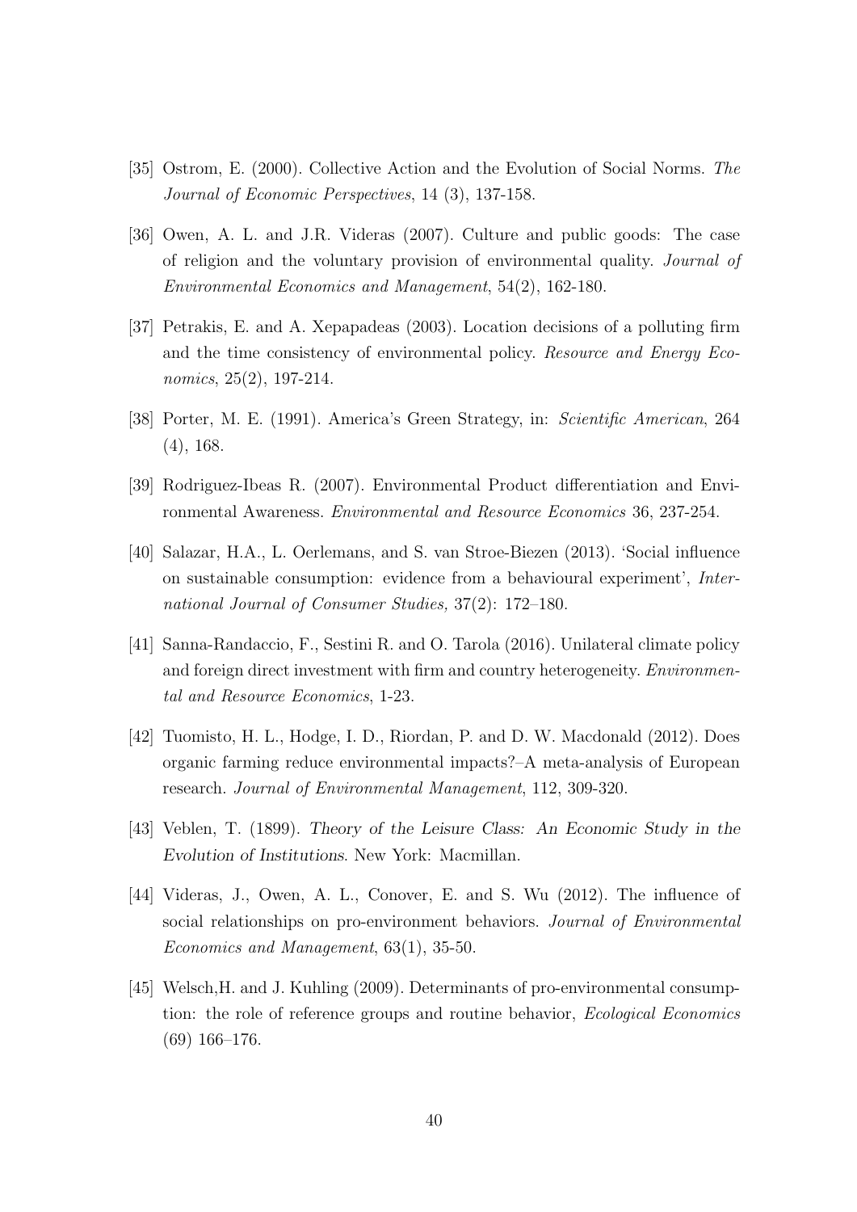[35] Ostrom, E. (2000). Collective Action and the Evolution of Social Norms. *The Journal of Economic Perspectives*, 14 (3), 137-158.

[36] Owen, A. L. and J.R. Videras (2007). Culture and public goods: The case of religion and the voluntary provision of environmental quality. *Journal of Environmental Economics and Management*, 54(2), 162-180.

[37] Petrakis, E. and A. Xepapadeas (2003). Location decisions of a polluting firm and the time consistency of environmental policy. *Resource and Energy Economics*, 25(2), 197-214.

[38] Porter, M. E. (1991). America's Green Strategy, in: *Scientific American*, 264 (4), 168.

[39] Rodriguez-Ibeas R. (2007). Environmental Product differentiation and Environmental Awareness. *Environmental and Resource Economics* 36, 237-254.

[40] Salazar, H.A., L. Oerlemans, and S. van Stroe-Biezen (2013). 'Social influence on sustainable consumption: evidence from a behavioural experiment', *International Journal of Consumer Studies,* 37(2): 172–180.

[41] Sanna-Randaccio, F., Sestini R. and O. Tarola (2016). Unilateral climate policy and foreign direct investment with firm and country heterogeneity. *Environmental and Resource Economics*, 1-23.

[42] Tuomisto, H. L., Hodge, I. D., Riordan, P. and D. W. Macdonald (2012). Does organic farming reduce environmental impacts?–A meta-analysis of European research. *Journal of Environmental Management*, 112, 309-320.

[43] Veblen, T. (1899). *Theory of the Leisure Class: An Economic Study in the Evolution of Institutions*. New York: Macmillan.

[44] Videras, J., Owen, A. L., Conover, E. and S. Wu (2012). The influence of social relationships on pro-environment behaviors. *Journal of Environmental Economics and Management*, 63(1), 35-50.

[45] Welsch,H. and J. Kuhling (2009). Determinants of pro-environmental consumption: the role of reference groups and routine behavior, *Ecological Economics* (69) 166–176.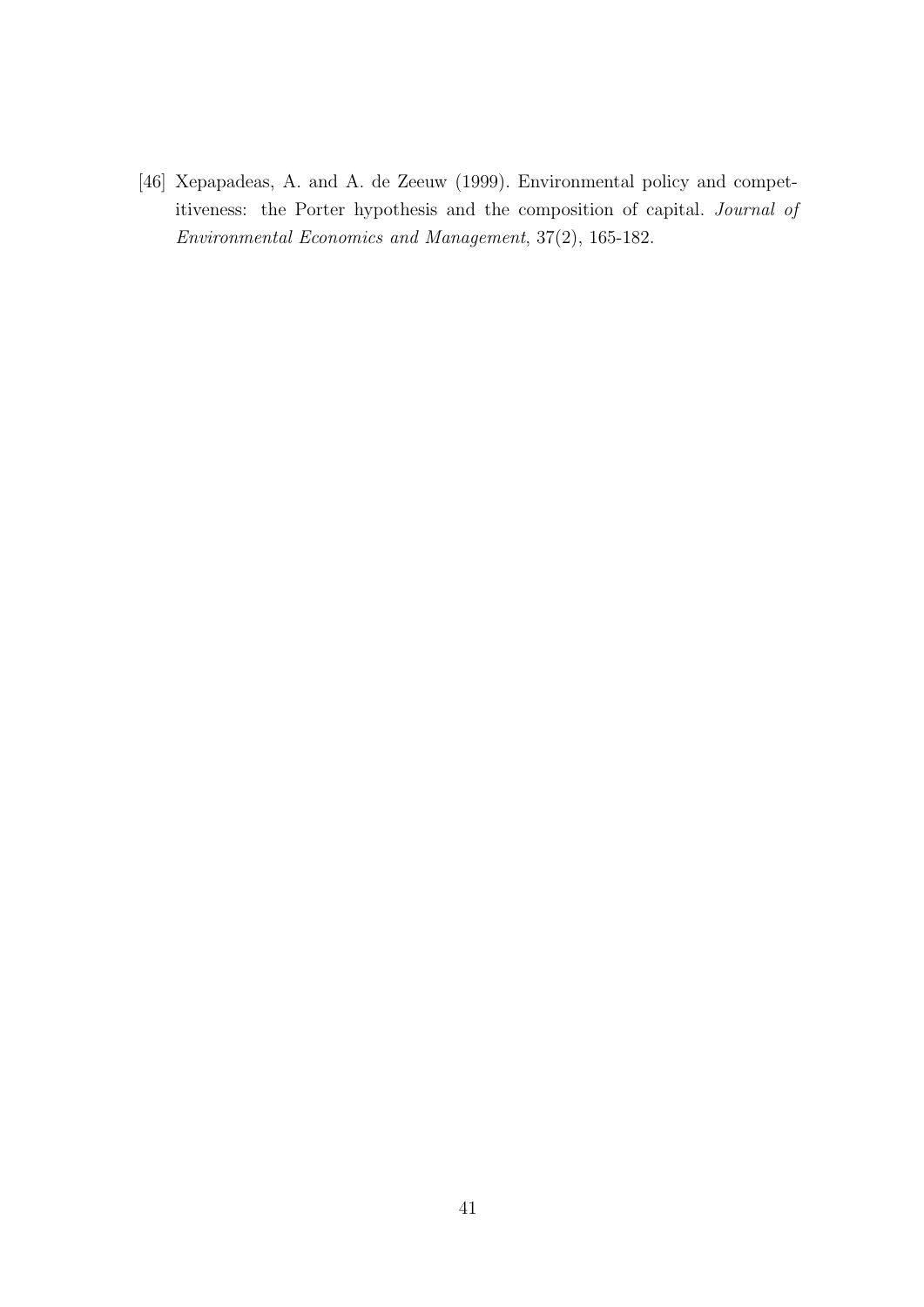[46] Xepapadeas, A. and A. de Zeeuw (1999). Environmental policy and competitiveness: the Porter hypothesis and the composition of capital. *Journal of Environmental Economics and Management*, 37(2), 165-182.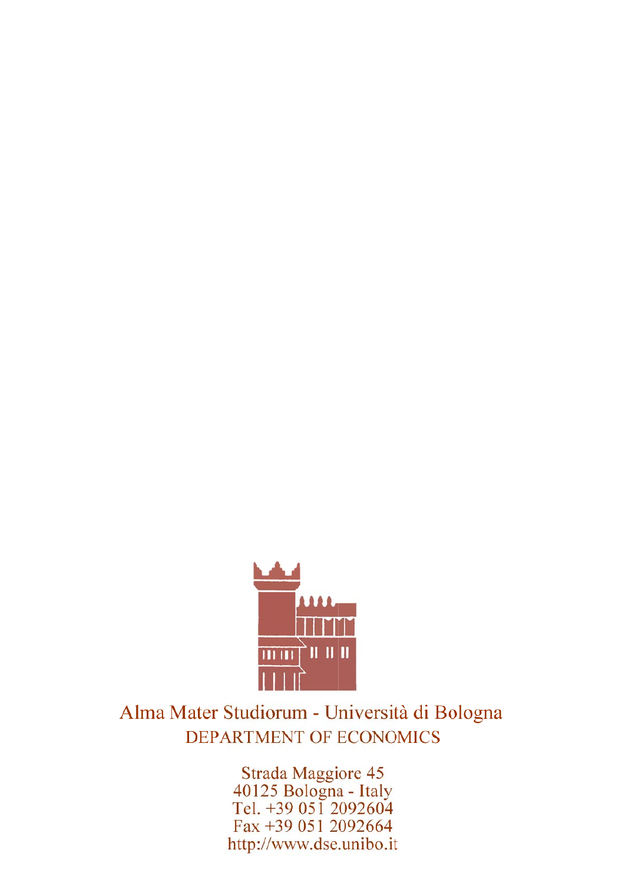Alma Mater Studiorum - Università di Bologna

DEPARTMENT OF ECONOMICS

Strada Maggiore 45
40125 Bologna - Italy
Tel. +39 051 2092604
Fax +39 051 2092664
http://www.dse.unibo.it